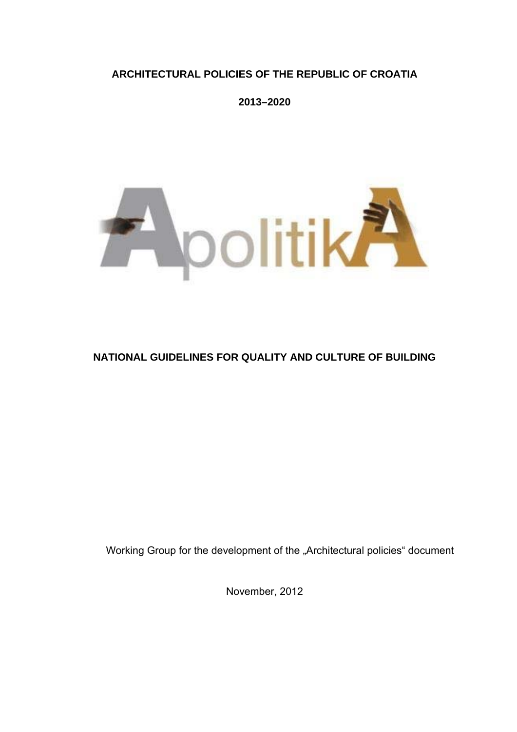# ARCHITECTURAL POLICIES OF THE REPUBLIC OF CROATIA

**2013–2020**

ApolitikA

## NATIONAL GUIDELINES FOR QUALITY AND CULTURE OF BUILDING

Working Group for the development of the „Architectural policies“ document

November, 2012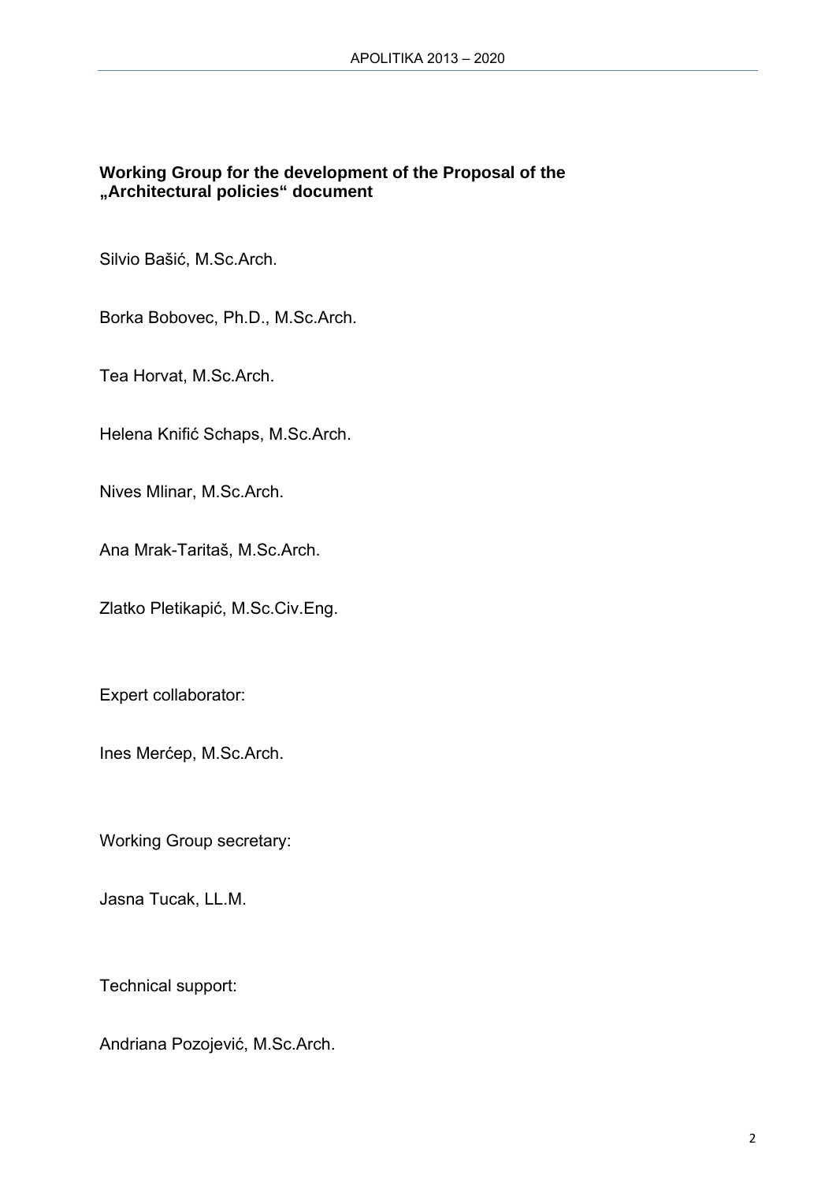**Working Group for the development of the Proposal of the „Architectural policies" document**

Silvio Bašić, M.Sc.Arch.

Borka Bobovec, Ph.D., M.Sc.Arch.

Tea Horvat, M.Sc.Arch.

Helena Knifić Schaps, M.Sc.Arch.

Nives Mlinar, M.Sc.Arch.

Ana Mrak-Taritaš, M.Sc.Arch.

Zlatko Pletikapić, M.Sc.Civ.Eng.

Expert collaborator:

Ines Merćep, M.Sc.Arch.

Working Group secretary:

Jasna Tucak, LL.M.

Technical support:

Andriana Pozojević, M.Sc.Arch.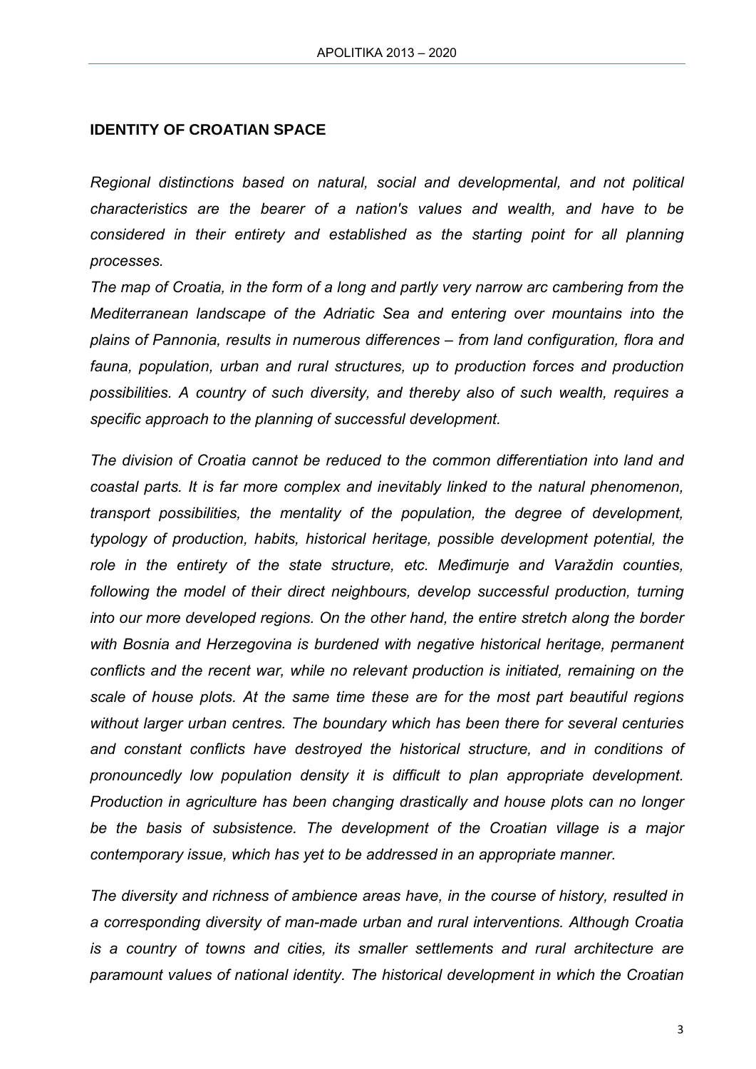## IDENTITY OF CROATIAN SPACE

*Regional distinctions based on natural, social and developmental, and not political characteristics are the bearer of a nation's values and wealth, and have to be considered in their entirety and established as the starting point for all planning processes.*

*The map of Croatia, in the form of a long and partly very narrow arc cambering from the Mediterranean landscape of the Adriatic Sea and entering over mountains into the plains of Pannonia, results in numerous differences – from land configuration, flora and fauna, population, urban and rural structures, up to production forces and production possibilities. A country of such diversity, and thereby also of such wealth, requires a specific approach to the planning of successful development.*

*The division of Croatia cannot be reduced to the common differentiation into land and coastal parts. It is far more complex and inevitably linked to the natural phenomenon, transport possibilities, the mentality of the population, the degree of development, typology of production, habits, historical heritage, possible development potential, the role in the entirety of the state structure, etc. Međimurje and Varaždin counties, following the model of their direct neighbours, develop successful production, turning into our more developed regions. On the other hand, the entire stretch along the border with Bosnia and Herzegovina is burdened with negative historical heritage, permanent conflicts and the recent war, while no relevant production is initiated, remaining on the scale of house plots. At the same time these are for the most part beautiful regions without larger urban centres. The boundary which has been there for several centuries and constant conflicts have destroyed the historical structure, and in conditions of pronouncedly low population density it is difficult to plan appropriate development. Production in agriculture has been changing drastically and house plots can no longer be the basis of subsistence. The development of the Croatian village is a major contemporary issue, which has yet to be addressed in an appropriate manner.*

*The diversity and richness of ambience areas have, in the course of history, resulted in a corresponding diversity of man-made urban and rural interventions. Although Croatia is a country of towns and cities, its smaller settlements and rural architecture are paramount values of national identity. The historical development in which the Croatian*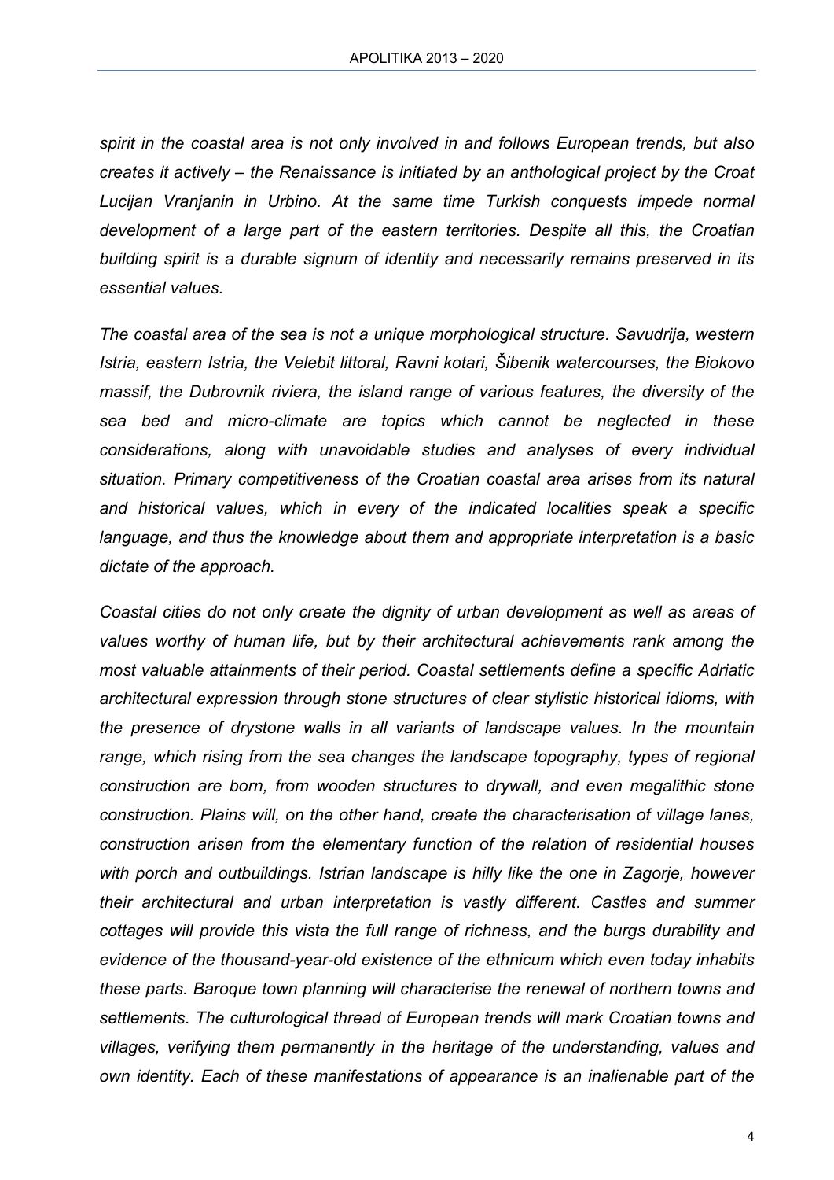*spirit in the coastal area is not only involved in and follows European trends, but also creates it actively – the Renaissance is initiated by an anthological project by the Croat Lucijan Vranjanin in Urbino. At the same time Turkish conquests impede normal development of a large part of the eastern territories. Despite all this, the Croatian building spirit is a durable signum of identity and necessarily remains preserved in its essential values.*

*The coastal area of the sea is not a unique morphological structure. Savudrija, western Istria, eastern Istria, the Velebit littoral, Ravni kotari, Šibenik watercourses, the Biokovo massif, the Dubrovnik riviera, the island range of various features, the diversity of the sea bed and micro-climate are topics which cannot be neglected in these considerations, along with unavoidable studies and analyses of every individual situation. Primary competitiveness of the Croatian coastal area arises from its natural and historical values, which in every of the indicated localities speak a specific language, and thus the knowledge about them and appropriate interpretation is a basic dictate of the approach.*

*Coastal cities do not only create the dignity of urban development as well as areas of values worthy of human life, but by their architectural achievements rank among the most valuable attainments of their period. Coastal settlements define a specific Adriatic architectural expression through stone structures of clear stylistic historical idioms, with the presence of drystone walls in all variants of landscape values. In the mountain range, which rising from the sea changes the landscape topography, types of regional construction are born, from wooden structures to drywall, and even megalithic stone construction. Plains will, on the other hand, create the characterisation of village lanes, construction arisen from the elementary function of the relation of residential houses with porch and outbuildings. Istrian landscape is hilly like the one in Zagorje, however their architectural and urban interpretation is vastly different. Castles and summer cottages will provide this vista the full range of richness, and the burgs durability and evidence of the thousand-year-old existence of the ethnicum which even today inhabits these parts. Baroque town planning will characterise the renewal of northern towns and settlements. The culturological thread of European trends will mark Croatian towns and villages, verifying them permanently in the heritage of the understanding, values and own identity. Each of these manifestations of appearance is an inalienable part of the*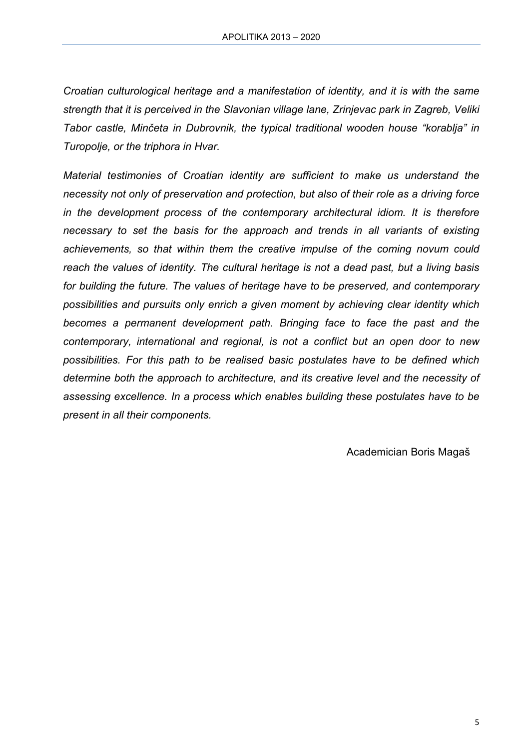*Croatian culturological heritage and a manifestation of identity, and it is with the same strength that it is perceived in the Slavonian village lane, Zrinjevac park in Zagreb, Veliki Tabor castle, Minčeta in Dubrovnik, the typical traditional wooden house "korablja" in Turopolje, or the triphora in Hvar.*

*Material testimonies of Croatian identity are sufficient to make us understand the necessity not only of preservation and protection, but also of their role as a driving force in the development process of the contemporary architectural idiom. It is therefore necessary to set the basis for the approach and trends in all variants of existing achievements, so that within them the creative impulse of the coming novum could reach the values of identity. The cultural heritage is not a dead past, but a living basis for building the future. The values of heritage have to be preserved, and contemporary possibilities and pursuits only enrich a given moment by achieving clear identity which becomes a permanent development path. Bringing face to face the past and the contemporary, international and regional, is not a conflict but an open door to new possibilities. For this path to be realised basic postulates have to be defined which determine both the approach to architecture, and its creative level and the necessity of assessing excellence. In a process which enables building these postulates have to be present in all their components.*

Academician Boris Magaš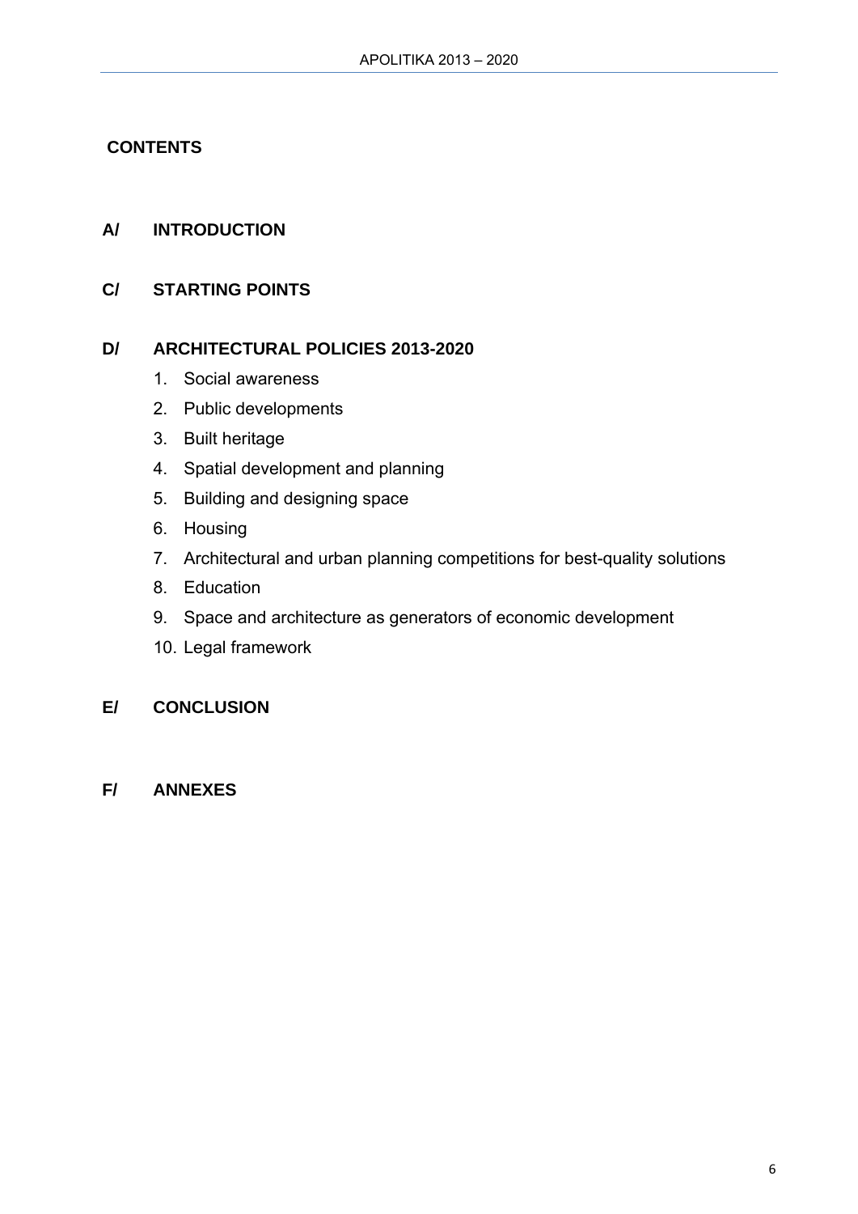## CONTENTS

**A/ INTRODUCTION**

**C/ STARTING POINTS**

**D/ ARCHITECTURAL POLICIES 2013-2020**

1. Social awareness
2. Public developments
3. Built heritage
4. Spatial development and planning
5. Building and designing space
6. Housing
7. Architectural and urban planning competitions for best-quality solutions
8. Education
9. Space and architecture as generators of economic development
10. Legal framework

**E/ CONCLUSION**

**F/ ANNEXES**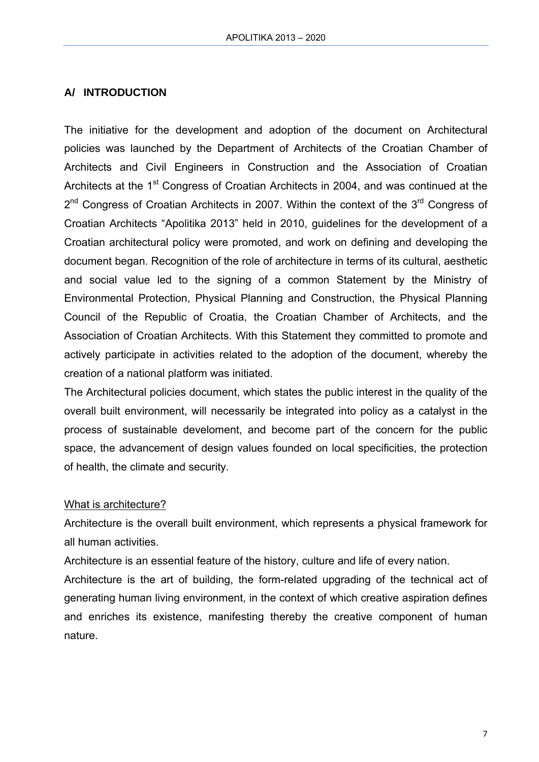## A/ INTRODUCTION

The initiative for the development and adoption of the document on Architectural policies was launched by the Department of Architects of the Croatian Chamber of Architects and Civil Engineers in Construction and the Association of Croatian Architects at the 1st Congress of Croatian Architects in 2004, and was continued at the 2nd Congress of Croatian Architects in 2007. Within the context of the 3rd Congress of Croatian Architects "Apolitika 2013" held in 2010, guidelines for the development of a Croatian architectural policy were promoted, and work on defining and developing the document began. Recognition of the role of architecture in terms of its cultural, aesthetic and social value led to the signing of a common Statement by the Ministry of Environmental Protection, Physical Planning and Construction, the Physical Planning Council of the Republic of Croatia, the Croatian Chamber of Architects, and the Association of Croatian Architects. With this Statement they committed to promote and actively participate in activities related to the adoption of the document, whereby the creation of a national platform was initiated.

The Architectural policies document, which states the public interest in the quality of the overall built environment, will necessarily be integrated into policy as a catalyst in the process of sustainable develoment, and become part of the concern for the public space, the advancement of design values founded on local specificities, the protection of health, the climate and security.

<u>What is architecture?</u>

Architecture is the overall built environment, which represents a physical framework for all human activities.

Architecture is an essential feature of the history, culture and life of every nation.

Architecture is the art of building, the form-related upgrading of the technical act of generating human living environment, in the context of which creative aspiration defines and enriches its existence, manifesting thereby the creative component of human nature.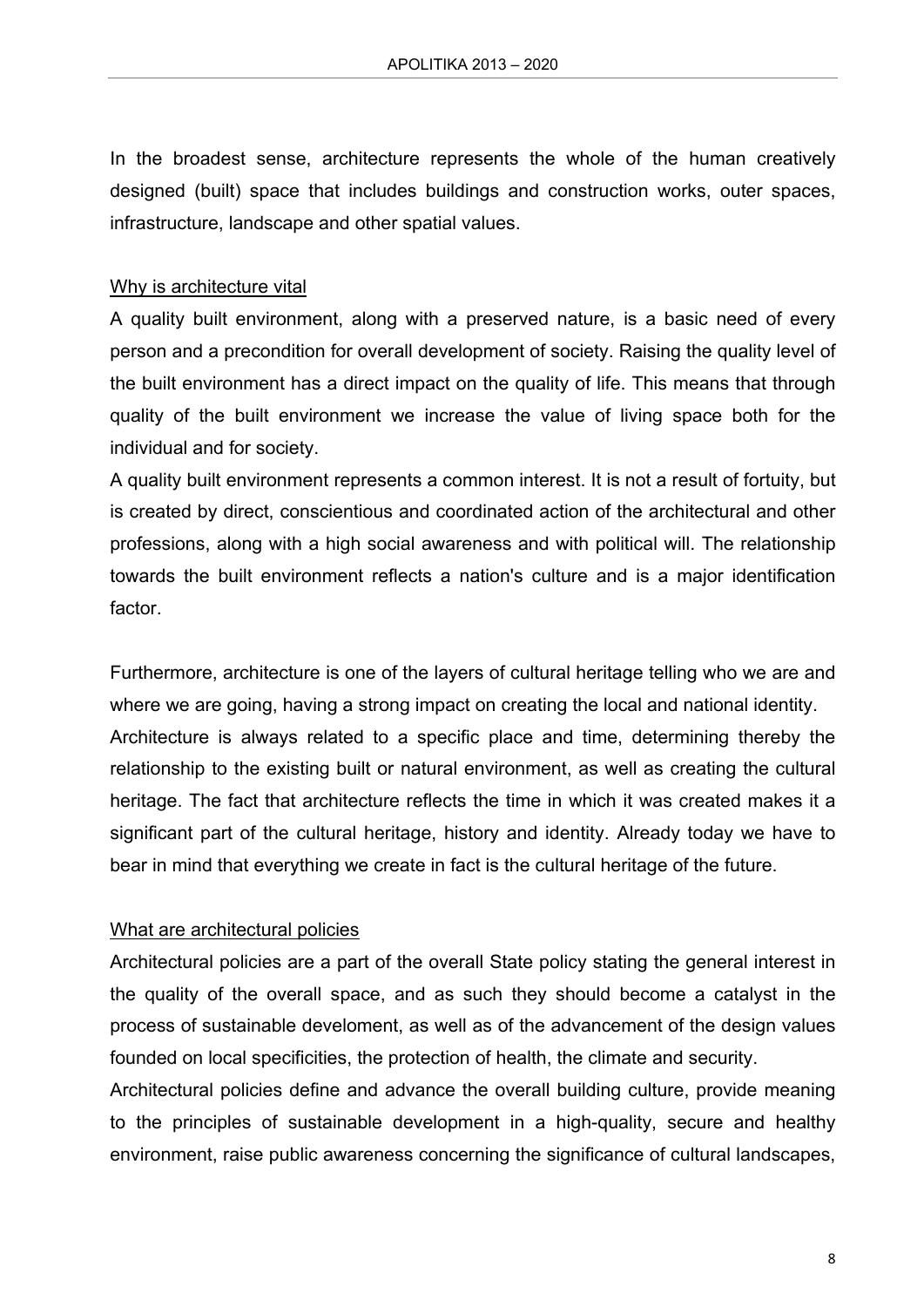In the broadest sense, architecture represents the whole of the human creatively designed (built) space that includes buildings and construction works, outer spaces, infrastructure, landscape and other spatial values.

## Why is architecture vital

A quality built environment, along with a preserved nature, is a basic need of every person and a precondition for overall development of society. Raising the quality level of the built environment has a direct impact on the quality of life. This means that through quality of the built environment we increase the value of living space both for the individual and for society.

A quality built environment represents a common interest. It is not a result of fortuity, but is created by direct, conscientious and coordinated action of the architectural and other professions, along with a high social awareness and with political will. The relationship towards the built environment reflects a nation's culture and is a major identification factor.

Furthermore, architecture is one of the layers of cultural heritage telling who we are and where we are going, having a strong impact on creating the local and national identity. Architecture is always related to a specific place and time, determining thereby the relationship to the existing built or natural environment, as well as creating the cultural heritage. The fact that architecture reflects the time in which it was created makes it a significant part of the cultural heritage, history and identity. Already today we have to bear in mind that everything we create in fact is the cultural heritage of the future.

## What are architectural policies

Architectural policies are a part of the overall State policy stating the general interest in the quality of the overall space, and as such they should become a catalyst in the process of sustainable develoment, as well as of the advancement of the design values founded on local specificities, the protection of health, the climate and security.

Architectural policies define and advance the overall building culture, provide meaning to the principles of sustainable development in a high-quality, secure and healthy environment, raise public awareness concerning the significance of cultural landscapes,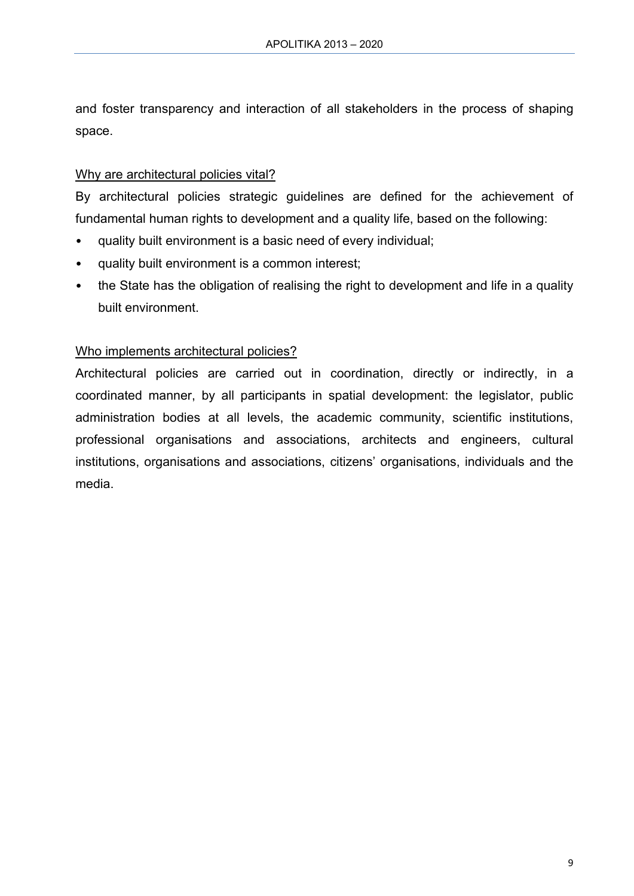and foster transparency and interaction of all stakeholders in the process of shaping space.

Why are architectural policies vital?

By architectural policies strategic guidelines are defined for the achievement of fundamental human rights to development and a quality life, based on the following:

- quality built environment is a basic need of every individual;
- quality built environment is a common interest;
- the State has the obligation of realising the right to development and life in a quality built environment.

Who implements architectural policies?

Architectural policies are carried out in coordination, directly or indirectly, in a coordinated manner, by all participants in spatial development: the legislator, public administration bodies at all levels, the academic community, scientific institutions, professional organisations and associations, architects and engineers, cultural institutions, organisations and associations, citizens' organisations, individuals and the media.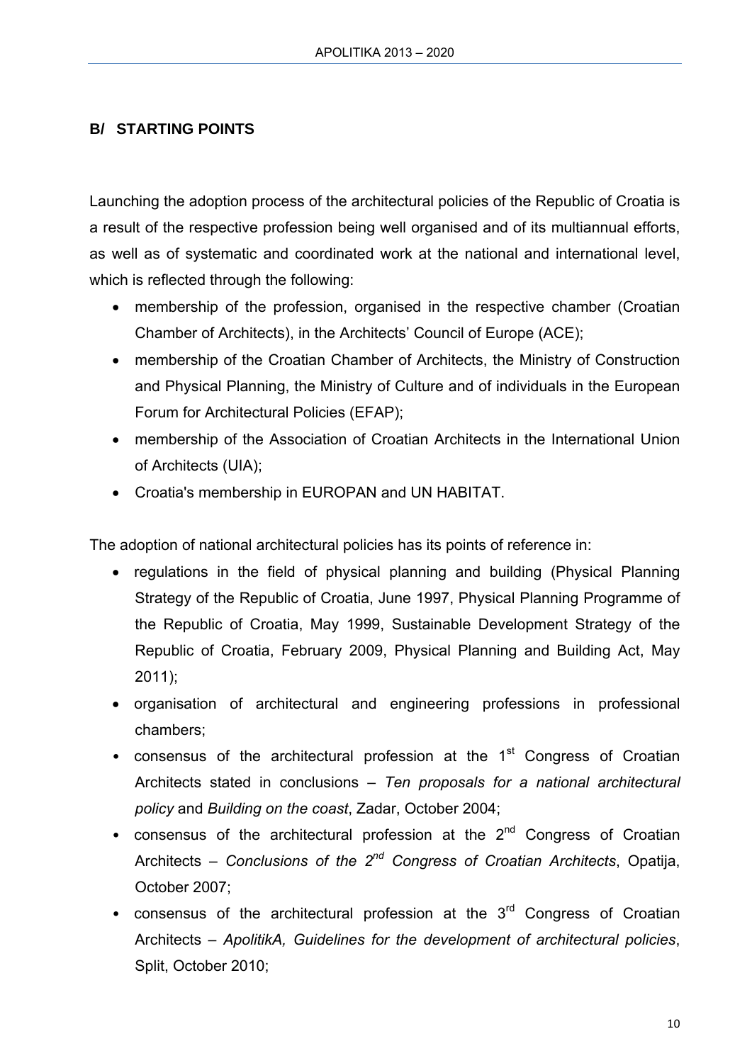## B/ STARTING POINTS

Launching the adoption process of the architectural policies of the Republic of Croatia is a result of the respective profession being well organised and of its multiannual efforts, as well as of systematic and coordinated work at the national and international level, which is reflected through the following:

- membership of the profession, organised in the respective chamber (Croatian Chamber of Architects), in the Architects' Council of Europe (ACE);
- membership of the Croatian Chamber of Architects, the Ministry of Construction and Physical Planning, the Ministry of Culture and of individuals in the European Forum for Architectural Policies (EFAP);
- membership of the Association of Croatian Architects in the International Union of Architects (UIA);
- Croatia's membership in EUROPAN and UN HABITAT.

The adoption of national architectural policies has its points of reference in:

- regulations in the field of physical planning and building (Physical Planning Strategy of the Republic of Croatia, June 1997, Physical Planning Programme of the Republic of Croatia, May 1999, Sustainable Development Strategy of the Republic of Croatia, February 2009, Physical Planning and Building Act, May 2011);
- organisation of architectural and engineering professions in professional chambers;
- consensus of the architectural profession at the 1st Congress of Croatian Architects stated in conclusions – *Ten proposals for a national architectural policy* and *Building on the coast*, Zadar, October 2004;
- consensus of the architectural profession at the 2nd Congress of Croatian Architects – *Conclusions of the 2nd Congress of Croatian Architects*, Opatija, October 2007;
- consensus of the architectural profession at the 3rd Congress of Croatian Architects – *ApolitikA, Guidelines for the development of architectural policies*, Split, October 2010;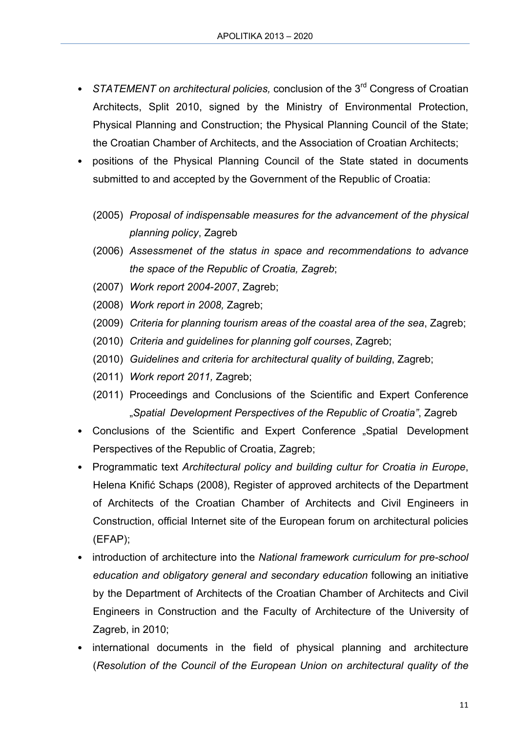- *STATEMENT on architectural policies,* conclusion of the 3rd Congress of Croatian Architects, Split 2010, signed by the Ministry of Environmental Protection, Physical Planning and Construction; the Physical Planning Council of the State; the Croatian Chamber of Architects, and the Association of Croatian Architects;
- positions of the Physical Planning Council of the State stated in documents submitted to and accepted by the Government of the Republic of Croatia:

  (2005) *Proposal of indispensable measures for the advancement of the physical planning policy*, Zagreb

  (2006) *Assessmenet of the status in space and recommendations to advance the space of the Republic of Croatia, Zagreb*;

  (2007) *Work report 2004-2007*, Zagreb;

  (2008) *Work report in 2008,* Zagreb;

  (2009) *Criteria for planning tourism areas of the coastal area of the sea*, Zagreb;

  (2010) *Criteria and guidelines for planning golf courses*, Zagreb;

  (2010) *Guidelines and criteria for architectural quality of building*, Zagreb;

  (2011) *Work report 2011,* Zagreb;

  (2011) Proceedings and Conclusions of the Scientific and Expert Conference „*Spatial Development Perspectives of the Republic of Croatia"*, Zagreb
- Conclusions of the Scientific and Expert Conference „Spatial Development Perspectives of the Republic of Croatia, Zagreb;
- Programmatic text *Architectural policy and building cultur for Croatia in Europe*, Helena Knifić Schaps (2008), Register of approved architects of the Department of Architects of the Croatian Chamber of Architects and Civil Engineers in Construction, official Internet site of the European forum on architectural policies (EFAP);
- introduction of architecture into the *National framework curriculum for pre-school education and obligatory general and secondary education* following an initiative by the Department of Architects of the Croatian Chamber of Architects and Civil Engineers in Construction and the Faculty of Architecture of the University of Zagreb, in 2010;
- international documents in the field of physical planning and architecture (*Resolution of the Council of the European Union on architectural quality of the*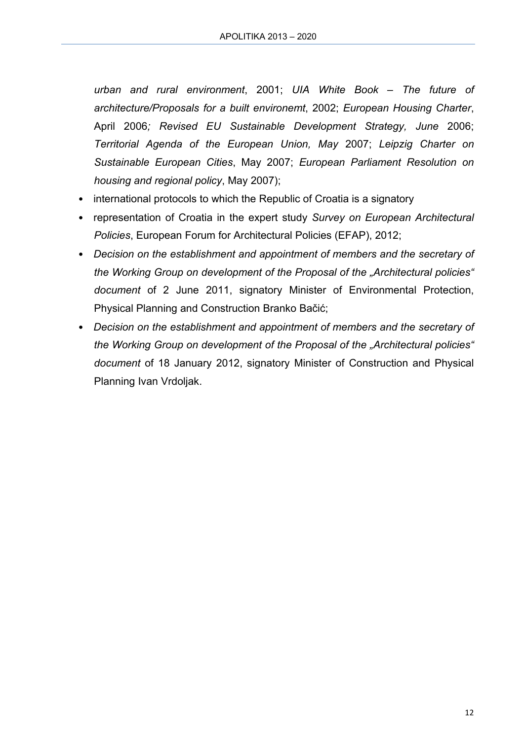*urban and rural environment*, 2001; *UIA White Book – The future of architecture/Proposals for a built environemt*, 2002; *European Housing Charter*, April 2006*; Revised EU Sustainable Development Strategy, June* 2006; *Territorial Agenda of the European Union, May* 2007; *Leipzig Charter on Sustainable European Cities*, May 2007; *European Parliament Resolution on housing and regional policy*, May 2007);

- international protocols to which the Republic of Croatia is a signatory
- representation of Croatia in the expert study *Survey on European Architectural Policies*, European Forum for Architectural Policies (EFAP), 2012;
- *Decision on the establishment and appointment of members and the secretary of the Working Group on development of the Proposal of the „Architectural policies" document* of 2 June 2011, signatory Minister of Environmental Protection, Physical Planning and Construction Branko Bačić;
- *Decision on the establishment and appointment of members and the secretary of the Working Group on development of the Proposal of the „Architectural policies" document* of 18 January 2012, signatory Minister of Construction and Physical Planning Ivan Vrdoljak.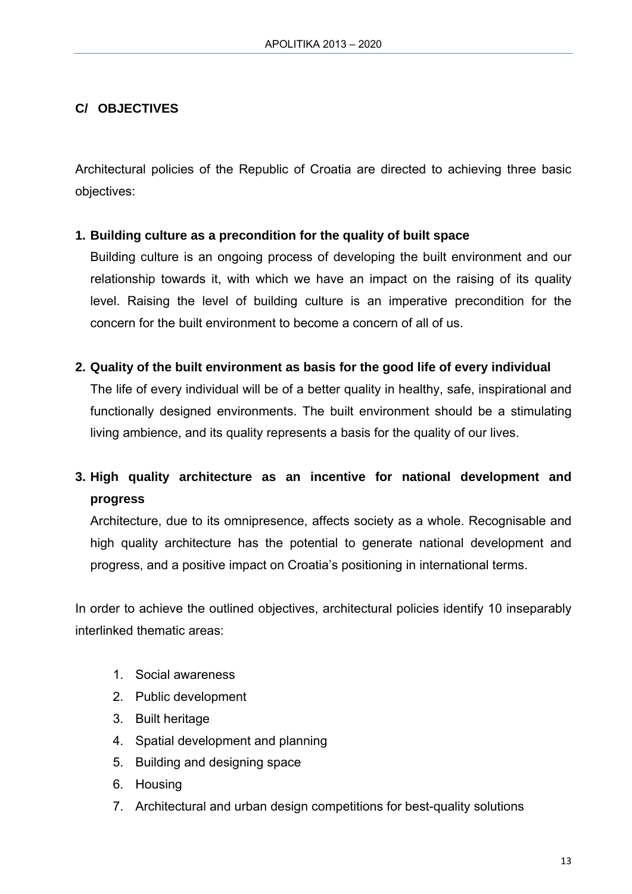## C/ OBJECTIVES

Architectural policies of the Republic of Croatia are directed to achieving three basic objectives:

1. **Building culture as a precondition for the quality of built space**
   Building culture is an ongoing process of developing the built environment and our relationship towards it, with which we have an impact on the raising of its quality level. Raising the level of building culture is an imperative precondition for the concern for the built environment to become a concern of all of us.

2. **Quality of the built environment as basis for the good life of every individual**
   The life of every individual will be of a better quality in healthy, safe, inspirational and functionally designed environments. The built environment should be a stimulating living ambience, and its quality represents a basis for the quality of our lives.

3. **High quality architecture as an incentive for national development and progress**
   Architecture, due to its omnipresence, affects society as a whole. Recognisable and high quality architecture has the potential to generate national development and progress, and a positive impact on Croatia's positioning in international terms.

In order to achieve the outlined objectives, architectural policies identify 10 inseparably interlinked thematic areas:

1. Social awareness
2. Public development
3. Built heritage
4. Spatial development and planning
5. Building and designing space
6. Housing
7. Architectural and urban design competitions for best-quality solutions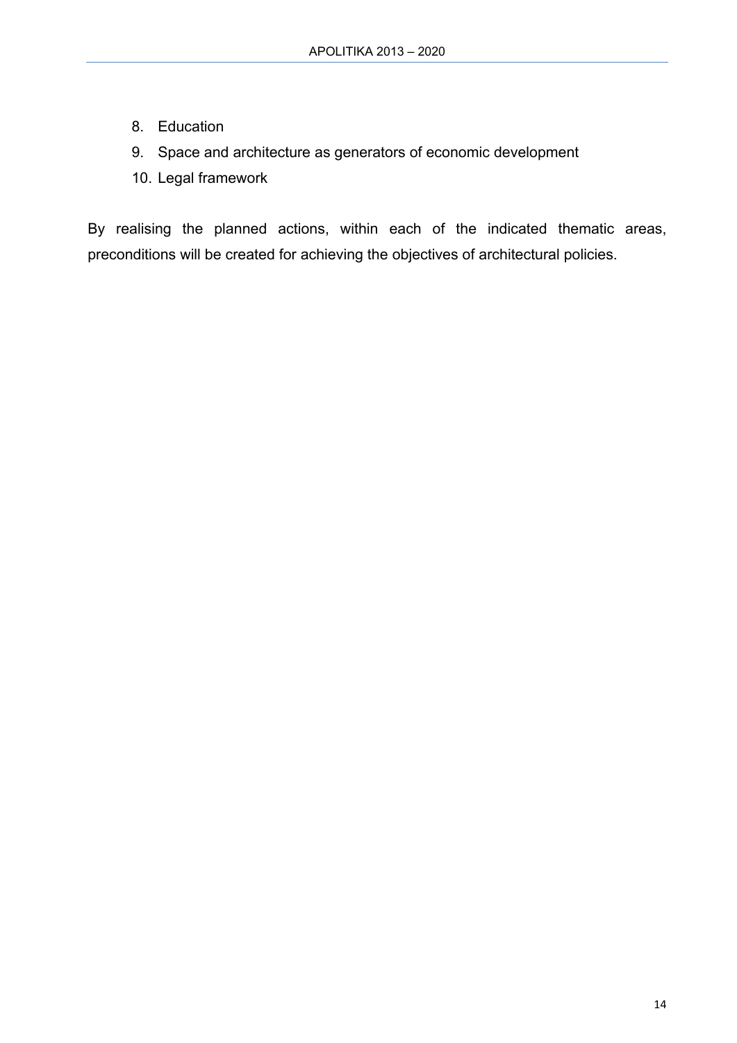8. Education
9. Space and architecture as generators of economic development
10. Legal framework

By realising the planned actions, within each of the indicated thematic areas, preconditions will be created for achieving the objectives of architectural policies.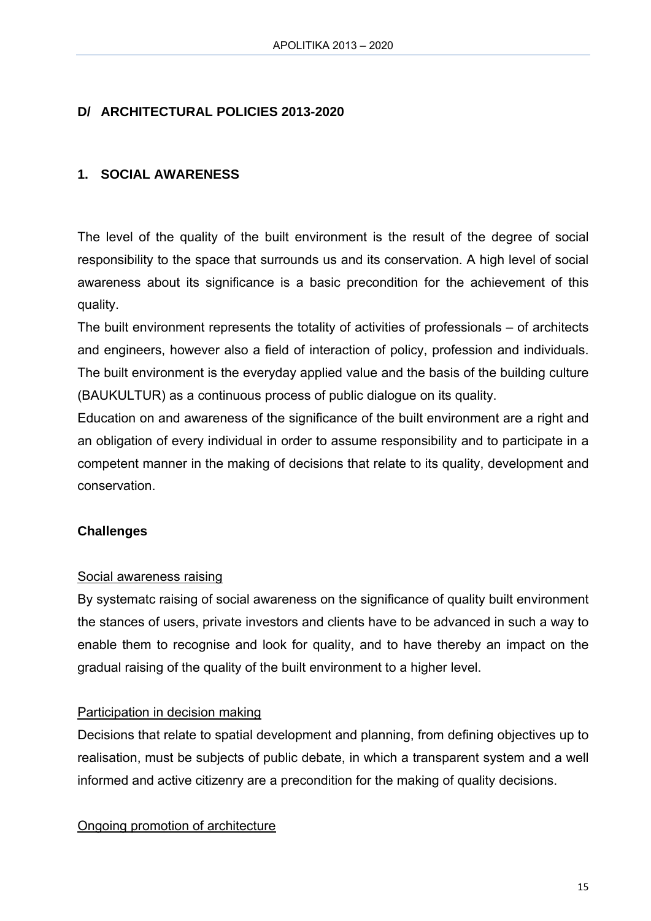## D/ ARCHITECTURAL POLICIES 2013-2020

### 1. SOCIAL AWARENESS

The level of the quality of the built environment is the result of the degree of social responsibility to the space that surrounds us and its conservation. A high level of social awareness about its significance is a basic precondition for the achievement of this quality.

The built environment represents the totality of activities of professionals – of architects and engineers, however also a field of interaction of policy, profession and individuals. The built environment is the everyday applied value and the basis of the building culture (BAUKULTUR) as a continuous process of public dialogue on its quality.

Education on and awareness of the significance of the built environment are a right and an obligation of every individual in order to assume responsibility and to participate in a competent manner in the making of decisions that relate to its quality, development and conservation.

#### Challenges

<u>Social awareness raising</u>

By systematc raising of social awareness on the significance of quality built environment the stances of users, private investors and clients have to be advanced in such a way to enable them to recognise and look for quality, and to have thereby an impact on the gradual raising of the quality of the built environment to a higher level.

<u>Participation in decision making</u>

Decisions that relate to spatial development and planning, from defining objectives up to realisation, must be subjects of public debate, in which a transparent system and a well informed and active citizenry are a precondition for the making of quality decisions.

<u>Ongoing promotion of architecture</u>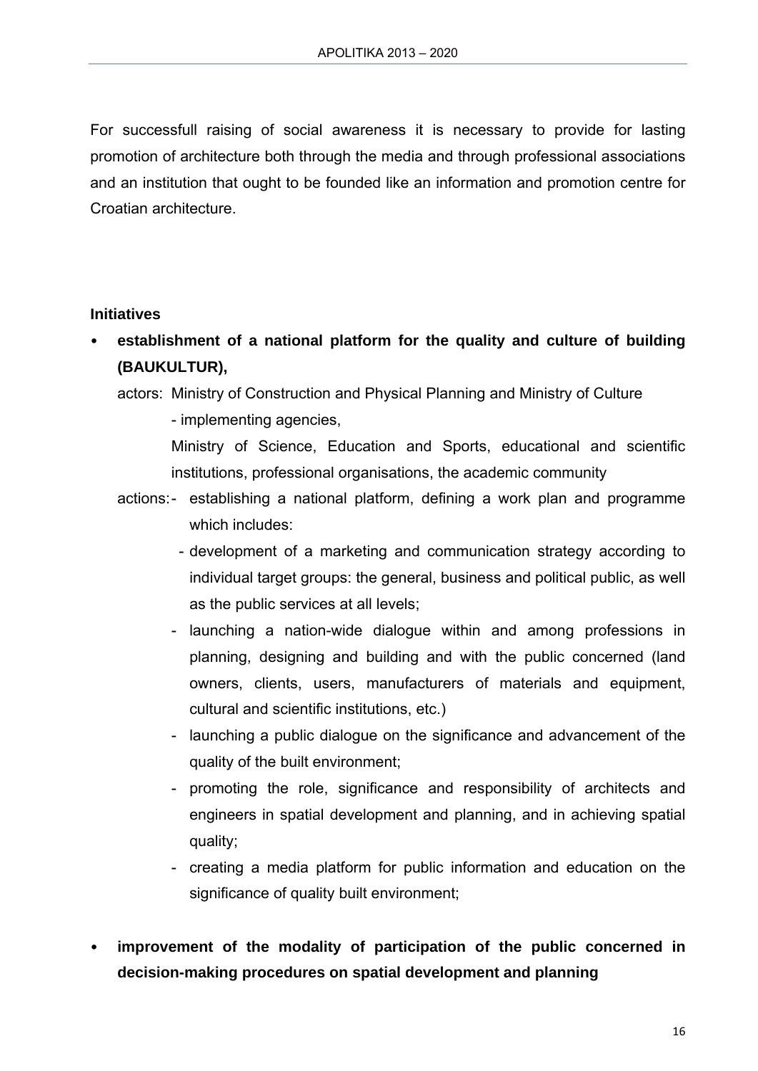For successfull raising of social awareness it is necessary to provide for lasting promotion of architecture both through the media and through professional associations and an institution that ought to be founded like an information and promotion centre for Croatian architecture.

**Initiatives**

- **establishment of a national platform for the quality and culture of building (BAUKULTUR),**

  actors: Ministry of Construction and Physical Planning and Ministry of Culture - implementing agencies, Ministry of Science, Education and Sports, educational and scientific institutions, professional organisations, the academic community

  actions:
  - establishing a national platform, defining a work plan and programme which includes:
  - development of a marketing and communication strategy according to individual target groups: the general, business and political public, as well as the public services at all levels;
  - launching a nation-wide dialogue within and among professions in planning, designing and building and with the public concerned (land owners, clients, users, manufacturers of materials and equipment, cultural and scientific institutions, etc.)
  - launching a public dialogue on the significance and advancement of the quality of the built environment;
  - promoting the role, significance and responsibility of architects and engineers in spatial development and planning, and in achieving spatial quality;
  - creating a media platform for public information and education on the significance of quality built environment;

- **improvement of the modality of participation of the public concerned in decision-making procedures on spatial development and planning**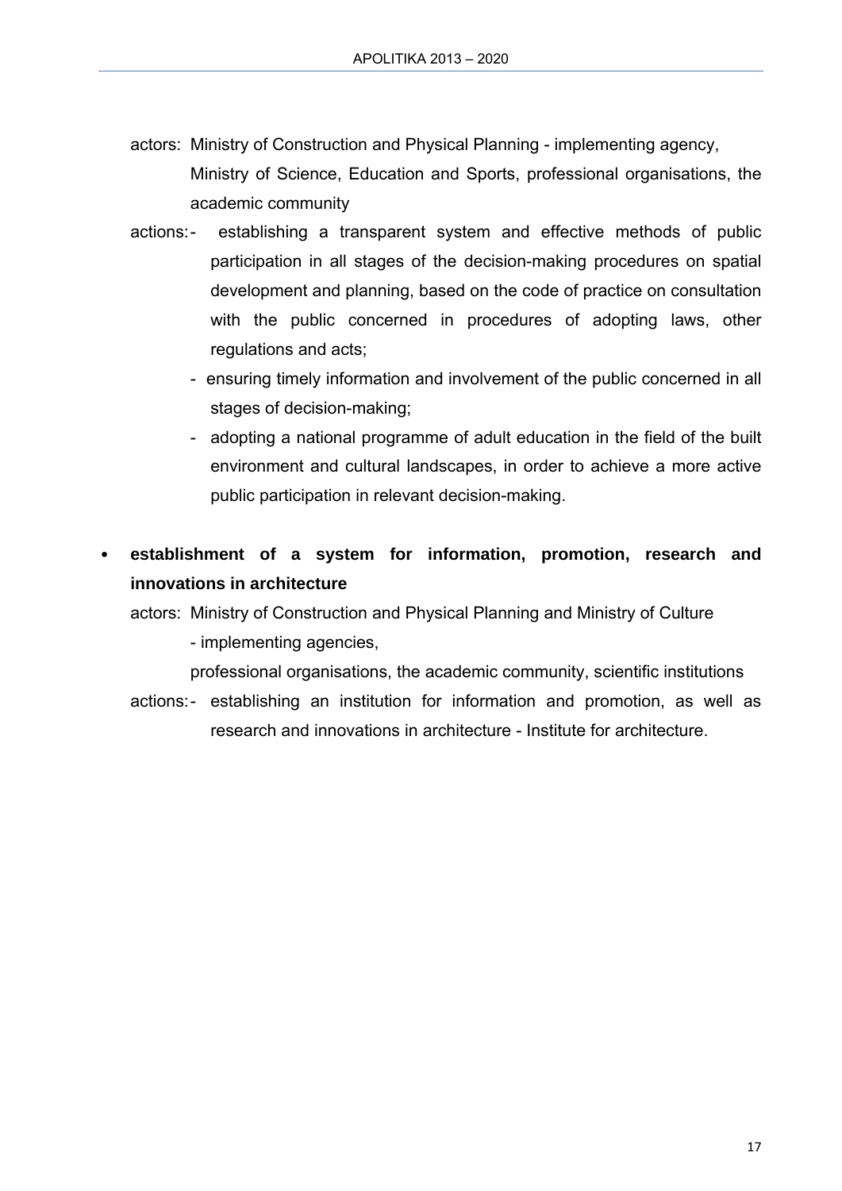actors: Ministry of Construction and Physical Planning - implementing agency, Ministry of Science, Education and Sports, professional organisations, the academic community

actions:
- establishing a transparent system and effective methods of public participation in all stages of the decision-making procedures on spatial development and planning, based on the code of practice on consultation with the public concerned in procedures of adopting laws, other regulations and acts;
- ensuring timely information and involvement of the public concerned in all stages of decision-making;
- adopting a national programme of adult education in the field of the built environment and cultural landscapes, in order to achieve a more active public participation in relevant decision-making.

- **establishment of a system for information, promotion, research and innovations in architecture**

actors: Ministry of Construction and Physical Planning and Ministry of Culture - implementing agencies, professional organisations, the academic community, scientific institutions

actions:
- establishing an institution for information and promotion, as well as research and innovations in architecture - Institute for architecture.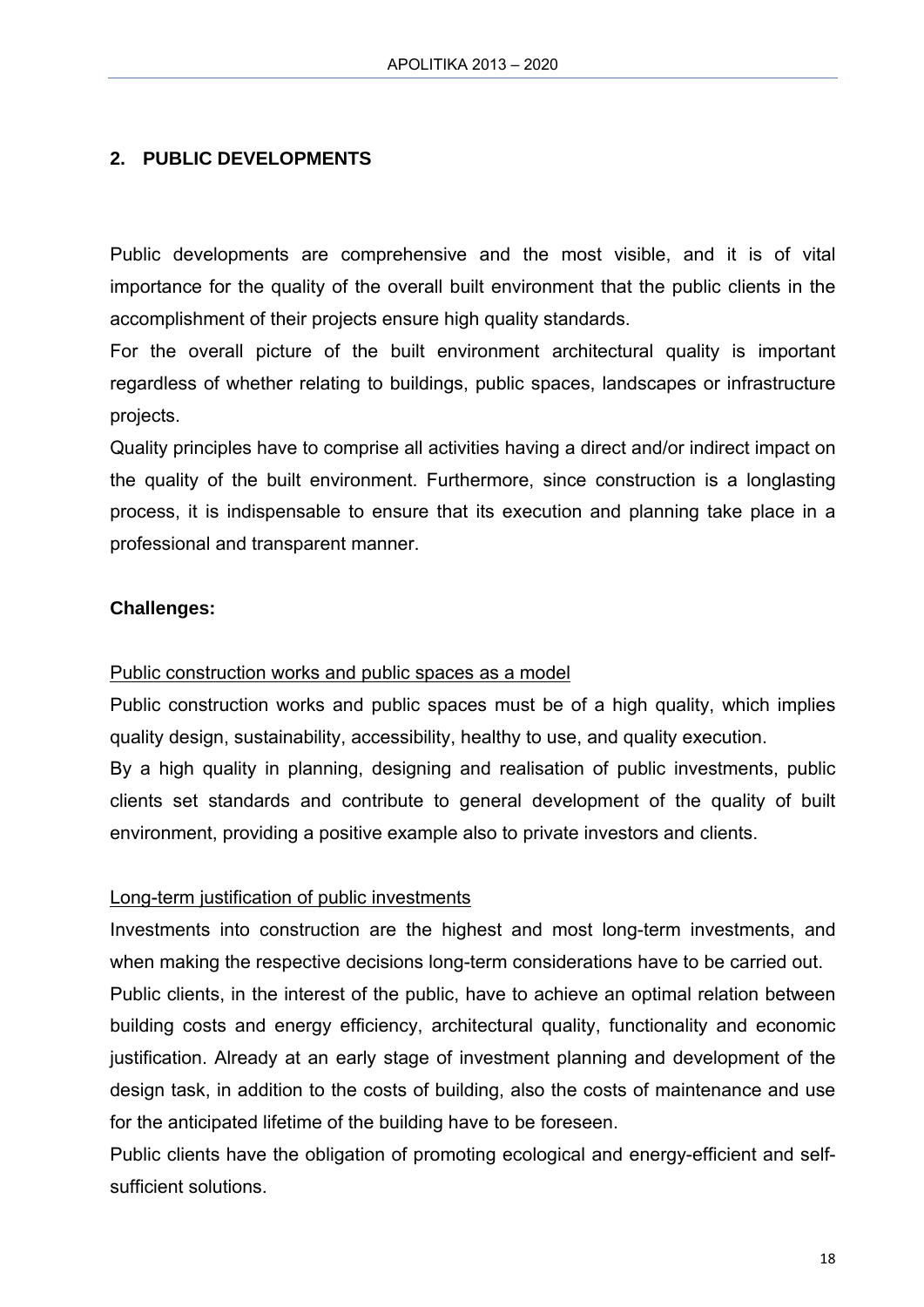## 2. PUBLIC DEVELOPMENTS

Public developments are comprehensive and the most visible, and it is of vital importance for the quality of the overall built environment that the public clients in the accomplishment of their projects ensure high quality standards.

For the overall picture of the built environment architectural quality is important regardless of whether relating to buildings, public spaces, landscapes or infrastructure projects.

Quality principles have to comprise all activities having a direct and/or indirect impact on the quality of the built environment. Furthermore, since construction is a longlasting process, it is indispensable to ensure that its execution and planning take place in a professional and transparent manner.

**Challenges:**

<u>Public construction works and public spaces as a model</u>

Public construction works and public spaces must be of a high quality, which implies quality design, sustainability, accessibility, healthy to use, and quality execution.

By a high quality in planning, designing and realisation of public investments, public clients set standards and contribute to general development of the quality of built environment, providing a positive example also to private investors and clients.

<u>Long-term justification of public investments</u>

Investments into construction are the highest and most long-term investments, and when making the respective decisions long-term considerations have to be carried out.

Public clients, in the interest of the public, have to achieve an optimal relation between building costs and energy efficiency, architectural quality, functionality and economic justification. Already at an early stage of investment planning and development of the design task, in addition to the costs of building, also the costs of maintenance and use for the anticipated lifetime of the building have to be foreseen.

Public clients have the obligation of promoting ecological and energy-efficient and self-sufficient solutions.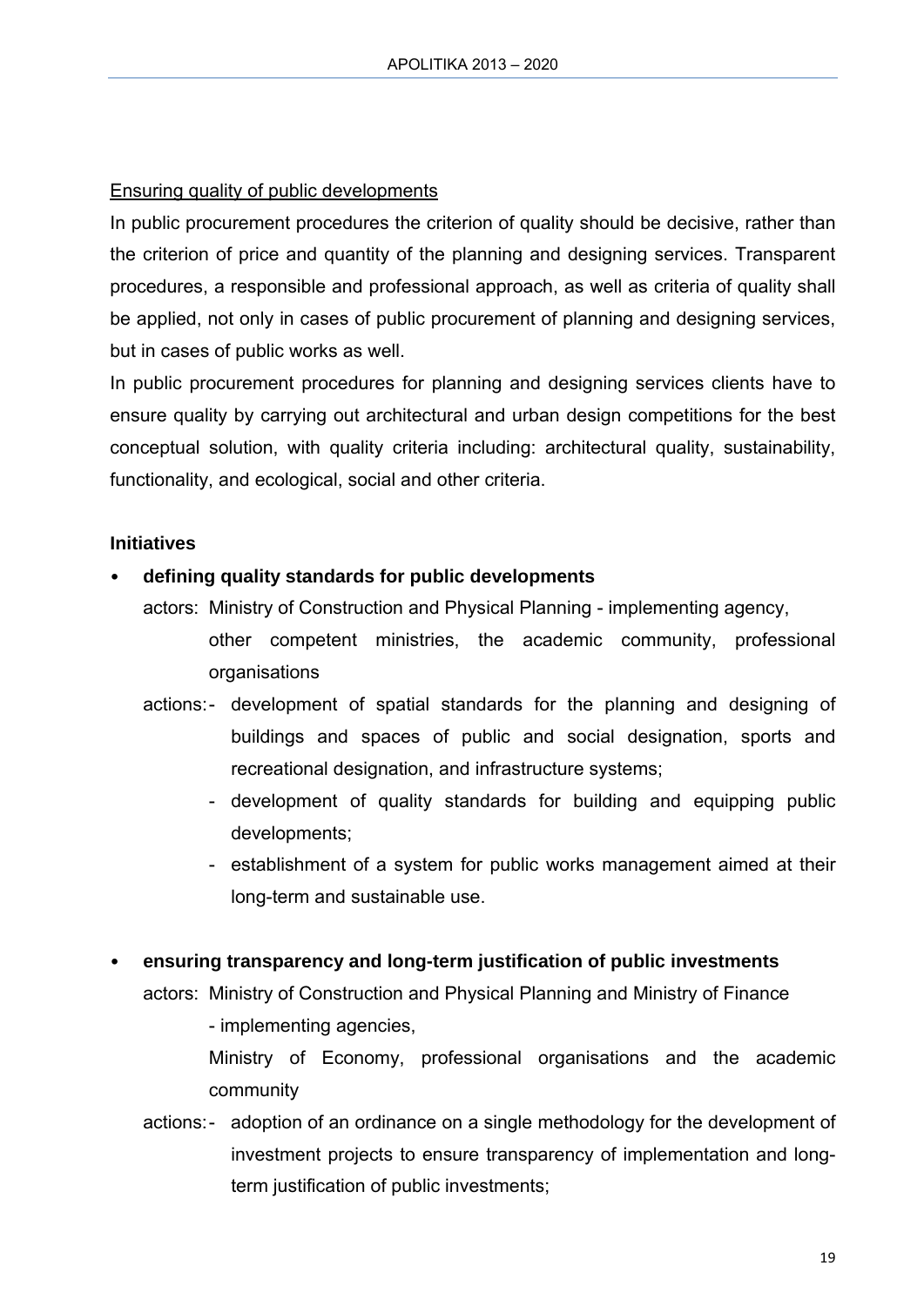Ensuring quality of public developments

In public procurement procedures the criterion of quality should be decisive, rather than the criterion of price and quantity of the planning and designing services. Transparent procedures, a responsible and professional approach, as well as criteria of quality shall be applied, not only in cases of public procurement of planning and designing services, but in cases of public works as well.

In public procurement procedures for planning and designing services clients have to ensure quality by carrying out architectural and urban design competitions for the best conceptual solution, with quality criteria including: architectural quality, sustainability, functionality, and ecological, social and other criteria.

**Initiatives**

- **defining quality standards for public developments**

  actors: Ministry of Construction and Physical Planning - implementing agency, other competent ministries, the academic community, professional organisations

  actions:
  - development of spatial standards for the planning and designing of buildings and spaces of public and social designation, sports and recreational designation, and infrastructure systems;
  - development of quality standards for building and equipping public developments;
  - establishment of a system for public works management aimed at their long-term and sustainable use.

- **ensuring transparency and long-term justification of public investments**

  actors: Ministry of Construction and Physical Planning and Ministry of Finance - implementing agencies, Ministry of Economy, professional organisations and the academic community

  actions:
  - adoption of an ordinance on a single methodology for the development of investment projects to ensure transparency of implementation and long-term justification of public investments;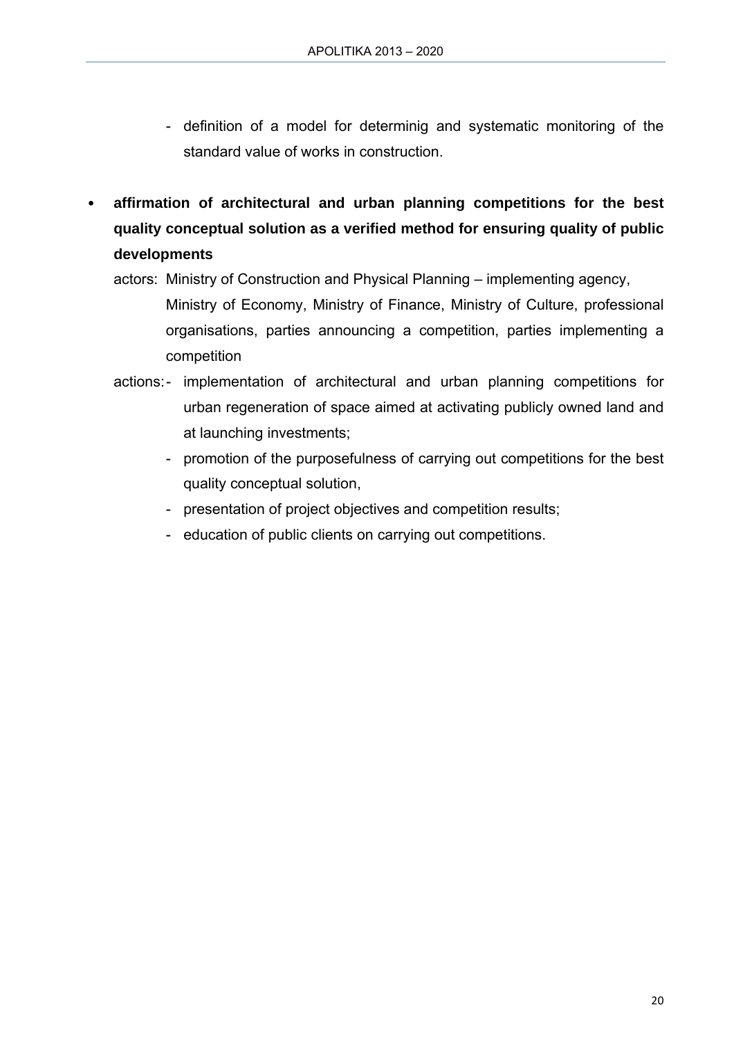- definition of a model for determinig and systematic monitoring of the standard value of works in construction.

- **affirmation of architectural and urban planning competitions for the best quality conceptual solution as a verified method for ensuring quality of public developments**

  actors: Ministry of Construction and Physical Planning – implementing agency, Ministry of Economy, Ministry of Finance, Ministry of Culture, professional organisations, parties announcing a competition, parties implementing a competition

  actions:
  - implementation of architectural and urban planning competitions for urban regeneration of space aimed at activating publicly owned land and at launching investments;
  - promotion of the purposefulness of carrying out competitions for the best quality conceptual solution,
  - presentation of project objectives and competition results;
  - education of public clients on carrying out competitions.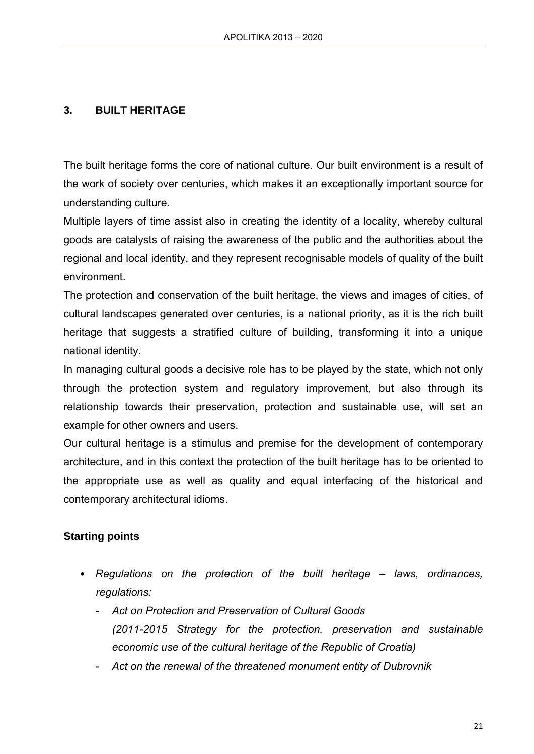## 3. BUILT HERITAGE

The built heritage forms the core of national culture. Our built environment is a result of the work of society over centuries, which makes it an exceptionally important source for understanding culture.

Multiple layers of time assist also in creating the identity of a locality, whereby cultural goods are catalysts of raising the awareness of the public and the authorities about the regional and local identity, and they represent recognisable models of quality of the built environment.

The protection and conservation of the built heritage, the views and images of cities, of cultural landscapes generated over centuries, is a national priority, as it is the rich built heritage that suggests a stratified culture of building, transforming it into a unique national identity.

In managing cultural goods a decisive role has to be played by the state, which not only through the protection system and regulatory improvement, but also through its relationship towards their preservation, protection and sustainable use, will set an example for other owners and users.

Our cultural heritage is a stimulus and premise for the development of contemporary architecture, and in this context the protection of the built heritage has to be oriented to the appropriate use as well as quality and equal interfacing of the historical and contemporary architectural idioms.

### Starting points

- *Regulations on the protection of the built heritage – laws, ordinances, regulations:*
  - *Act on Protection and Preservation of Cultural Goods*
    *(2011-2015 Strategy for the protection, preservation and sustainable economic use of the cultural heritage of the Republic of Croatia)*
  - *Act on the renewal of the threatened monument entity of Dubrovnik*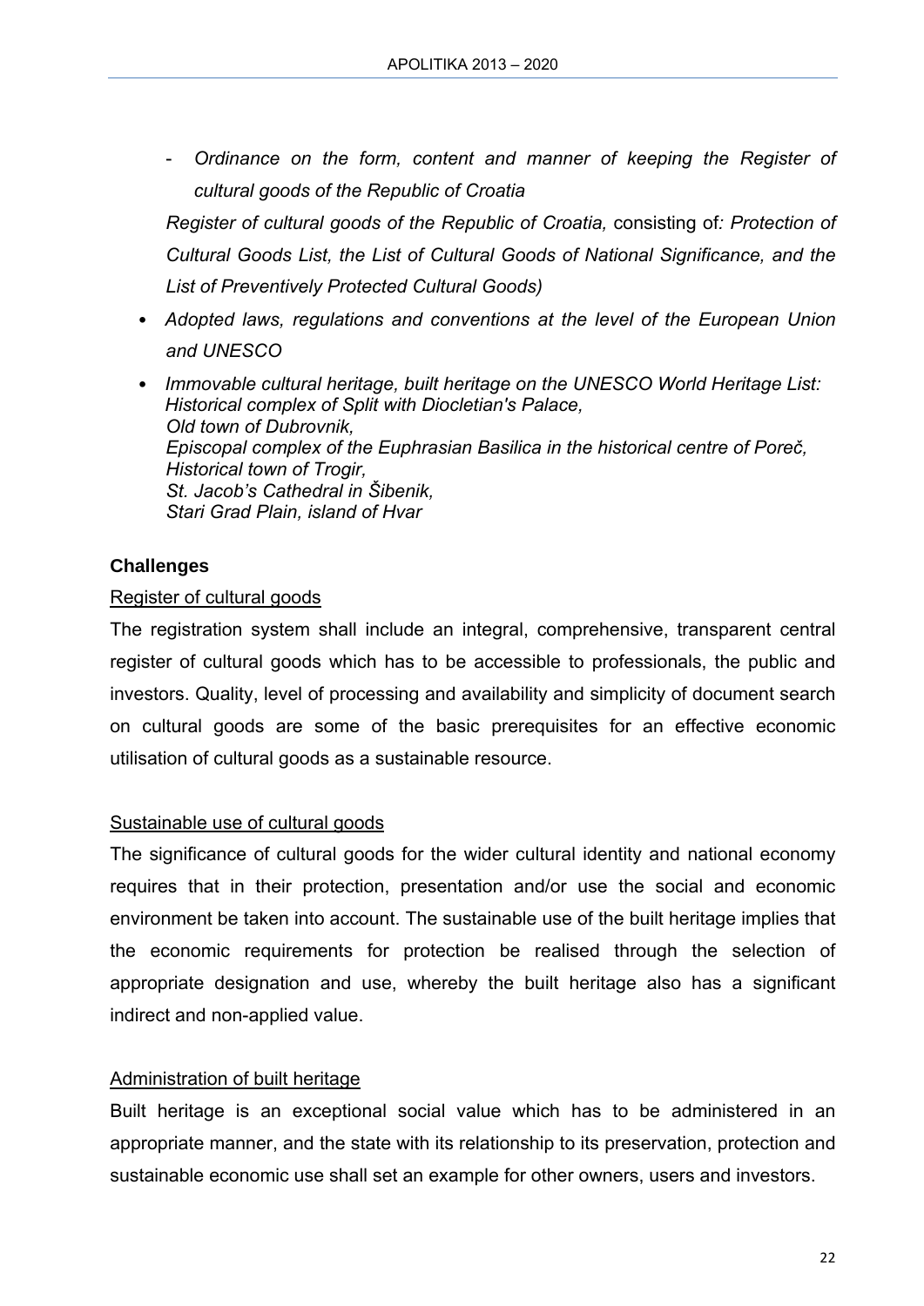- *Ordinance on the form, content and manner of keeping the Register of cultural goods of the Republic of Croatia*

  *Register of cultural goods of the Republic of Croatia,* consisting of*: Protection of Cultural Goods List, the List of Cultural Goods of National Significance, and the List of Preventively Protected Cultural Goods)*

- *Adopted laws, regulations and conventions at the level of the European Union and UNESCO*
- *Immovable cultural heritage, built heritage on the UNESCO World Heritage List:*
  *Historical complex of Split with Diocletian's Palace,*
  *Old town of Dubrovnik,*
  *Episcopal complex of the Euphrasian Basilica in the historical centre of Poreč,*
  *Historical town of Trogir,*
  *St. Jacob's Cathedral in Šibenik,*
  *Stari Grad Plain, island of Hvar*

**Challenges**

Register of cultural goods

The registration system shall include an integral, comprehensive, transparent central register of cultural goods which has to be accessible to professionals, the public and investors. Quality, level of processing and availability and simplicity of document search on cultural goods are some of the basic prerequisites for an effective economic utilisation of cultural goods as a sustainable resource.

Sustainable use of cultural goods

The significance of cultural goods for the wider cultural identity and national economy requires that in their protection, presentation and/or use the social and economic environment be taken into account. The sustainable use of the built heritage implies that the economic requirements for protection be realised through the selection of appropriate designation and use, whereby the built heritage also has a significant indirect and non-applied value.

Administration of built heritage

Built heritage is an exceptional social value which has to be administered in an appropriate manner, and the state with its relationship to its preservation, protection and sustainable economic use shall set an example for other owners, users and investors.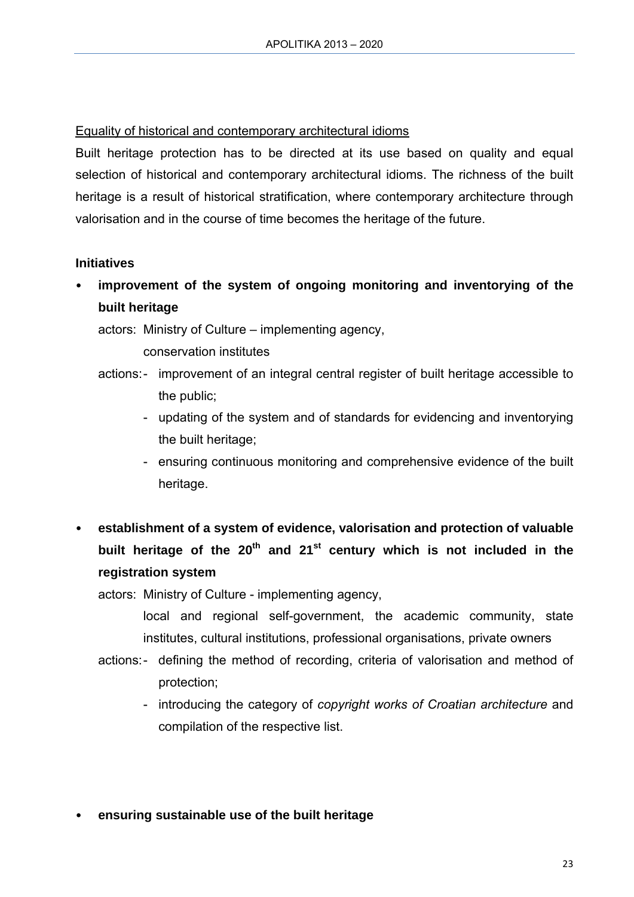Equality of historical and contemporary architectural idioms

Built heritage protection has to be directed at its use based on quality and equal selection of historical and contemporary architectural idioms. The richness of the built heritage is a result of historical stratification, where contemporary architecture through valorisation and in the course of time becomes the heritage of the future.

**Initiatives**

- **improvement of the system of ongoing monitoring and inventorying of the built heritage**

  actors: Ministry of Culture – implementing agency,
  conservation institutes

  actions:
  - improvement of an integral central register of built heritage accessible to the public;
  - updating of the system and of standards for evidencing and inventorying the built heritage;
  - ensuring continuous monitoring and comprehensive evidence of the built heritage.

- **establishment of a system of evidence, valorisation and protection of valuable built heritage of the 20th and 21st century which is not included in the registration system**

  actors: Ministry of Culture - implementing agency,
  local and regional self-government, the academic community, state institutes, cultural institutions, professional organisations, private owners

  actions:
  - defining the method of recording, criteria of valorisation and method of protection;
  - introducing the category of *copyright works of Croatian architecture* and compilation of the respective list.

- **ensuring sustainable use of the built heritage**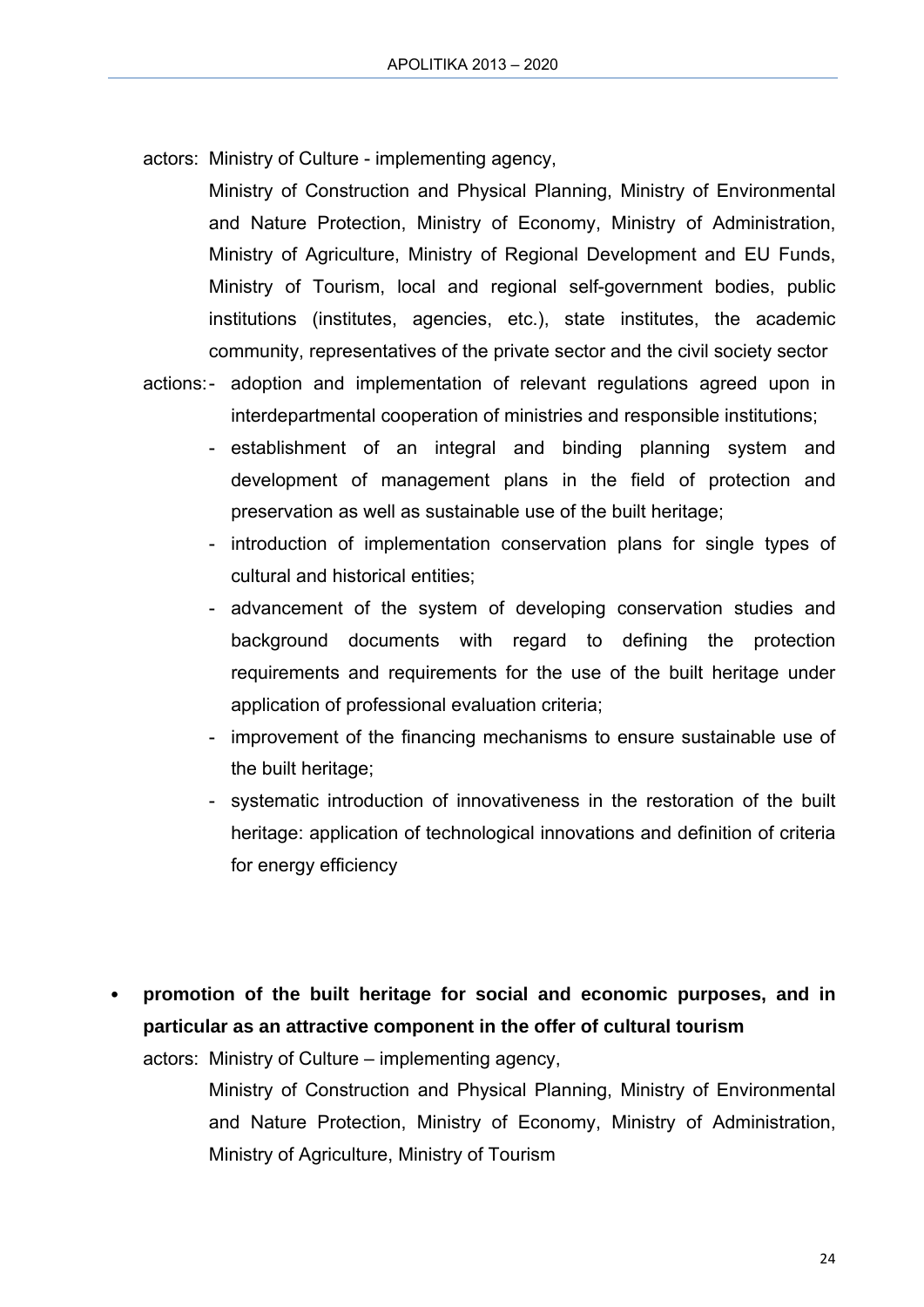actors: Ministry of Culture - implementing agency,

Ministry of Construction and Physical Planning, Ministry of Environmental and Nature Protection, Ministry of Economy, Ministry of Administration, Ministry of Agriculture, Ministry of Regional Development and EU Funds, Ministry of Tourism, local and regional self-government bodies, public institutions (institutes, agencies, etc.), state institutes, the academic community, representatives of the private sector and the civil society sector

actions:
- adoption and implementation of relevant regulations agreed upon in interdepartmental cooperation of ministries and responsible institutions;
- establishment of an integral and binding planning system and development of management plans in the field of protection and preservation as well as sustainable use of the built heritage;
- introduction of implementation conservation plans for single types of cultural and historical entities;
- advancement of the system of developing conservation studies and background documents with regard to defining the protection requirements and requirements for the use of the built heritage under application of professional evaluation criteria;
- improvement of the financing mechanisms to ensure sustainable use of the built heritage;
- systematic introduction of innovativeness in the restoration of the built heritage: application of technological innovations and definition of criteria for energy efficiency

- **promotion of the built heritage for social and economic purposes, and in particular as an attractive component in the offer of cultural tourism**

  actors: Ministry of Culture – implementing agency,

  Ministry of Construction and Physical Planning, Ministry of Environmental and Nature Protection, Ministry of Economy, Ministry of Administration, Ministry of Agriculture, Ministry of Tourism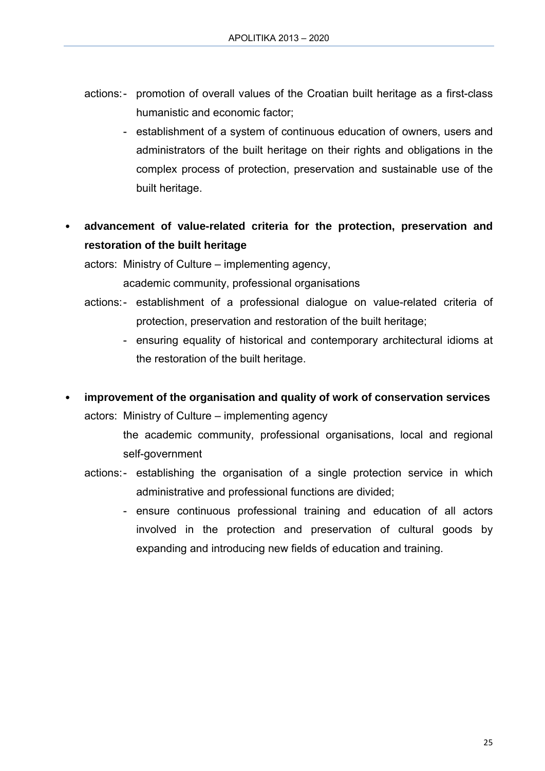actions: - promotion of overall values of the Croatian built heritage as a first-class humanistic and economic factor;

- establishment of a system of continuous education of owners, users and administrators of the built heritage on their rights and obligations in the complex process of protection, preservation and sustainable use of the built heritage.

- **advancement of value-related criteria for the protection, preservation and restoration of the built heritage**

  actors: Ministry of Culture – implementing agency,
  academic community, professional organisations

  actors: - establishment of a professional dialogue on value-related criteria of protection, preservation and restoration of the built heritage;

  - ensuring equality of historical and contemporary architectural idioms at the restoration of the built heritage.

- **improvement of the organisation and quality of work of conservation services**

  actors: Ministry of Culture – implementing agency
  the academic community, professional organisations, local and regional self-government

  actions: - establishing the organisation of a single protection service in which administrative and professional functions are divided;

  - ensure continuous professional training and education of all actors involved in the protection and preservation of cultural goods by expanding and introducing new fields of education and training.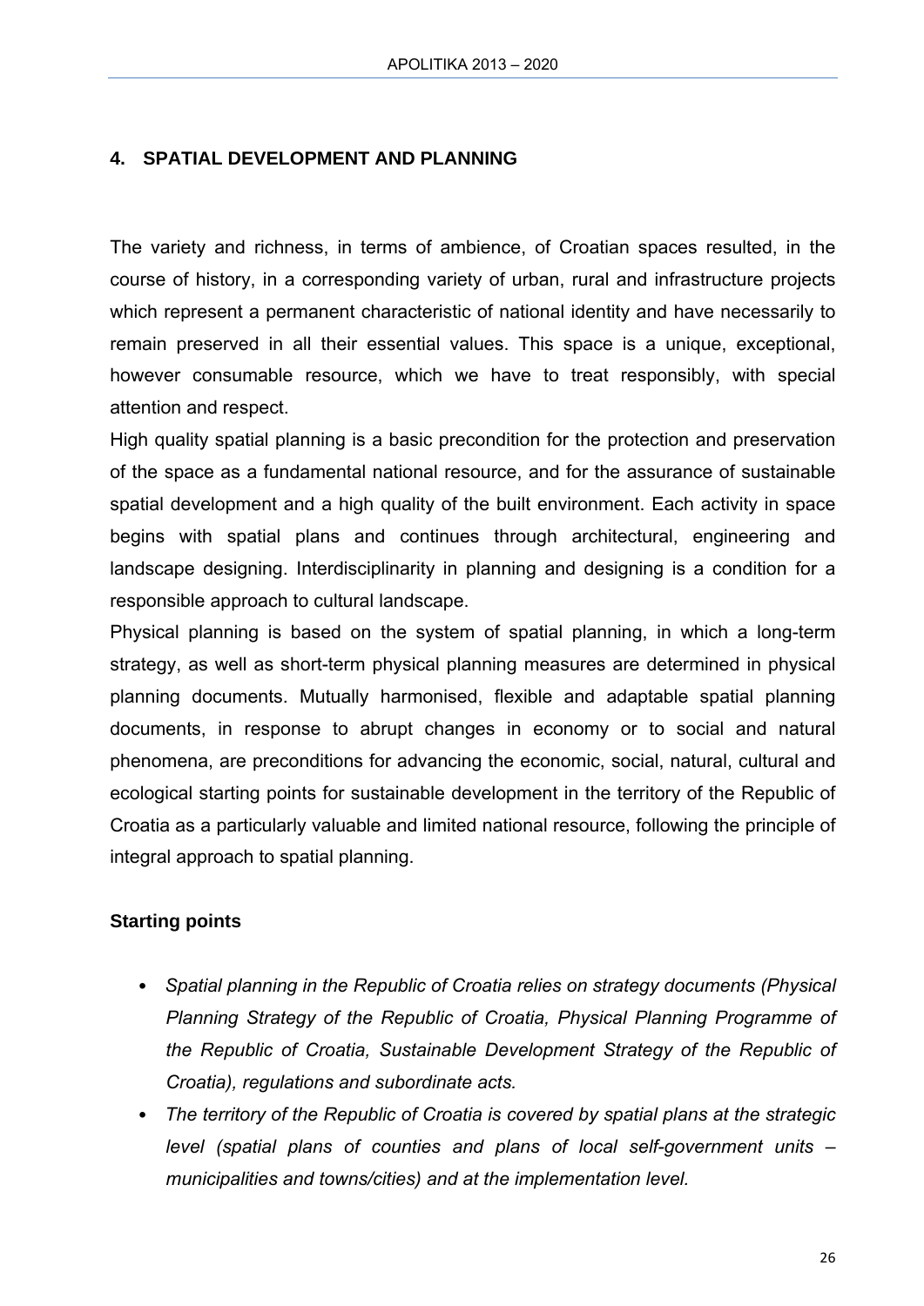## 4. SPATIAL DEVELOPMENT AND PLANNING

The variety and richness, in terms of ambience, of Croatian spaces resulted, in the course of history, in a corresponding variety of urban, rural and infrastructure projects which represent a permanent characteristic of national identity and have necessarily to remain preserved in all their essential values. This space is a unique, exceptional, however consumable resource, which we have to treat responsibly, with special attention and respect.

High quality spatial planning is a basic precondition for the protection and preservation of the space as a fundamental national resource, and for the assurance of sustainable spatial development and a high quality of the built environment. Each activity in space begins with spatial plans and continues through architectural, engineering and landscape designing. Interdisciplinarity in planning and designing is a condition for a responsible approach to cultural landscape.

Physical planning is based on the system of spatial planning, in which a long-term strategy, as well as short-term physical planning measures are determined in physical planning documents. Mutually harmonised, flexible and adaptable spatial planning documents, in response to abrupt changes in economy or to social and natural phenomena, are preconditions for advancing the economic, social, natural, cultural and ecological starting points for sustainable development in the territory of the Republic of Croatia as a particularly valuable and limited national resource, following the principle of integral approach to spatial planning.

### Starting points

- *Spatial planning in the Republic of Croatia relies on strategy documents (Physical Planning Strategy of the Republic of Croatia, Physical Planning Programme of the Republic of Croatia, Sustainable Development Strategy of the Republic of Croatia), regulations and subordinate acts.*
- *The territory of the Republic of Croatia is covered by spatial plans at the strategic level (spatial plans of counties and plans of local self-government units – municipalities and towns/cities) and at the implementation level.*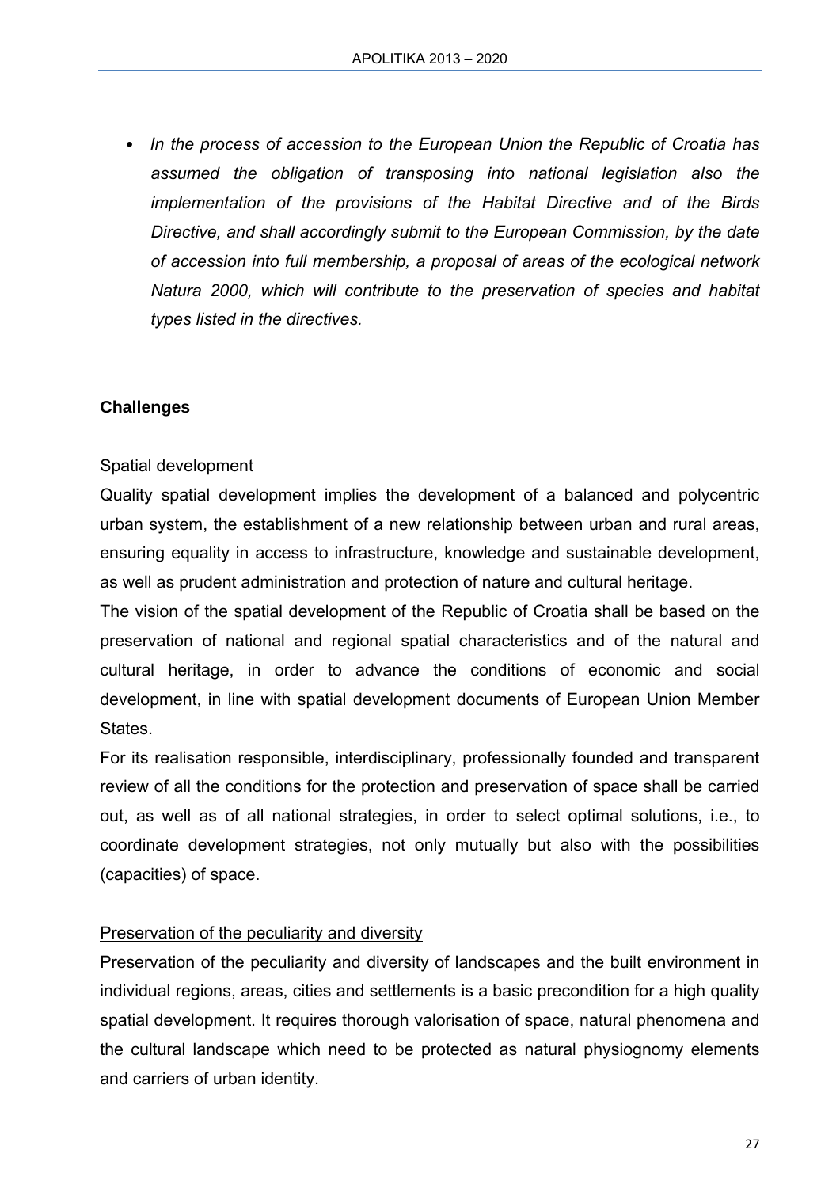- *In the process of accession to the European Union the Republic of Croatia has assumed the obligation of transposing into national legislation also the implementation of the provisions of the Habitat Directive and of the Birds Directive, and shall accordingly submit to the European Commission, by the date of accession into full membership, a proposal of areas of the ecological network Natura 2000, which will contribute to the preservation of species and habitat types listed in the directives.*

**Challenges**

<u>Spatial development</u>

Quality spatial development implies the development of a balanced and polycentric urban system, the establishment of a new relationship between urban and rural areas, ensuring equality in access to infrastructure, knowledge and sustainable development, as well as prudent administration and protection of nature and cultural heritage.

The vision of the spatial development of the Republic of Croatia shall be based on the preservation of national and regional spatial characteristics and of the natural and cultural heritage, in order to advance the conditions of economic and social development, in line with spatial development documents of European Union Member States.

For its realisation responsible, interdisciplinary, professionally founded and transparent review of all the conditions for the protection and preservation of space shall be carried out, as well as of all national strategies, in order to select optimal solutions, i.e., to coordinate development strategies, not only mutually but also with the possibilities (capacities) of space.

<u>Preservation of the peculiarity and diversity</u>

Preservation of the peculiarity and diversity of landscapes and the built environment in individual regions, areas, cities and settlements is a basic precondition for a high quality spatial development. It requires thorough valorisation of space, natural phenomena and the cultural landscape which need to be protected as natural physiognomy elements and carriers of urban identity.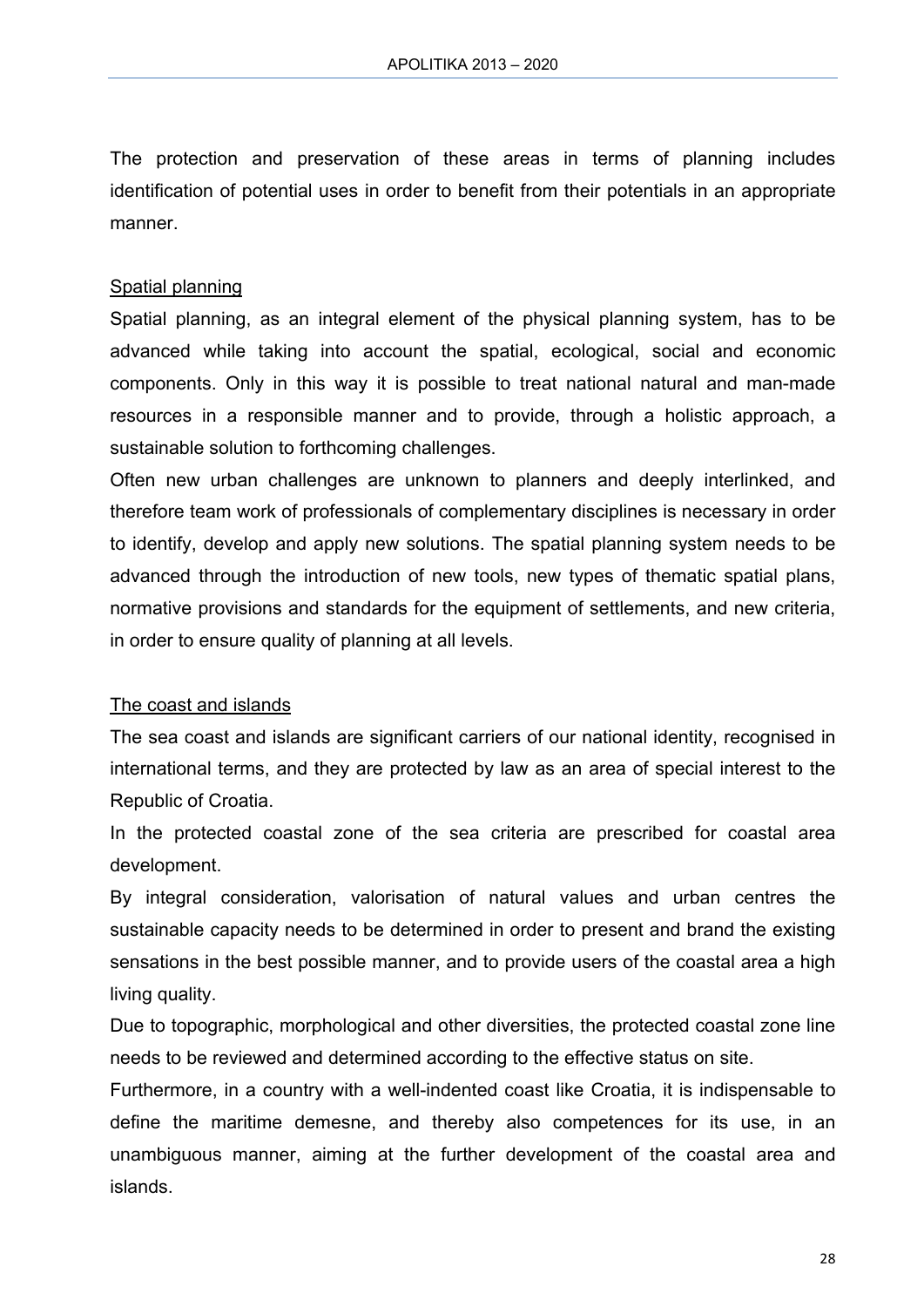The protection and preservation of these areas in terms of planning includes identification of potential uses in order to benefit from their potentials in an appropriate manner.

### Spatial planning

Spatial planning, as an integral element of the physical planning system, has to be advanced while taking into account the spatial, ecological, social and economic components. Only in this way it is possible to treat national natural and man-made resources in a responsible manner and to provide, through a holistic approach, a sustainable solution to forthcoming challenges.

Often new urban challenges are unknown to planners and deeply interlinked, and therefore team work of professionals of complementary disciplines is necessary in order to identify, develop and apply new solutions. The spatial planning system needs to be advanced through the introduction of new tools, new types of thematic spatial plans, normative provisions and standards for the equipment of settlements, and new criteria, in order to ensure quality of planning at all levels.

### The coast and islands

The sea coast and islands are significant carriers of our national identity, recognised in international terms, and they are protected by law as an area of special interest to the Republic of Croatia.

In the protected coastal zone of the sea criteria are prescribed for coastal area development.

By integral consideration, valorisation of natural values and urban centres the sustainable capacity needs to be determined in order to present and brand the existing sensations in the best possible manner, and to provide users of the coastal area a high living quality.

Due to topographic, morphological and other diversities, the protected coastal zone line needs to be reviewed and determined according to the effective status on site.

Furthermore, in a country with a well-indented coast like Croatia, it is indispensable to define the maritime demesne, and thereby also competences for its use, in an unambiguous manner, aiming at the further development of the coastal area and islands.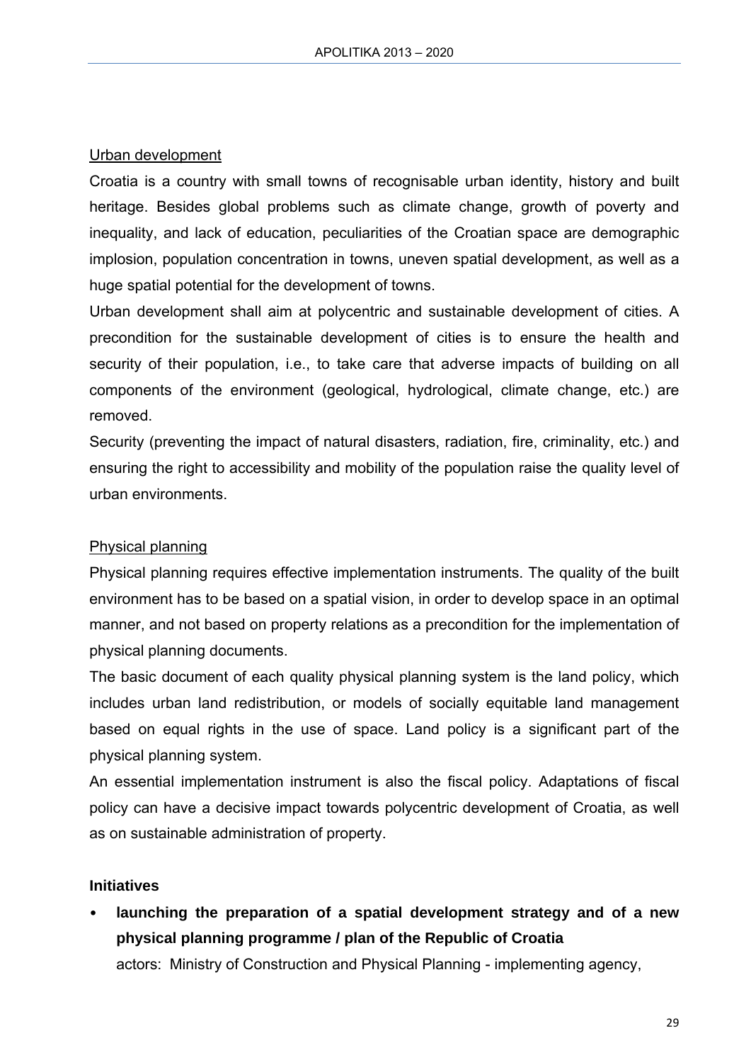Urban development

Croatia is a country with small towns of recognisable urban identity, history and built heritage. Besides global problems such as climate change, growth of poverty and inequality, and lack of education, peculiarities of the Croatian space are demographic implosion, population concentration in towns, uneven spatial development, as well as a huge spatial potential for the development of towns.

Urban development shall aim at polycentric and sustainable development of cities. A precondition for the sustainable development of cities is to ensure the health and security of their population, i.e., to take care that adverse impacts of building on all components of the environment (geological, hydrological, climate change, etc.) are removed.

Security (preventing the impact of natural disasters, radiation, fire, criminality, etc.) and ensuring the right to accessibility and mobility of the population raise the quality level of urban environments.

Physical planning

Physical planning requires effective implementation instruments. The quality of the built environment has to be based on a spatial vision, in order to develop space in an optimal manner, and not based on property relations as a precondition for the implementation of physical planning documents.

The basic document of each quality physical planning system is the land policy, which includes urban land redistribution, or models of socially equitable land management based on equal rights in the use of space. Land policy is a significant part of the physical planning system.

An essential implementation instrument is also the fiscal policy. Adaptations of fiscal policy can have a decisive impact towards polycentric development of Croatia, as well as on sustainable administration of property.

**Initiatives**

- **launching the preparation of a spatial development strategy and of a new physical planning programme / plan of the Republic of Croatia**

  actors: Ministry of Construction and Physical Planning - implementing agency,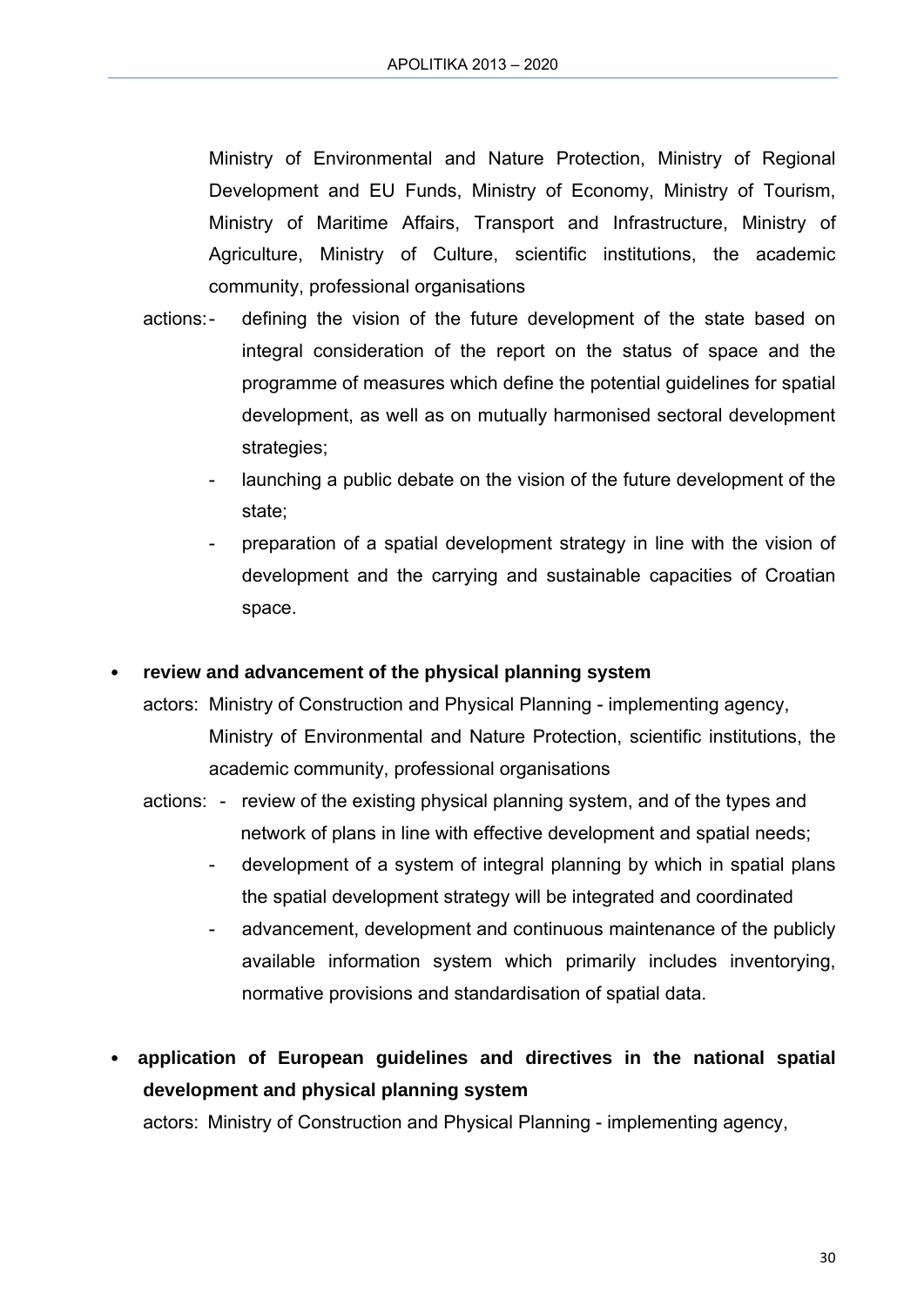Ministry of Environmental and Nature Protection, Ministry of Regional Development and EU Funds, Ministry of Economy, Ministry of Tourism, Ministry of Maritime Affairs, Transport and Infrastructure, Ministry of Agriculture, Ministry of Culture, scientific institutions, the academic community, professional organisations

actions:
- defining the vision of the future development of the state based on integral consideration of the report on the status of space and the programme of measures which define the potential guidelines for spatial development, as well as on mutually harmonised sectoral development strategies;
- launching a public debate on the vision of the future development of the state;
- preparation of a spatial development strategy in line with the vision of development and the carrying and sustainable capacities of Croatian space.

- **review and advancement of the physical planning system**

  actors: Ministry of Construction and Physical Planning - implementing agency, Ministry of Environmental and Nature Protection, scientific institutions, the academic community, professional organisations

  actions:
  - review of the existing physical planning system, and of the types and network of plans in line with effective development and spatial needs;
  - development of a system of integral planning by which in spatial plans the spatial development strategy will be integrated and coordinated
  - advancement, development and continuous maintenance of the publicly available information system which primarily includes inventorying, normative provisions and standardisation of spatial data.

- **application of European guidelines and directives in the national spatial development and physical planning system**

  actors: Ministry of Construction and Physical Planning - implementing agency,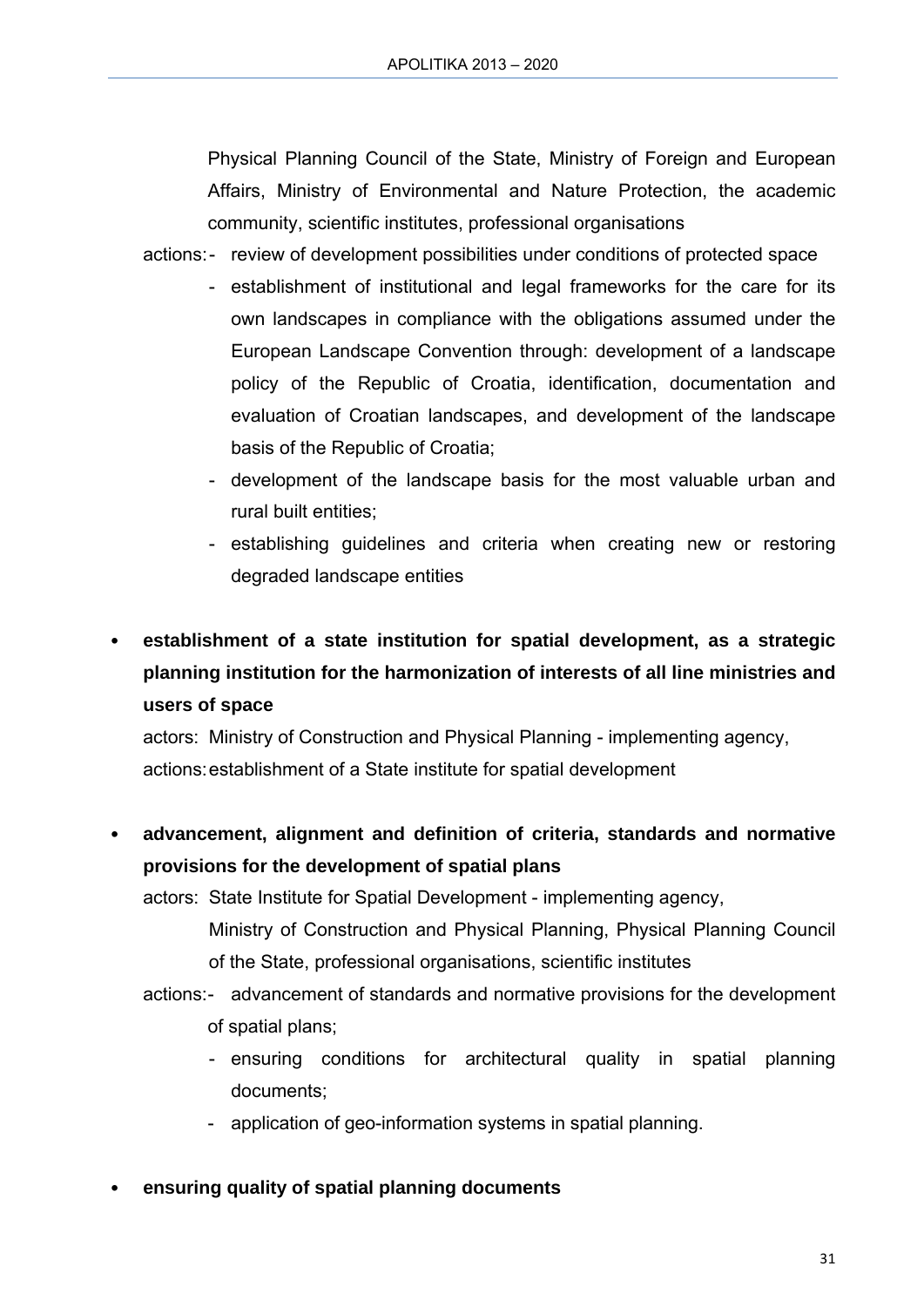Physical Planning Council of the State, Ministry of Foreign and European Affairs, Ministry of Environmental and Nature Protection, the academic community, scientific institutes, professional organisations

actions:
- review of development possibilities under conditions of protected space
- establishment of institutional and legal frameworks for the care for its own landscapes in compliance with the obligations assumed under the European Landscape Convention through: development of a landscape policy of the Republic of Croatia, identification, documentation and evaluation of Croatian landscapes, and development of the landscape basis of the Republic of Croatia;
- development of the landscape basis for the most valuable urban and rural built entities;
- establishing guidelines and criteria when creating new or restoring degraded landscape entities

- **establishment of a state institution for spatial development, as a strategic planning institution for the harmonization of interests of all line ministries and users of space**

  actors: Ministry of Construction and Physical Planning - implementing agency,

  actions: establishment of a State institute for spatial development

- **advancement, alignment and definition of criteria, standards and normative provisions for the development of spatial plans**

  actors: State Institute for Spatial Development - implementing agency, Ministry of Construction and Physical Planning, Physical Planning Council of the State, professional organisations, scientific institutes

  actions:
  - advancement of standards and normative provisions for the development of spatial plans;
  - ensuring conditions for architectural quality in spatial planning documents;
  - application of geo-information systems in spatial planning.

- **ensuring quality of spatial planning documents**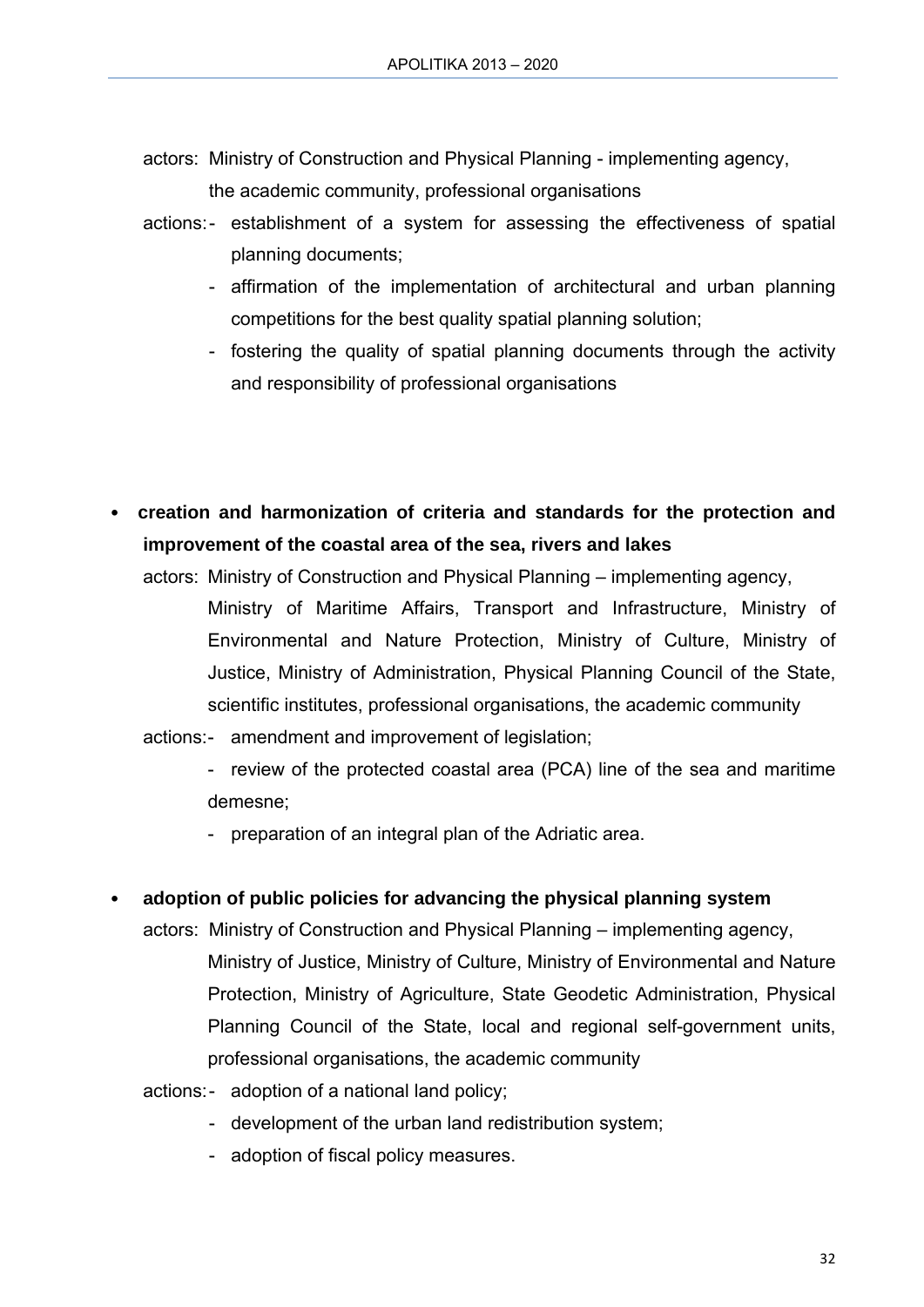actors: Ministry of Construction and Physical Planning - implementing agency, the academic community, professional organisations

actions:
- establishment of a system for assessing the effectiveness of spatial planning documents;
- affirmation of the implementation of architectural and urban planning competitions for the best quality spatial planning solution;
- fostering the quality of spatial planning documents through the activity and responsibility of professional organisations

- **creation and harmonization of criteria and standards for the protection and improvement of the coastal area of the sea, rivers and lakes**

  actors: Ministry of Construction and Physical Planning – implementing agency, Ministry of Maritime Affairs, Transport and Infrastructure, Ministry of Environmental and Nature Protection, Ministry of Culture, Ministry of Justice, Ministry of Administration, Physical Planning Council of the State, scientific institutes, professional organisations, the academic community

  actions:
  - amendment and improvement of legislation;
  - review of the protected coastal area (PCA) line of the sea and maritime demesne;
  - preparation of an integral plan of the Adriatic area.

- **adoption of public policies for advancing the physical planning system**

  actors: Ministry of Construction and Physical Planning – implementing agency, Ministry of Justice, Ministry of Culture, Ministry of Environmental and Nature Protection, Ministry of Agriculture, State Geodetic Administration, Physical Planning Council of the State, local and regional self-government units, professional organisations, the academic community

  actions:
  - adoption of a national land policy;
  - development of the urban land redistribution system;
  - adoption of fiscal policy measures.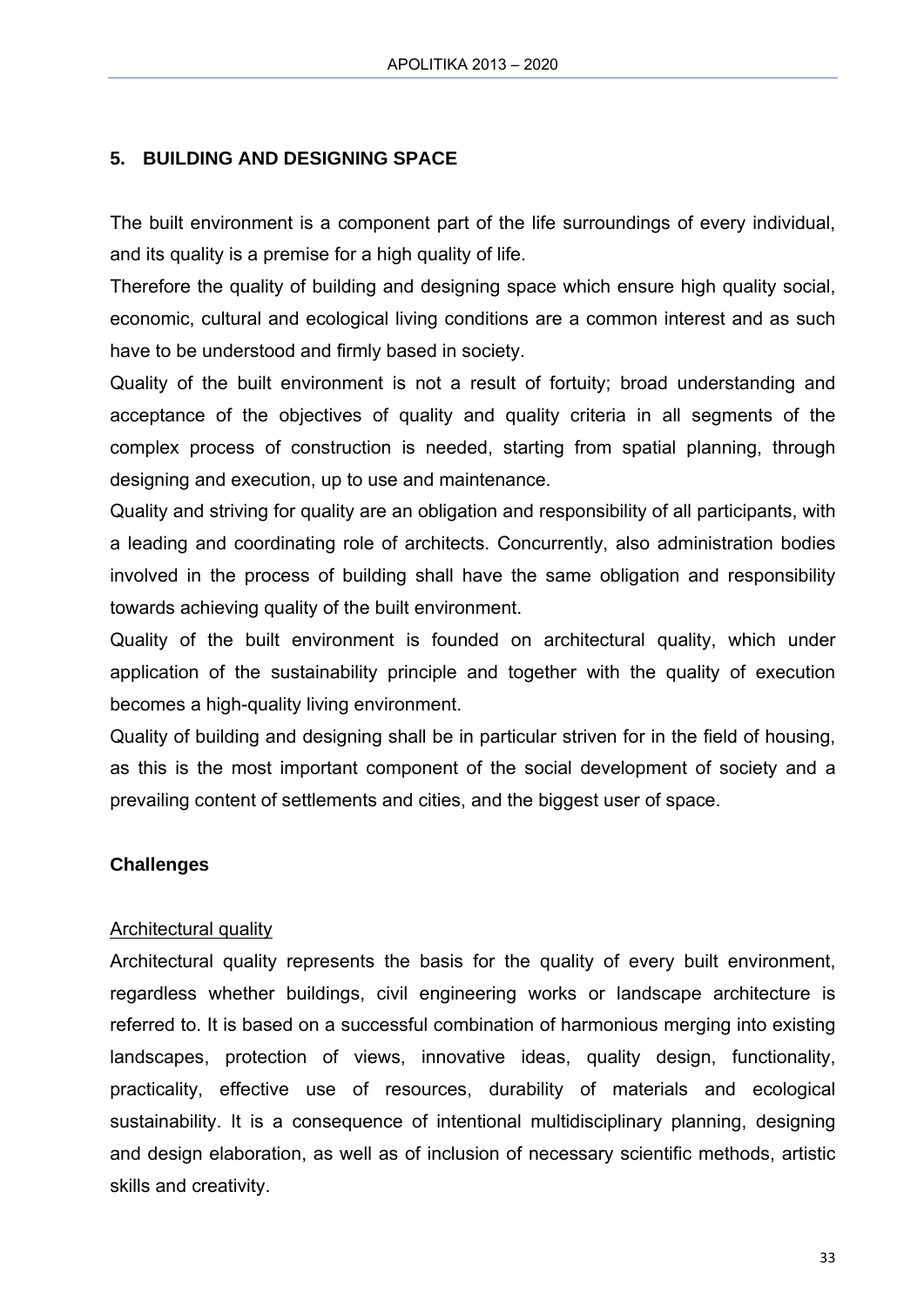## 5. BUILDING AND DESIGNING SPACE

The built environment is a component part of the life surroundings of every individual, and its quality is a premise for a high quality of life.

Therefore the quality of building and designing space which ensure high quality social, economic, cultural and ecological living conditions are a common interest and as such have to be understood and firmly based in society.

Quality of the built environment is not a result of fortuity; broad understanding and acceptance of the objectives of quality and quality criteria in all segments of the complex process of construction is needed, starting from spatial planning, through designing and execution, up to use and maintenance.

Quality and striving for quality are an obligation and responsibility of all participants, with a leading and coordinating role of architects. Concurrently, also administration bodies involved in the process of building shall have the same obligation and responsibility towards achieving quality of the built environment.

Quality of the built environment is founded on architectural quality, which under application of the sustainability principle and together with the quality of execution becomes a high-quality living environment.

Quality of building and designing shall be in particular striven for in the field of housing, as this is the most important component of the social development of society and a prevailing content of settlements and cities, and the biggest user of space.

### Challenges

Architectural quality

Architectural quality represents the basis for the quality of every built environment, regardless whether buildings, civil engineering works or landscape architecture is referred to. It is based on a successful combination of harmonious merging into existing landscapes, protection of views, innovative ideas, quality design, functionality, practicality, effective use of resources, durability of materials and ecological sustainability. It is a consequence of intentional multidisciplinary planning, designing and design elaboration, as well as of inclusion of necessary scientific methods, artistic skills and creativity.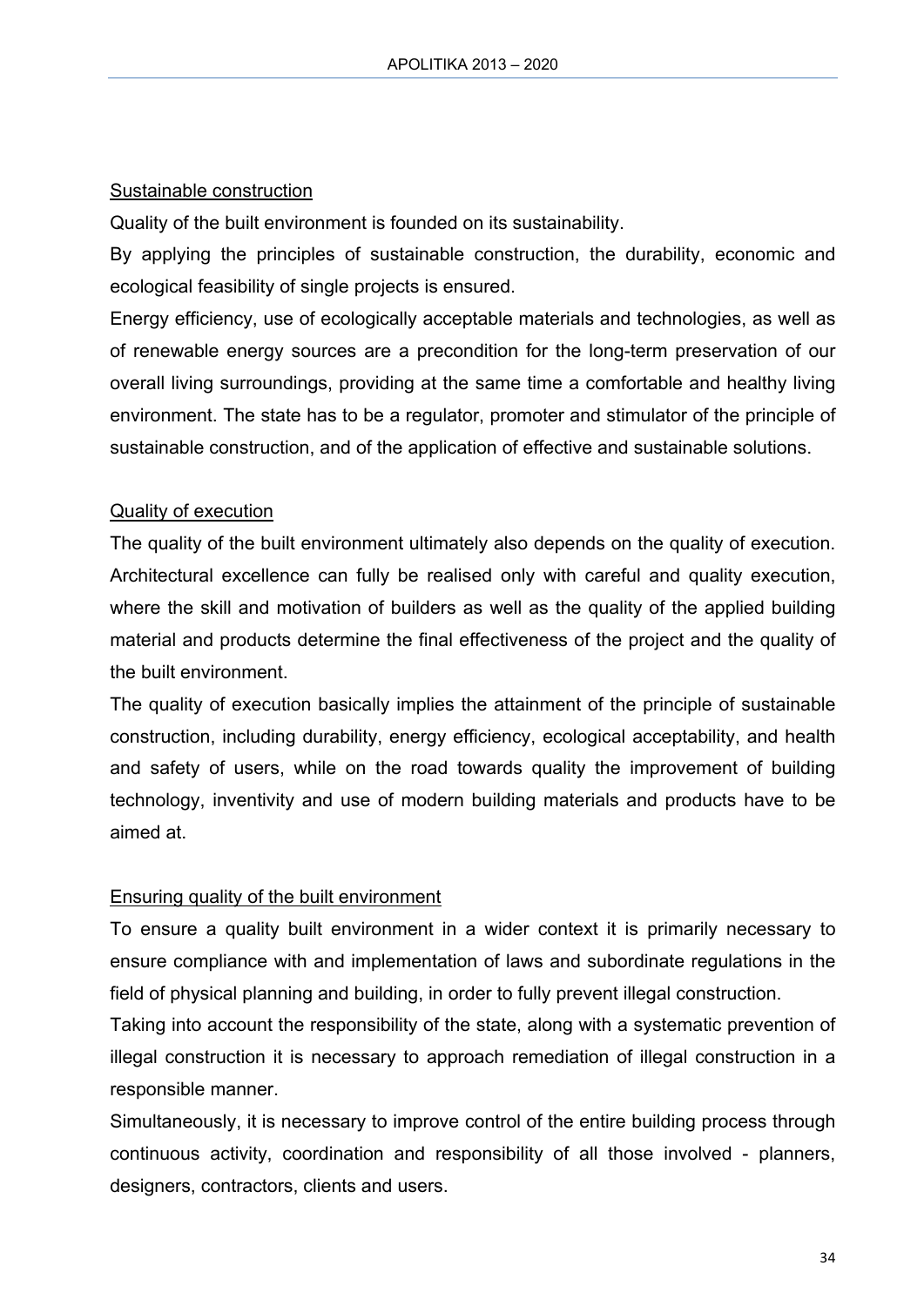## Sustainable construction

Quality of the built environment is founded on its sustainability.

By applying the principles of sustainable construction, the durability, economic and ecological feasibility of single projects is ensured.

Energy efficiency, use of ecologically acceptable materials and technologies, as well as of renewable energy sources are a precondition for the long-term preservation of our overall living surroundings, providing at the same time a comfortable and healthy living environment. The state has to be a regulator, promoter and stimulator of the principle of sustainable construction, and of the application of effective and sustainable solutions.

## Quality of execution

The quality of the built environment ultimately also depends on the quality of execution. Architectural excellence can fully be realised only with careful and quality execution, where the skill and motivation of builders as well as the quality of the applied building material and products determine the final effectiveness of the project and the quality of the built environment.

The quality of execution basically implies the attainment of the principle of sustainable construction, including durability, energy efficiency, ecological acceptability, and health and safety of users, while on the road towards quality the improvement of building technology, inventivity and use of modern building materials and products have to be aimed at.

## Ensuring quality of the built environment

To ensure a quality built environment in a wider context it is primarily necessary to ensure compliance with and implementation of laws and subordinate regulations in the field of physical planning and building, in order to fully prevent illegal construction.

Taking into account the responsibility of the state, along with a systematic prevention of illegal construction it is necessary to approach remediation of illegal construction in a responsible manner.

Simultaneously, it is necessary to improve control of the entire building process through continuous activity, coordination and responsibility of all those involved - planners, designers, contractors, clients and users.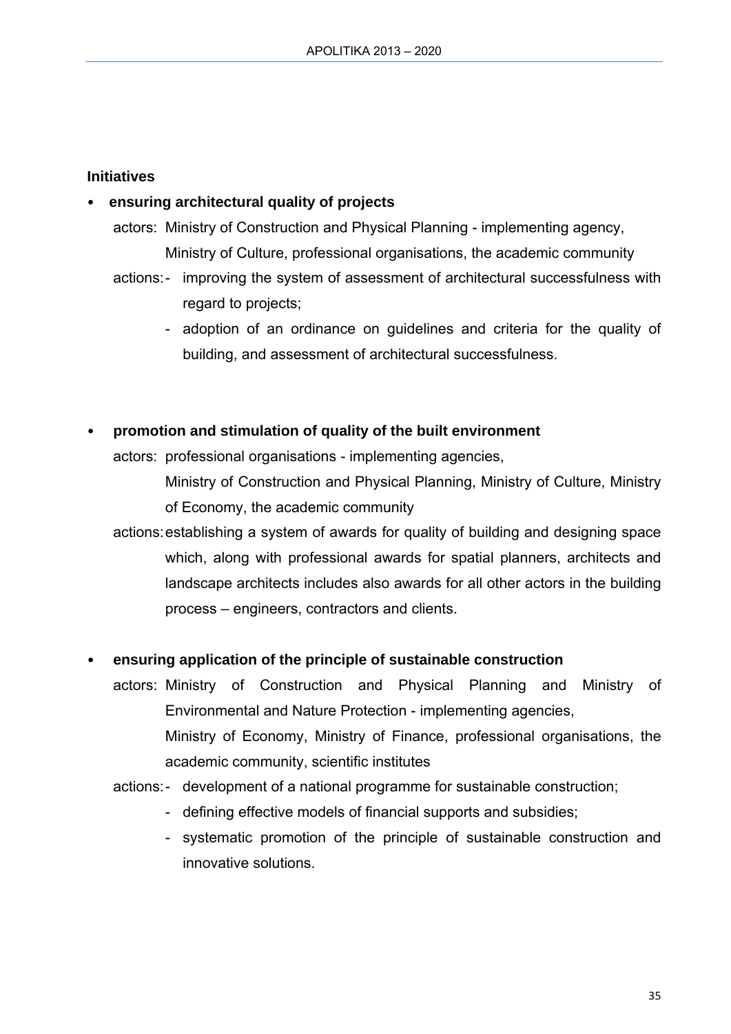**Initiatives**

- **ensuring architectural quality of projects**

  actors: Ministry of Construction and Physical Planning - implementing agency, Ministry of Culture, professional organisations, the academic community

  actions:
  - improving the system of assessment of architectural successfulness with regard to projects;
  - adoption of an ordinance on guidelines and criteria for the quality of building, and assessment of architectural successfulness.

- **promotion and stimulation of quality of the built environment**

  actors: professional organisations - implementing agencies, Ministry of Construction and Physical Planning, Ministry of Culture, Ministry of Economy, the academic community

  actions: establishing a system of awards for quality of building and designing space which, along with professional awards for spatial planners, architects and landscape architects includes also awards for all other actors in the building process – engineers, contractors and clients.

- **ensuring application of the principle of sustainable construction**

  actors: Ministry of Construction and Physical Planning and Ministry of Environmental and Nature Protection - implementing agencies, Ministry of Economy, Ministry of Finance, professional organisations, the academic community, scientific institutes

  actions:
  - development of a national programme for sustainable construction;
  - defining effective models of financial supports and subsidies;
  - systematic promotion of the principle of sustainable construction and innovative solutions.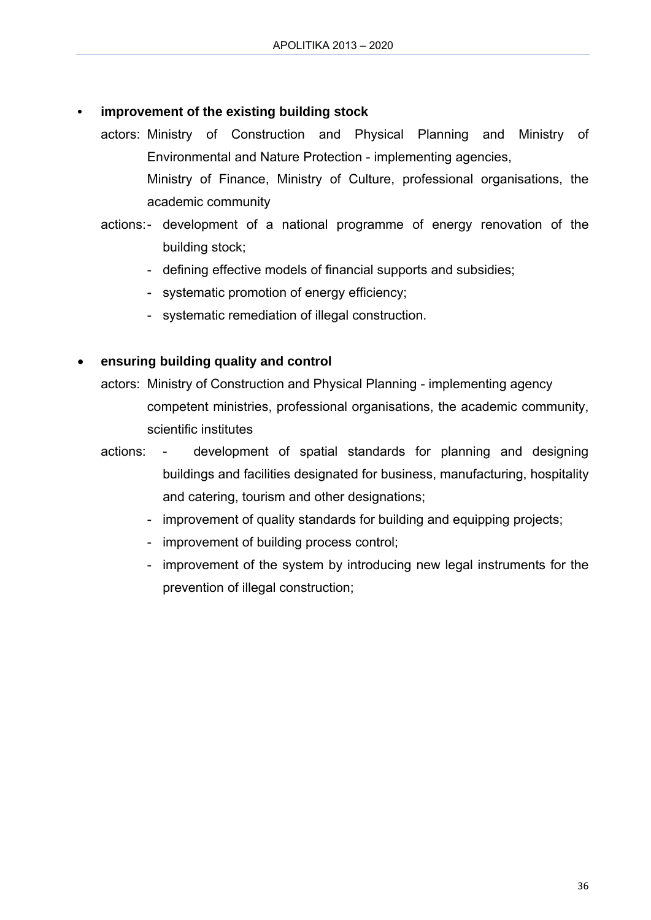- **improvement of the existing building stock**

  actors: Ministry of Construction and Physical Planning and Ministry of Environmental and Nature Protection - implementing agencies,
  Ministry of Finance, Ministry of Culture, professional organisations, the academic community

  actions:
  - development of a national programme of energy renovation of the building stock;
  - defining effective models of financial supports and subsidies;
  - systematic promotion of energy efficiency;
  - systematic remediation of illegal construction.

- **ensuring building quality and control**

  actors: Ministry of Construction and Physical Planning - implementing agency
  competent ministries, professional organisations, the academic community, scientific institutes

  actions:
  - development of spatial standards for planning and designing buildings and facilities designated for business, manufacturing, hospitality and catering, tourism and other designations;
  - improvement of quality standards for building and equipping projects;
  - improvement of building process control;
  - improvement of the system by introducing new legal instruments for the prevention of illegal construction;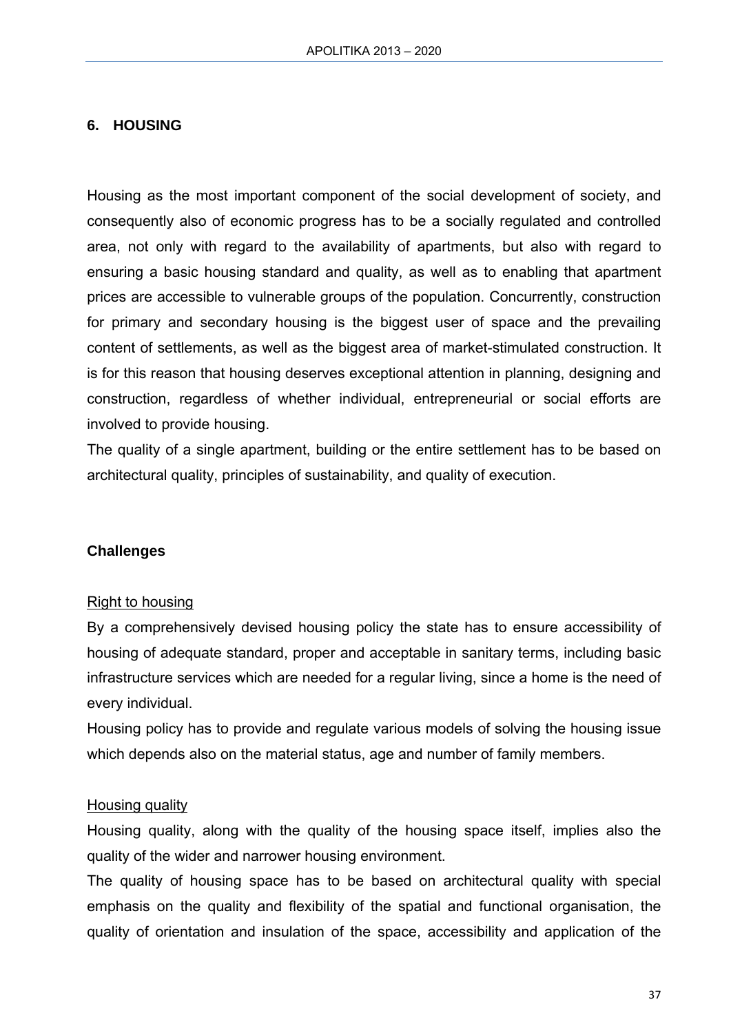## 6. HOUSING

Housing as the most important component of the social development of society, and consequently also of economic progress has to be a socially regulated and controlled area, not only with regard to the availability of apartments, but also with regard to ensuring a basic housing standard and quality, as well as to enabling that apartment prices are accessible to vulnerable groups of the population. Concurrently, construction for primary and secondary housing is the biggest user of space and the prevailing content of settlements, as well as the biggest area of market-stimulated construction. It is for this reason that housing deserves exceptional attention in planning, designing and construction, regardless of whether individual, entrepreneurial or social efforts are involved to provide housing.

The quality of a single apartment, building or the entire settlement has to be based on architectural quality, principles of sustainability, and quality of execution.

### Challenges

Right to housing

By a comprehensively devised housing policy the state has to ensure accessibility of housing of adequate standard, proper and acceptable in sanitary terms, including basic infrastructure services which are needed for a regular living, since a home is the need of every individual.

Housing policy has to provide and regulate various models of solving the housing issue which depends also on the material status, age and number of family members.

Housing quality

Housing quality, along with the quality of the housing space itself, implies also the quality of the wider and narrower housing environment.

The quality of housing space has to be based on architectural quality with special emphasis on the quality and flexibility of the spatial and functional organisation, the quality of orientation and insulation of the space, accessibility and application of the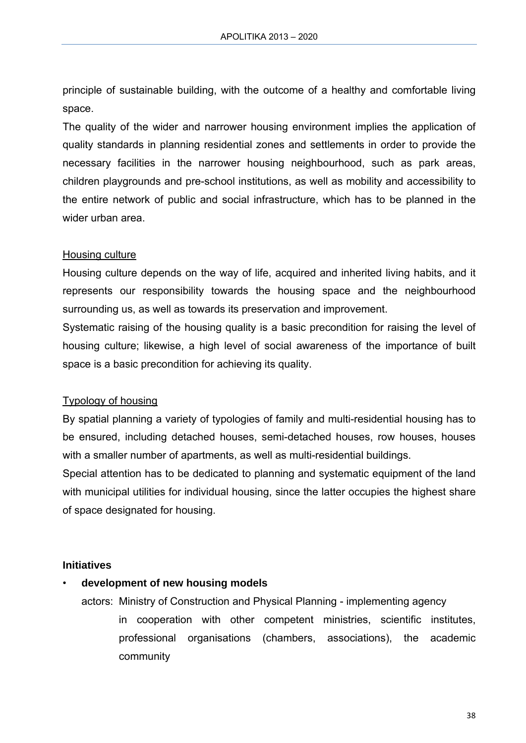principle of sustainable building, with the outcome of a healthy and comfortable living space.

The quality of the wider and narrower housing environment implies the application of quality standards in planning residential zones and settlements in order to provide the necessary facilities in the narrower housing neighbourhood, such as park areas, children playgrounds and pre-school institutions, as well as mobility and accessibility to the entire network of public and social infrastructure, which has to be planned in the wider urban area.

<u>Housing culture</u>

Housing culture depends on the way of life, acquired and inherited living habits, and it represents our responsibility towards the housing space and the neighbourhood surrounding us, as well as towards its preservation and improvement.

Systematic raising of the housing quality is a basic precondition for raising the level of housing culture; likewise, a high level of social awareness of the importance of built space is a basic precondition for achieving its quality.

<u>Typology of housing</u>

By spatial planning a variety of typologies of family and multi-residential housing has to be ensured, including detached houses, semi-detached houses, row houses, houses with a smaller number of apartments, as well as multi-residential buildings.

Special attention has to be dedicated to planning and systematic equipment of the land with municipal utilities for individual housing, since the latter occupies the highest share of space designated for housing.

**Initiatives**

- **development of new housing models**

  actors: Ministry of Construction and Physical Planning - implementing agency
  in cooperation with other competent ministries, scientific institutes, professional organisations (chambers, associations), the academic community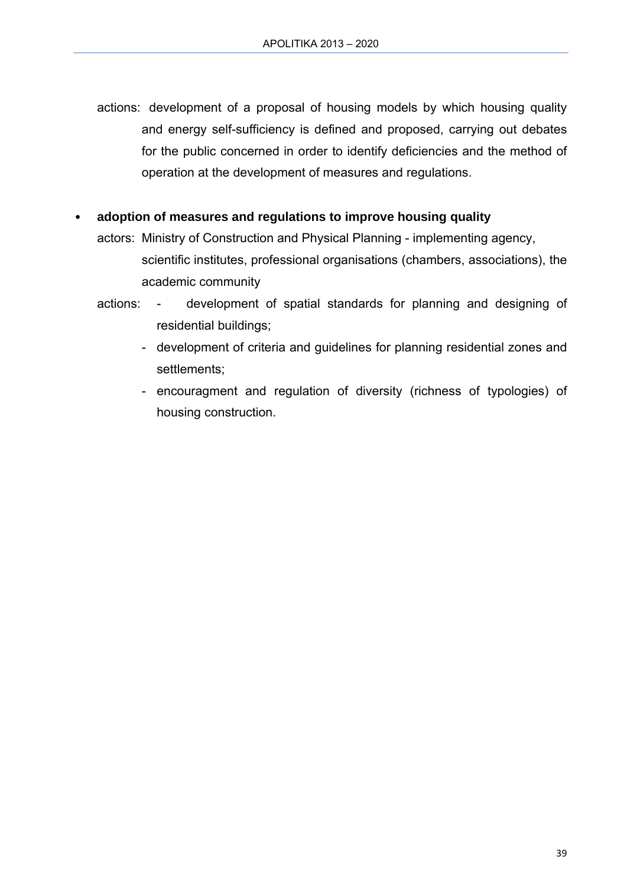actions: development of a proposal of housing models by which housing quality and energy self-sufficiency is defined and proposed, carrying out debates for the public concerned in order to identify deficiencies and the method of operation at the development of measures and regulations.

- **adoption of measures and regulations to improve housing quality**

  actors: Ministry of Construction and Physical Planning - implementing agency, scientific institutes, professional organisations (chambers, associations), the academic community

  actions:
  - development of spatial standards for planning and designing of residential buildings;
  - development of criteria and guidelines for planning residential zones and settlements;
  - encouragment and regulation of diversity (richness of typologies) of housing construction.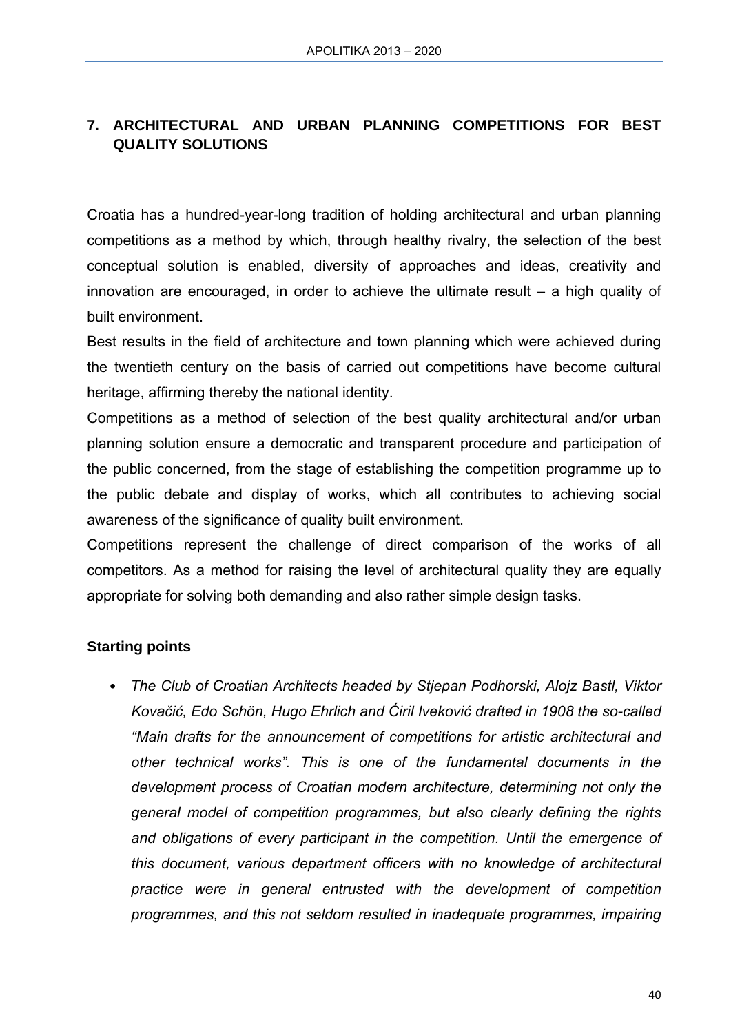## 7. ARCHITECTURAL AND URBAN PLANNING COMPETITIONS FOR BEST QUALITY SOLUTIONS

Croatia has a hundred-year-long tradition of holding architectural and urban planning competitions as a method by which, through healthy rivalry, the selection of the best conceptual solution is enabled, diversity of approaches and ideas, creativity and innovation are encouraged, in order to achieve the ultimate result – a high quality of built environment.

Best results in the field of architecture and town planning which were achieved during the twentieth century on the basis of carried out competitions have become cultural heritage, affirming thereby the national identity.

Competitions as a method of selection of the best quality architectural and/or urban planning solution ensure a democratic and transparent procedure and participation of the public concerned, from the stage of establishing the competition programme up to the public debate and display of works, which all contributes to achieving social awareness of the significance of quality built environment.

Competitions represent the challenge of direct comparison of the works of all competitors. As a method for raising the level of architectural quality they are equally appropriate for solving both demanding and also rather simple design tasks.

### Starting points

- *The Club of Croatian Architects headed by Stjepan Podhorski, Alojz Bastl, Viktor Kovačić, Edo Schön, Hugo Ehrlich and Ćiril Iveković drafted in 1908 the so-called "Main drafts for the announcement of competitions for artistic architectural and other technical works". This is one of the fundamental documents in the development process of Croatian modern architecture, determining not only the general model of competition programmes, but also clearly defining the rights and obligations of every participant in the competition. Until the emergence of this document, various department officers with no knowledge of architectural practice were in general entrusted with the development of competition programmes, and this not seldom resulted in inadequate programmes, impairing*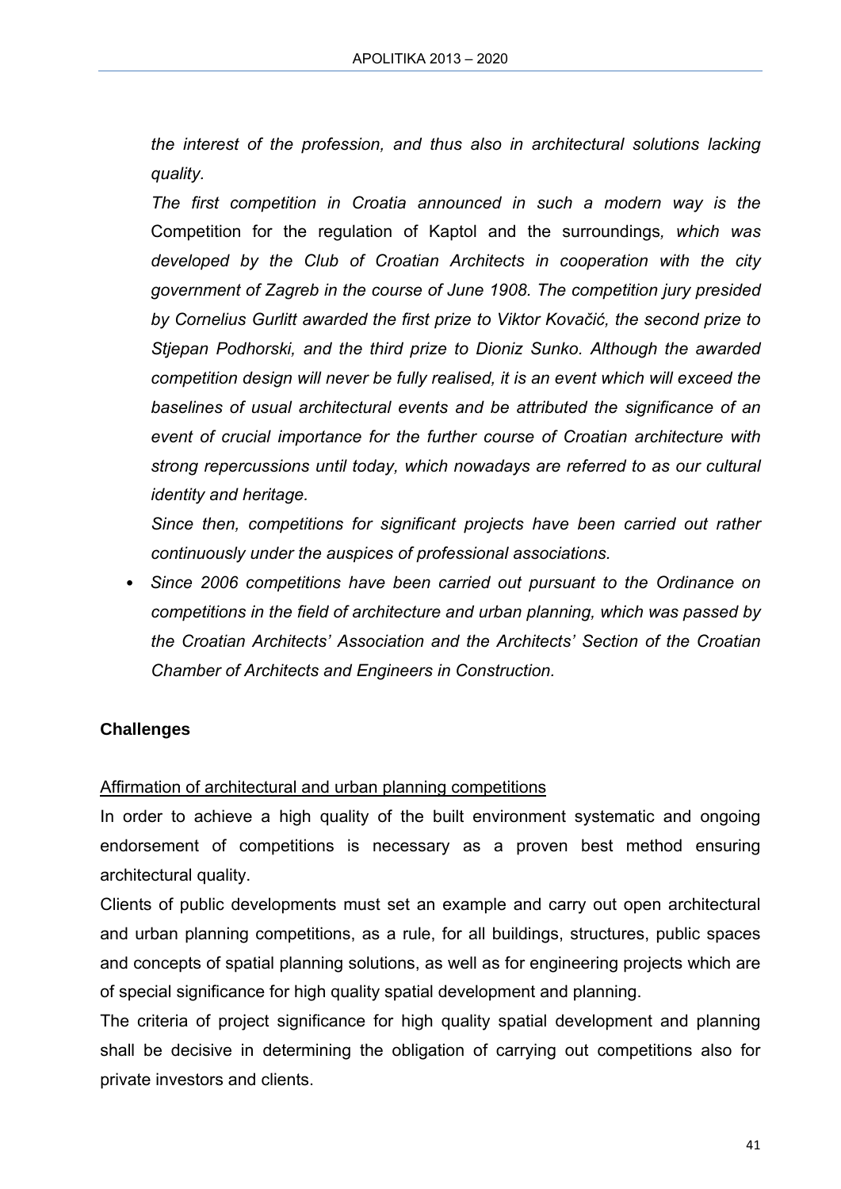*the interest of the profession, and thus also in architectural solutions lacking quality.*

*The first competition in Croatia announced in such a modern way is the* Competition for the regulation of Kaptol and the surroundings*, which was developed by the Club of Croatian Architects in cooperation with the city government of Zagreb in the course of June 1908. The competition jury presided by Cornelius Gurlitt awarded the first prize to Viktor Kovačić, the second prize to Stjepan Podhorski, and the third prize to Dioniz Sunko. Although the awarded competition design will never be fully realised, it is an event which will exceed the baselines of usual architectural events and be attributed the significance of an event of crucial importance for the further course of Croatian architecture with strong repercussions until today, which nowadays are referred to as our cultural identity and heritage.*

*Since then, competitions for significant projects have been carried out rather continuously under the auspices of professional associations.*

- *Since 2006 competitions have been carried out pursuant to the Ordinance on competitions in the field of architecture and urban planning, which was passed by the Croatian Architects' Association and the Architects' Section of the Croatian Chamber of Architects and Engineers in Construction.*

**Challenges**

Affirmation of architectural and urban planning competitions

In order to achieve a high quality of the built environment systematic and ongoing endorsement of competitions is necessary as a proven best method ensuring architectural quality.

Clients of public developments must set an example and carry out open architectural and urban planning competitions, as a rule, for all buildings, structures, public spaces and concepts of spatial planning solutions, as well as for engineering projects which are of special significance for high quality spatial development and planning.

The criteria of project significance for high quality spatial development and planning shall be decisive in determining the obligation of carrying out competitions also for private investors and clients.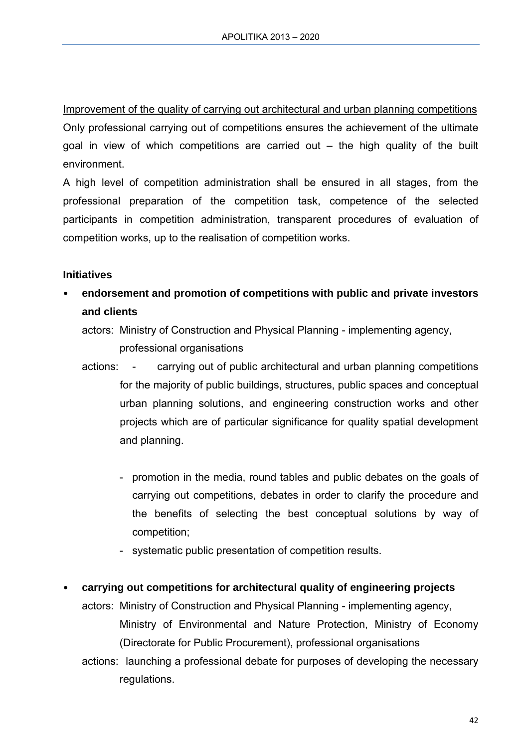<u>Improvement of the quality of carrying out architectural and urban planning competitions</u>

Only professional carrying out of competitions ensures the achievement of the ultimate goal in view of which competitions are carried out – the high quality of the built environment.

A high level of competition administration shall be ensured in all stages, from the professional preparation of the competition task, competence of the selected participants in competition administration, transparent procedures of evaluation of competition works, up to the realisation of competition works.

**Initiatives**

- **endorsement and promotion of competitions with public and private investors and clients**

  actors: Ministry of Construction and Physical Planning - implementing agency, professional organisations

  actions:
  - carrying out of public architectural and urban planning competitions for the majority of public buildings, structures, public spaces and conceptual urban planning solutions, and engineering construction works and other projects which are of particular significance for quality spatial development and planning.
  - promotion in the media, round tables and public debates on the goals of carrying out competitions, debates in order to clarify the procedure and the benefits of selecting the best conceptual solutions by way of competition;
  - systematic public presentation of competition results.

- **carrying out competitions for architectural quality of engineering projects**

  actors: Ministry of Construction and Physical Planning - implementing agency, Ministry of Environmental and Nature Protection, Ministry of Economy (Directorate for Public Procurement), professional organisations

  actions: launching a professional debate for purposes of developing the necessary regulations.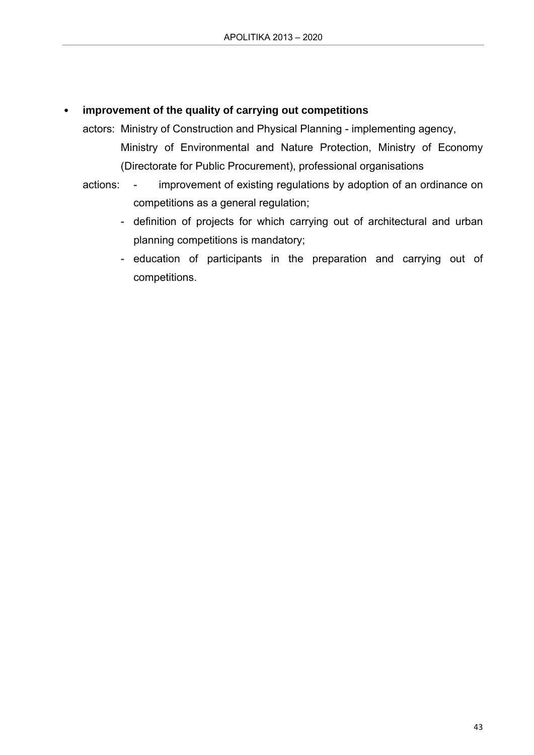- **improvement of the quality of carrying out competitions**

  actors: Ministry of Construction and Physical Planning - implementing agency, Ministry of Environmental and Nature Protection, Ministry of Economy (Directorate for Public Procurement), professional organisations

  actions:
  - improvement of existing regulations by adoption of an ordinance on competitions as a general regulation;
  - definition of projects for which carrying out of architectural and urban planning competitions is mandatory;
  - education of participants in the preparation and carrying out of competitions.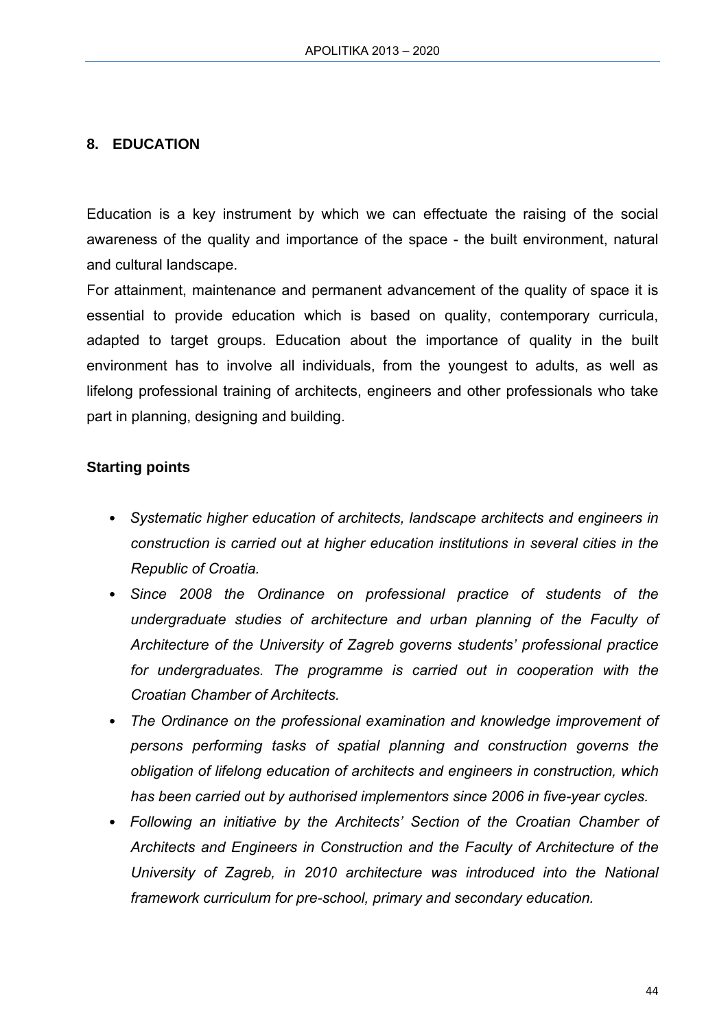## 8. EDUCATION

Education is a key instrument by which we can effectuate the raising of the social awareness of the quality and importance of the space - the built environment, natural and cultural landscape.

For attainment, maintenance and permanent advancement of the quality of space it is essential to provide education which is based on quality, contemporary curricula, adapted to target groups. Education about the importance of quality in the built environment has to involve all individuals, from the youngest to adults, as well as lifelong professional training of architects, engineers and other professionals who take part in planning, designing and building.

### Starting points

- *Systematic higher education of architects, landscape architects and engineers in construction is carried out at higher education institutions in several cities in the Republic of Croatia.*
- *Since 2008 the Ordinance on professional practice of students of the undergraduate studies of architecture and urban planning of the Faculty of Architecture of the University of Zagreb governs students' professional practice for undergraduates. The programme is carried out in cooperation with the Croatian Chamber of Architects.*
- *The Ordinance on the professional examination and knowledge improvement of persons performing tasks of spatial planning and construction governs the obligation of lifelong education of architects and engineers in construction, which has been carried out by authorised implementors since 2006 in five-year cycles.*
- *Following an initiative by the Architects' Section of the Croatian Chamber of Architects and Engineers in Construction and the Faculty of Architecture of the University of Zagreb, in 2010 architecture was introduced into the National framework curriculum for pre-school, primary and secondary education.*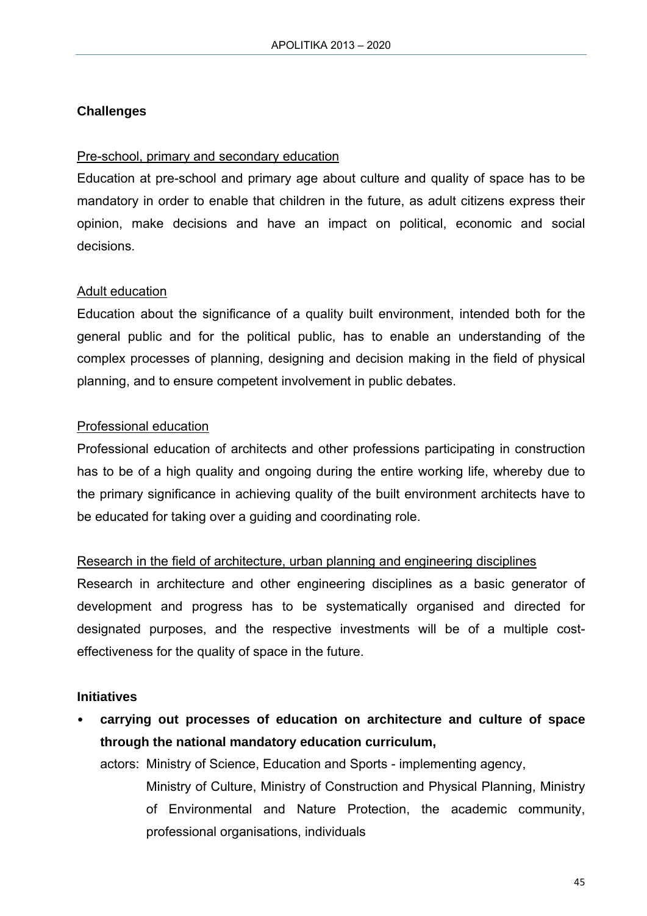## Challenges

Pre-school, primary and secondary education

Education at pre-school and primary age about culture and quality of space has to be mandatory in order to enable that children in the future, as adult citizens express their opinion, make decisions and have an impact on political, economic and social decisions.

Adult education

Education about the significance of a quality built environment, intended both for the general public and for the political public, has to enable an understanding of the complex processes of planning, designing and decision making in the field of physical planning, and to ensure competent involvement in public debates.

Professional education

Professional education of architects and other professions participating in construction has to be of a high quality and ongoing during the entire working life, whereby due to the primary significance in achieving quality of the built environment architects have to be educated for taking over a guiding and coordinating role.

Research in the field of architecture, urban planning and engineering disciplines

Research in architecture and other engineering disciplines as a basic generator of development and progress has to be systematically organised and directed for designated purposes, and the respective investments will be of a multiple cost-effectiveness for the quality of space in the future.

## Initiatives

- **carrying out processes of education on architecture and culture of space through the national mandatory education curriculum,**

  actors: Ministry of Science, Education and Sports - implementing agency, Ministry of Culture, Ministry of Construction and Physical Planning, Ministry of Environmental and Nature Protection, the academic community, professional organisations, individuals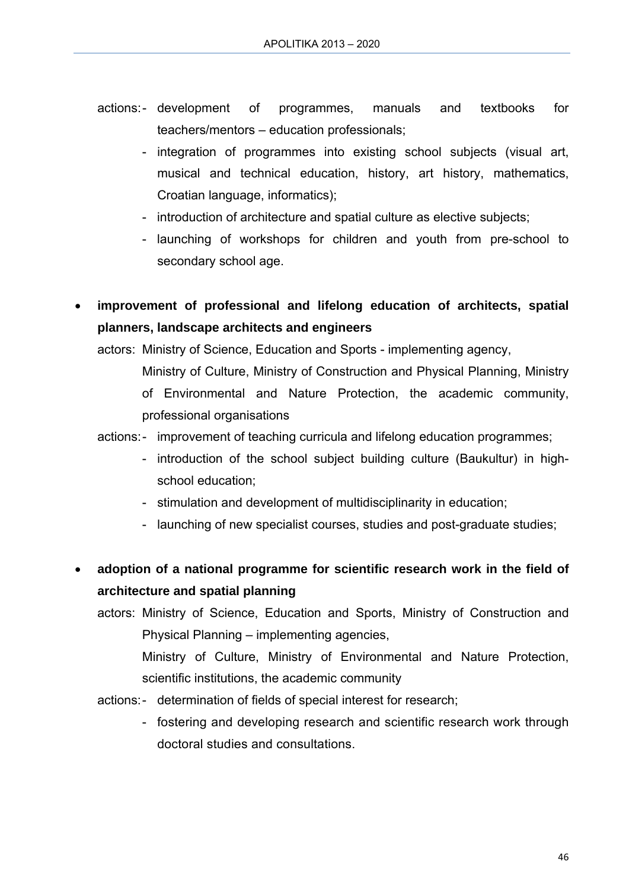actions: - development of programmes, manuals and textbooks for teachers/mentors – education professionals;
- integration of programmes into existing school subjects (visual art, musical and technical education, history, art history, mathematics, Croatian language, informatics);
- introduction of architecture and spatial culture as elective subjects;
- launching of workshops for children and youth from pre-school to secondary school age.

- **improvement of professional and lifelong education of architects, spatial planners, landscape architects and engineers**

  actors: Ministry of Science, Education and Sports - implementing agency, Ministry of Culture, Ministry of Construction and Physical Planning, Ministry of Environmental and Nature Protection, the academic community, professional organisations

  actions:
  - improvement of teaching curricula and lifelong education programmes;
  - introduction of the school subject building culture (Baukultur) in high-school education;
  - stimulation and development of multidisciplinarity in education;
  - launching of new specialist courses, studies and post-graduate studies;

- **adoption of a national programme for scientific research work in the field of architecture and spatial planning**

  actors: Ministry of Science, Education and Sports, Ministry of Construction and Physical Planning – implementing agencies, Ministry of Culture, Ministry of Environmental and Nature Protection, scientific institutions, the academic community

  actions:
  - determination of fields of special interest for research;
  - fostering and developing research and scientific research work through doctoral studies and consultations.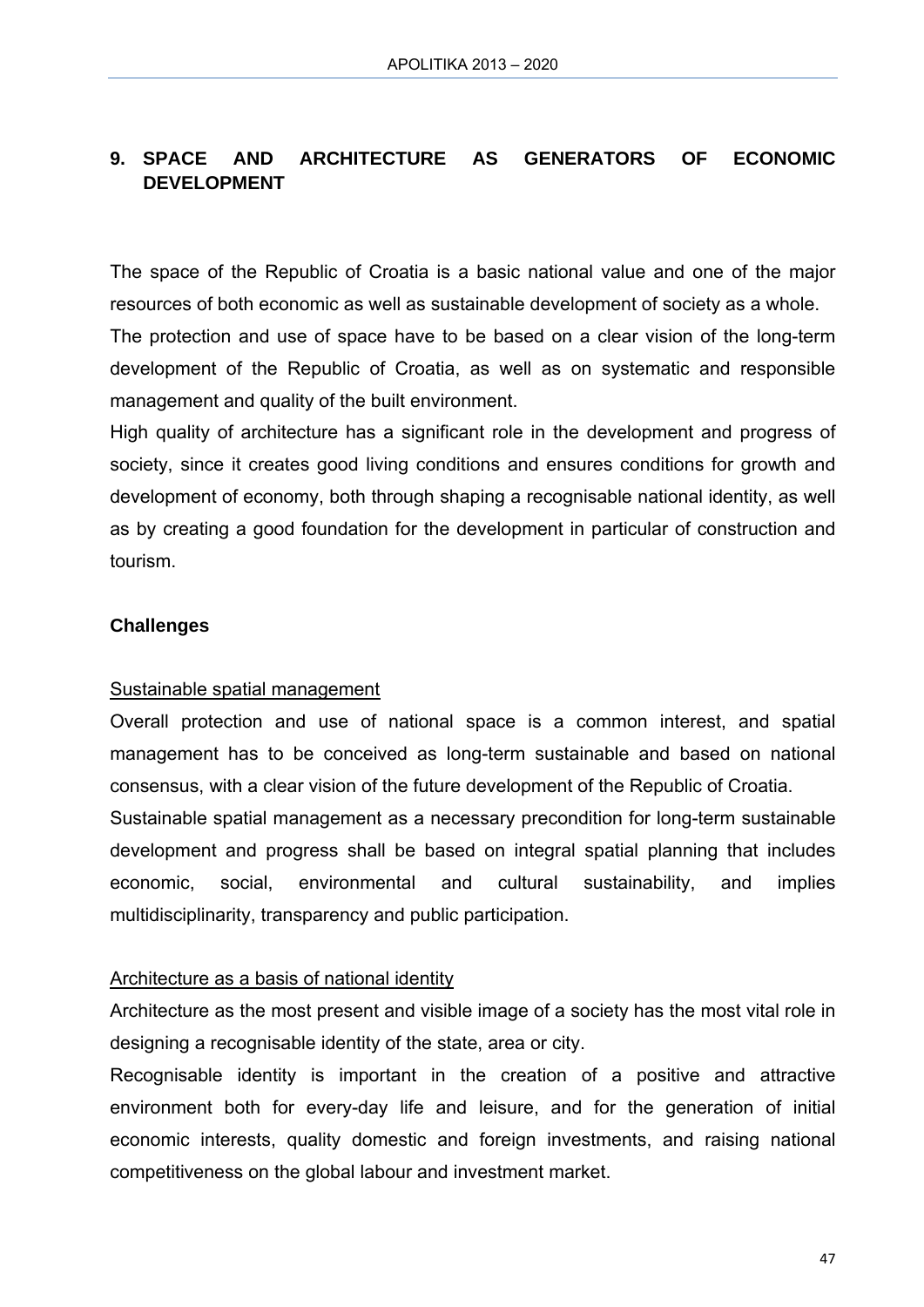## 9. SPACE AND ARCHITECTURE AS GENERATORS OF ECONOMIC DEVELOPMENT

The space of the Republic of Croatia is a basic national value and one of the major resources of both economic as well as sustainable development of society as a whole.

The protection and use of space have to be based on a clear vision of the long-term development of the Republic of Croatia, as well as on systematic and responsible management and quality of the built environment.

High quality of architecture has a significant role in the development and progress of society, since it creates good living conditions and ensures conditions for growth and development of economy, both through shaping a recognisable national identity, as well as by creating a good foundation for the development in particular of construction and tourism.

### Challenges

Sustainable spatial management

Overall protection and use of national space is a common interest, and spatial management has to be conceived as long-term sustainable and based on national consensus, with a clear vision of the future development of the Republic of Croatia.

Sustainable spatial management as a necessary precondition for long-term sustainable development and progress shall be based on integral spatial planning that includes economic, social, environmental and cultural sustainability, and implies multidisciplinarity, transparency and public participation.

Architecture as a basis of national identity

Architecture as the most present and visible image of a society has the most vital role in designing a recognisable identity of the state, area or city.

Recognisable identity is important in the creation of a positive and attractive environment both for every-day life and leisure, and for the generation of initial economic interests, quality domestic and foreign investments, and raising national competitiveness on the global labour and investment market.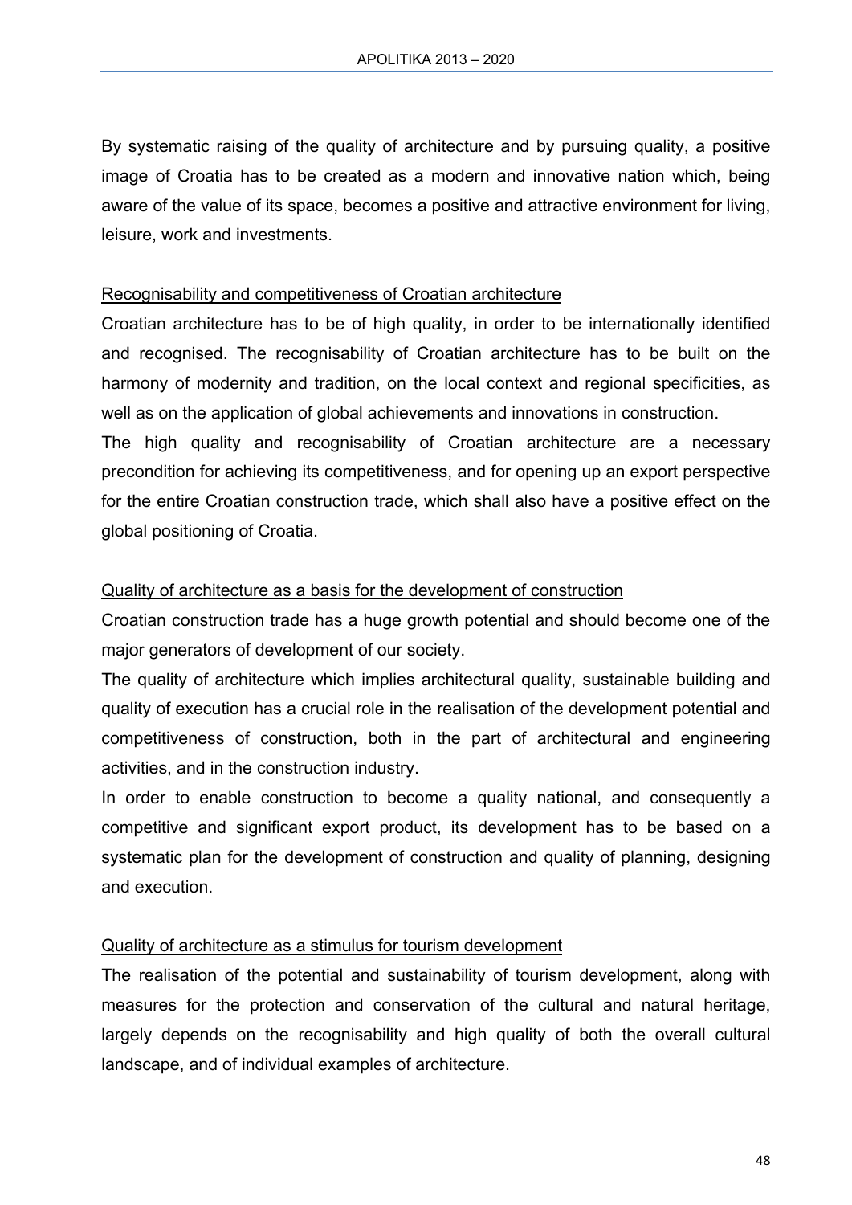By systematic raising of the quality of architecture and by pursuing quality, a positive image of Croatia has to be created as a modern and innovative nation which, being aware of the value of its space, becomes a positive and attractive environment for living, leisure, work and investments.

<u>Recognisability and competitiveness of Croatian architecture</u>

Croatian architecture has to be of high quality, in order to be internationally identified and recognised. The recognisability of Croatian architecture has to be built on the harmony of modernity and tradition, on the local context and regional specificities, as well as on the application of global achievements and innovations in construction.

The high quality and recognisability of Croatian architecture are a necessary precondition for achieving its competitiveness, and for opening up an export perspective for the entire Croatian construction trade, which shall also have a positive effect on the global positioning of Croatia.

<u>Quality of architecture as a basis for the development of construction</u>

Croatian construction trade has a huge growth potential and should become one of the major generators of development of our society.

The quality of architecture which implies architectural quality, sustainable building and quality of execution has a crucial role in the realisation of the development potential and competitiveness of construction, both in the part of architectural and engineering activities, and in the construction industry.

In order to enable construction to become a quality national, and consequently a competitive and significant export product, its development has to be based on a systematic plan for the development of construction and quality of planning, designing and execution.

<u>Quality of architecture as a stimulus for tourism development</u>

The realisation of the potential and sustainability of tourism development, along with measures for the protection and conservation of the cultural and natural heritage, largely depends on the recognisability and high quality of both the overall cultural landscape, and of individual examples of architecture.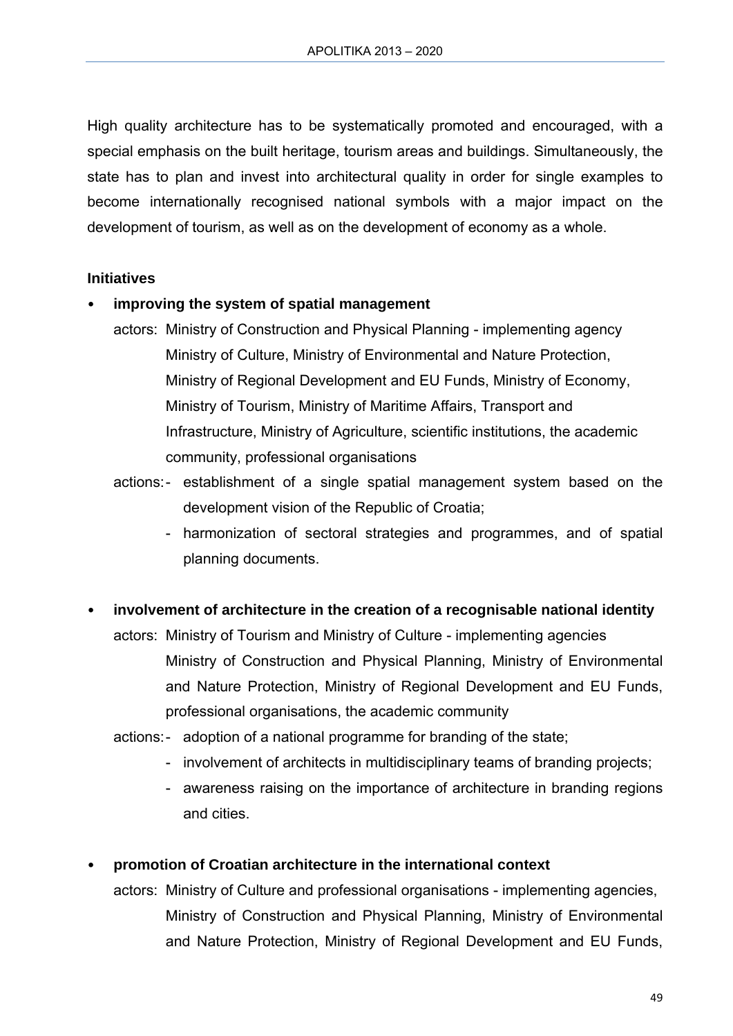High quality architecture has to be systematically promoted and encouraged, with a special emphasis on the built heritage, tourism areas and buildings. Simultaneously, the state has to plan and invest into architectural quality in order for single examples to become internationally recognised national symbols with a major impact on the development of tourism, as well as on the development of economy as a whole.

**Initiatives**

- **improving the system of spatial management**

  actors: Ministry of Construction and Physical Planning - implementing agency
  Ministry of Culture, Ministry of Environmental and Nature Protection, Ministry of Regional Development and EU Funds, Ministry of Economy, Ministry of Tourism, Ministry of Maritime Affairs, Transport and Infrastructure, Ministry of Agriculture, scientific institutions, the academic community, professional organisations

  actions:
  - establishment of a single spatial management system based on the development vision of the Republic of Croatia;
  - harmonization of sectoral strategies and programmes, and of spatial planning documents.

- **involvement of architecture in the creation of a recognisable national identity**

  actors: Ministry of Tourism and Ministry of Culture - implementing agencies
  Ministry of Construction and Physical Planning, Ministry of Environmental and Nature Protection, Ministry of Regional Development and EU Funds, professional organisations, the academic community

  actions:
  - adoption of a national programme for branding of the state;
  - involvement of architects in multidisciplinary teams of branding projects;
  - awareness raising on the importance of architecture in branding regions and cities.

- **promotion of Croatian architecture in the international context**

  actors: Ministry of Culture and professional organisations - implementing agencies,
  Ministry of Construction and Physical Planning, Ministry of Environmental and Nature Protection, Ministry of Regional Development and EU Funds,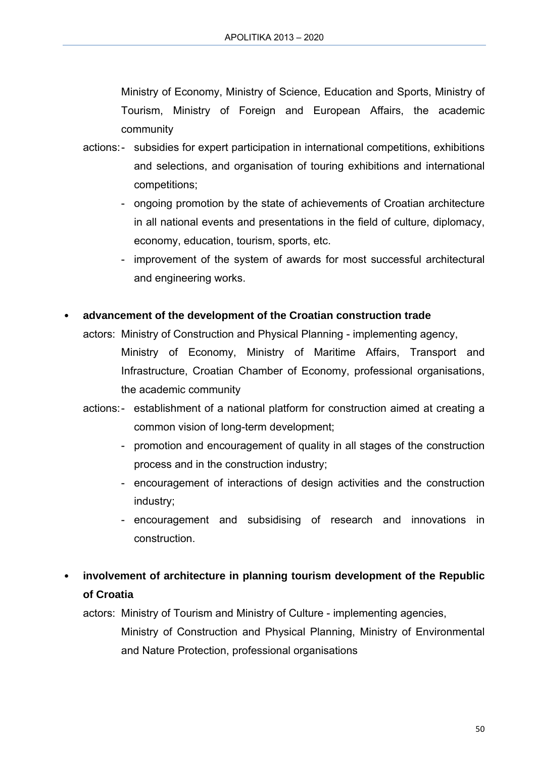Ministry of Economy, Ministry of Science, Education and Sports, Ministry of Tourism, Ministry of Foreign and European Affairs, the academic community

actions:
- subsidies for expert participation in international competitions, exhibitions and selections, and organisation of touring exhibitions and international competitions;
- ongoing promotion by the state of achievements of Croatian architecture in all national events and presentations in the field of culture, diplomacy, economy, education, tourism, sports, etc.
- improvement of the system of awards for most successful architectural and engineering works.

- **advancement of the development of the Croatian construction trade**

  actors: Ministry of Construction and Physical Planning - implementing agency, Ministry of Economy, Ministry of Maritime Affairs, Transport and Infrastructure, Croatian Chamber of Economy, professional organisations, the academic community

  actions:
  - establishment of a national platform for construction aimed at creating a common vision of long-term development;
  - promotion and encouragement of quality in all stages of the construction process and in the construction industry;
  - encouragement of interactions of design activities and the construction industry;
  - encouragement and subsidising of research and innovations in construction.

- **involvement of architecture in planning tourism development of the Republic of Croatia**

  actors: Ministry of Tourism and Ministry of Culture - implementing agencies, Ministry of Construction and Physical Planning, Ministry of Environmental and Nature Protection, professional organisations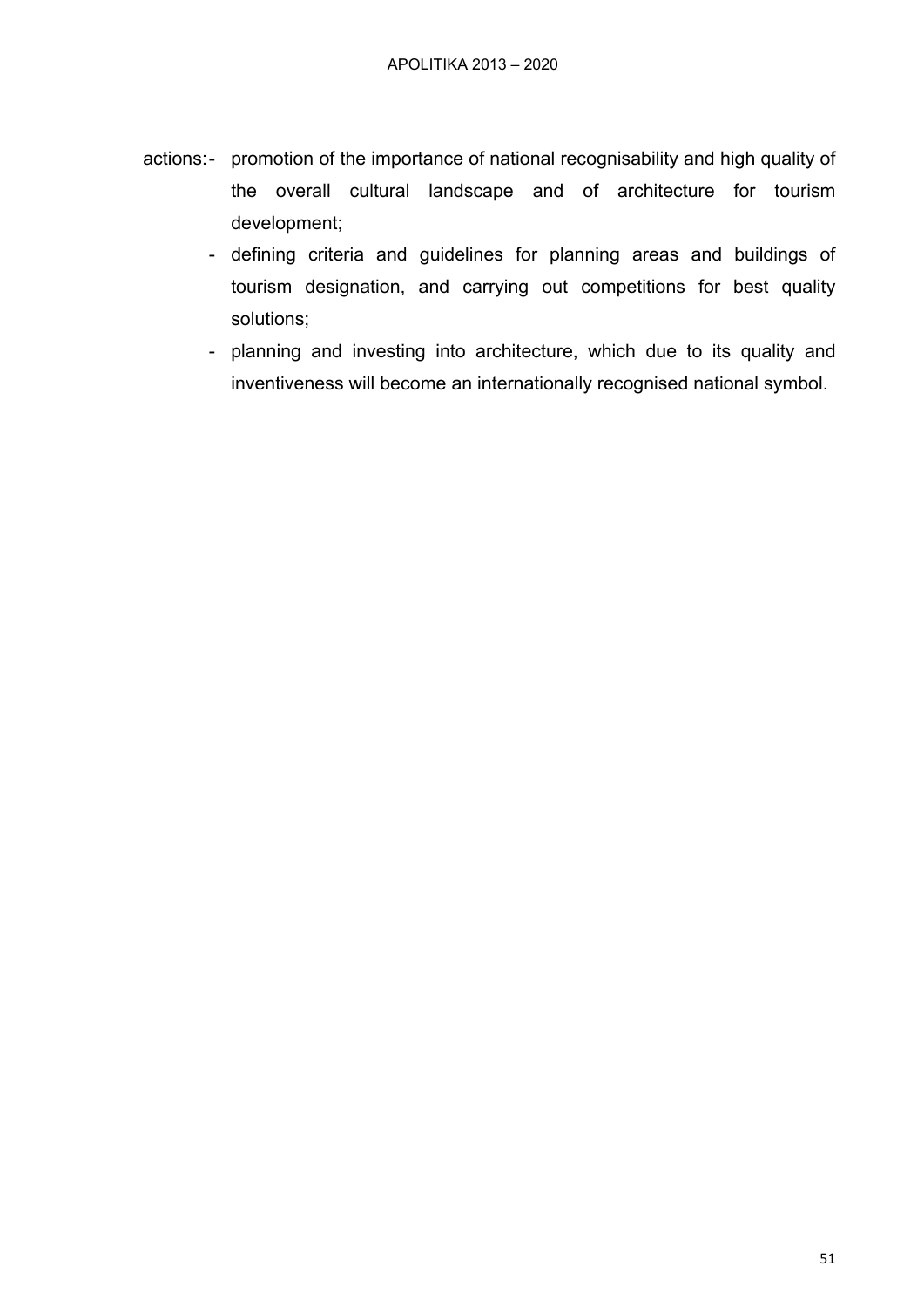actions:
- promotion of the importance of national recognisability and high quality of the overall cultural landscape and of architecture for tourism development;
- defining criteria and guidelines for planning areas and buildings of tourism designation, and carrying out competitions for best quality solutions;
- planning and investing into architecture, which due to its quality and inventiveness will become an internationally recognised national symbol.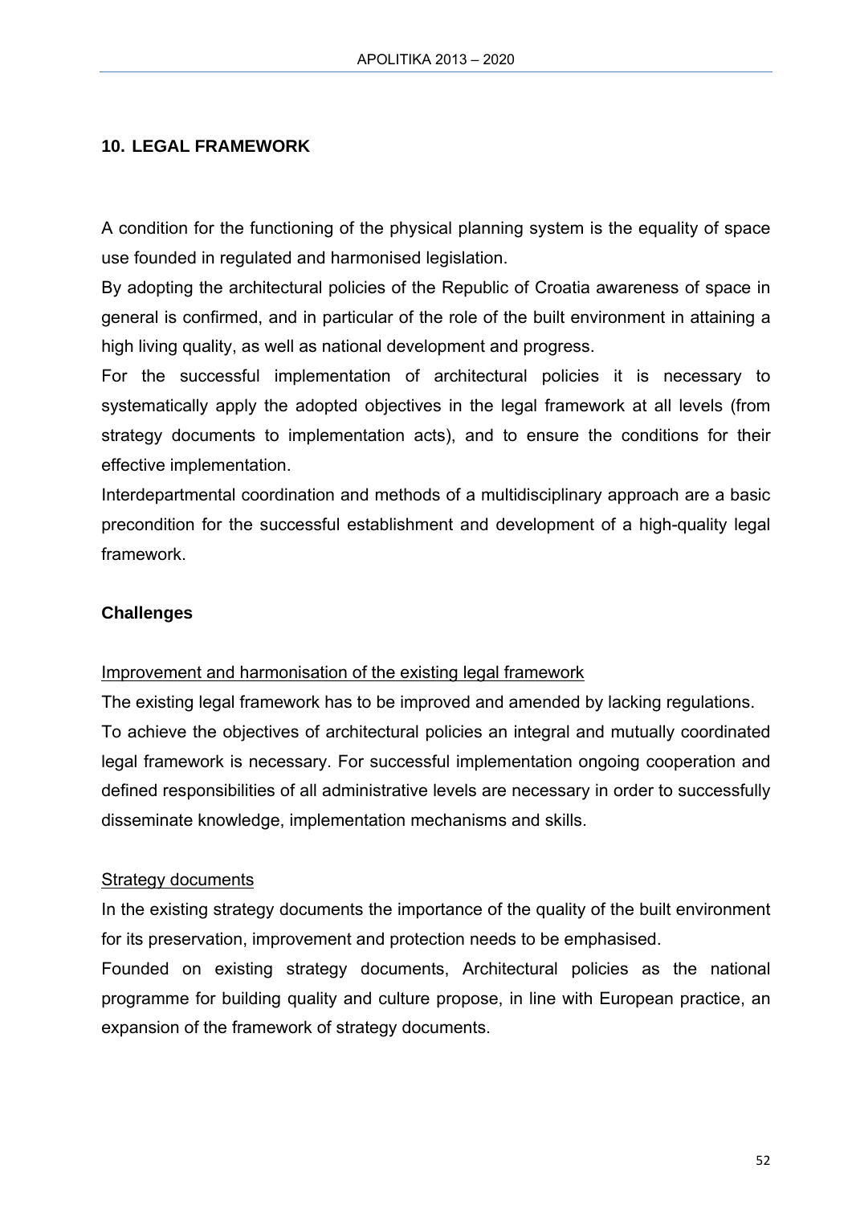## 10. LEGAL FRAMEWORK

A condition for the functioning of the physical planning system is the equality of space use founded in regulated and harmonised legislation.

By adopting the architectural policies of the Republic of Croatia awareness of space in general is confirmed, and in particular of the role of the built environment in attaining a high living quality, as well as national development and progress.

For the successful implementation of architectural policies it is necessary to systematically apply the adopted objectives in the legal framework at all levels (from strategy documents to implementation acts), and to ensure the conditions for their effective implementation.

Interdepartmental coordination and methods of a multidisciplinary approach are a basic precondition for the successful establishment and development of a high-quality legal framework.

### Challenges

Improvement and harmonisation of the existing legal framework

The existing legal framework has to be improved and amended by lacking regulations.

To achieve the objectives of architectural policies an integral and mutually coordinated legal framework is necessary. For successful implementation ongoing cooperation and defined responsibilities of all administrative levels are necessary in order to successfully disseminate knowledge, implementation mechanisms and skills.

Strategy documents

In the existing strategy documents the importance of the quality of the built environment for its preservation, improvement and protection needs to be emphasised.

Founded on existing strategy documents, Architectural policies as the national programme for building quality and culture propose, in line with European practice, an expansion of the framework of strategy documents.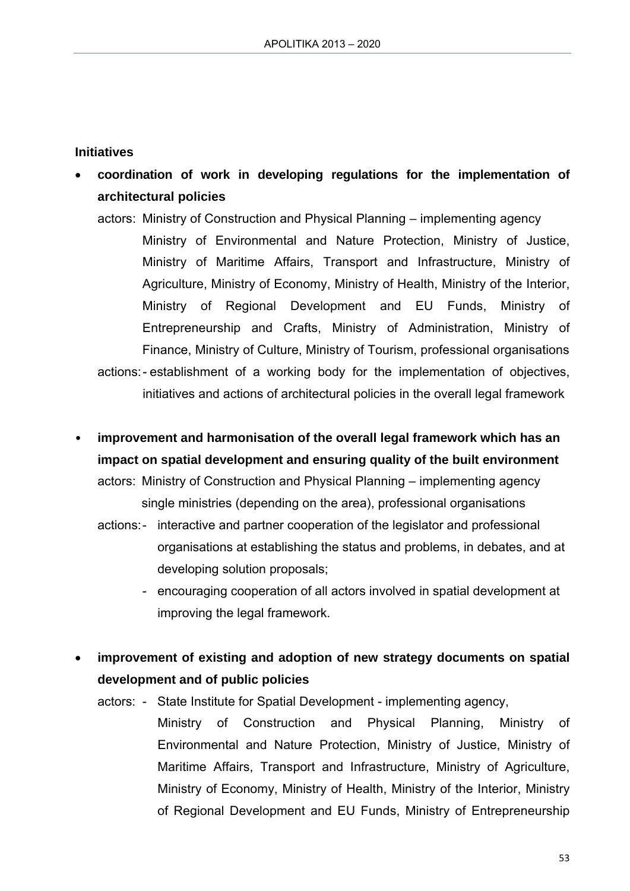**Initiatives**

- **coordination of work in developing regulations for the implementation of architectural policies**

  actors: Ministry of Construction and Physical Planning – implementing agency
  Ministry of Environmental and Nature Protection, Ministry of Justice, Ministry of Maritime Affairs, Transport and Infrastructure, Ministry of Agriculture, Ministry of Economy, Ministry of Health, Ministry of the Interior, Ministry of Regional Development and EU Funds, Ministry of Entrepreneurship and Crafts, Ministry of Administration, Ministry of Finance, Ministry of Culture, Ministry of Tourism, professional organisations

  actions: - establishment of a working body for the implementation of objectives, initiatives and actions of architectural policies in the overall legal framework

- **improvement and harmonisation of the overall legal framework which has an impact on spatial development and ensuring quality of the built environment**

  actors: Ministry of Construction and Physical Planning – implementing agency
  single ministries (depending on the area), professional organisations

  actions:
  - interactive and partner cooperation of the legislator and professional organisations at establishing the status and problems, in debates, and at developing solution proposals;
  - encouraging cooperation of all actors involved in spatial development at improving the legal framework.

- **improvement of existing and adoption of new strategy documents on spatial development and of public policies**

  actors: - State Institute for Spatial Development - implementing agency,
  Ministry of Construction and Physical Planning, Ministry of Environmental and Nature Protection, Ministry of Justice, Ministry of Maritime Affairs, Transport and Infrastructure, Ministry of Agriculture, Ministry of Economy, Ministry of Health, Ministry of the Interior, Ministry of Regional Development and EU Funds, Ministry of Entrepreneurship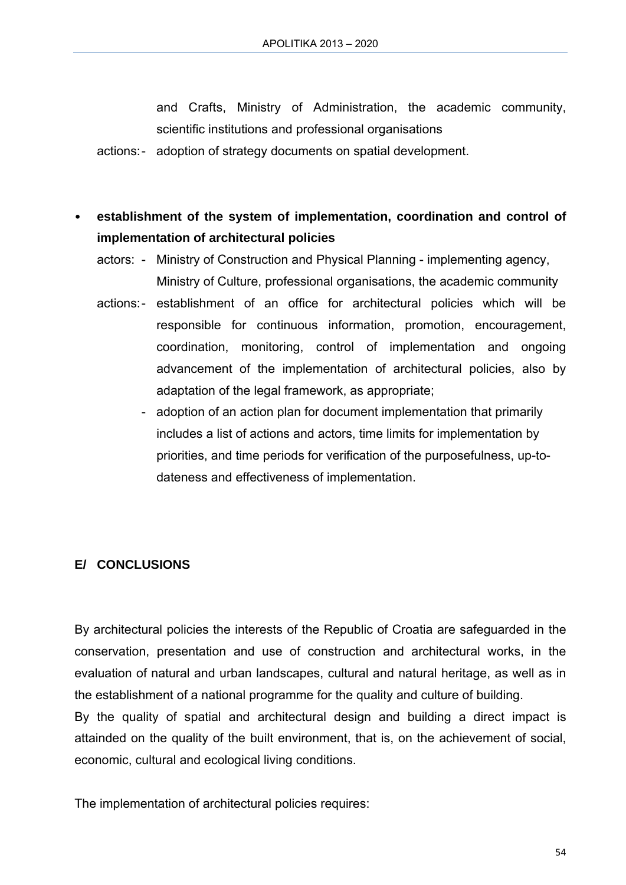and Crafts, Ministry of Administration, the academic community, scientific institutions and professional organisations

actions: - adoption of strategy documents on spatial development.

- **establishment of the system of implementation, coordination and control of implementation of architectural policies**

  actors: - Ministry of Construction and Physical Planning - implementing agency, Ministry of Culture, professional organisations, the academic community

  actions: - establishment of an office for architectural policies which will be responsible for continuous information, promotion, encouragement, coordination, monitoring, control of implementation and ongoing advancement of the implementation of architectural policies, also by adaptation of the legal framework, as appropriate;

  - adoption of an action plan for document implementation that primarily includes a list of actions and actors, time limits for implementation by priorities, and time periods for verification of the purposefulness, up-to-dateness and effectiveness of implementation.

## E/ CONCLUSIONS

By architectural policies the interests of the Republic of Croatia are safeguarded in the conservation, presentation and use of construction and architectural works, in the evaluation of natural and urban landscapes, cultural and natural heritage, as well as in the establishment of a national programme for the quality and culture of building.

By the quality of spatial and architectural design and building a direct impact is attainded on the quality of the built environment, that is, on the achievement of social, economic, cultural and ecological living conditions.

The implementation of architectural policies requires: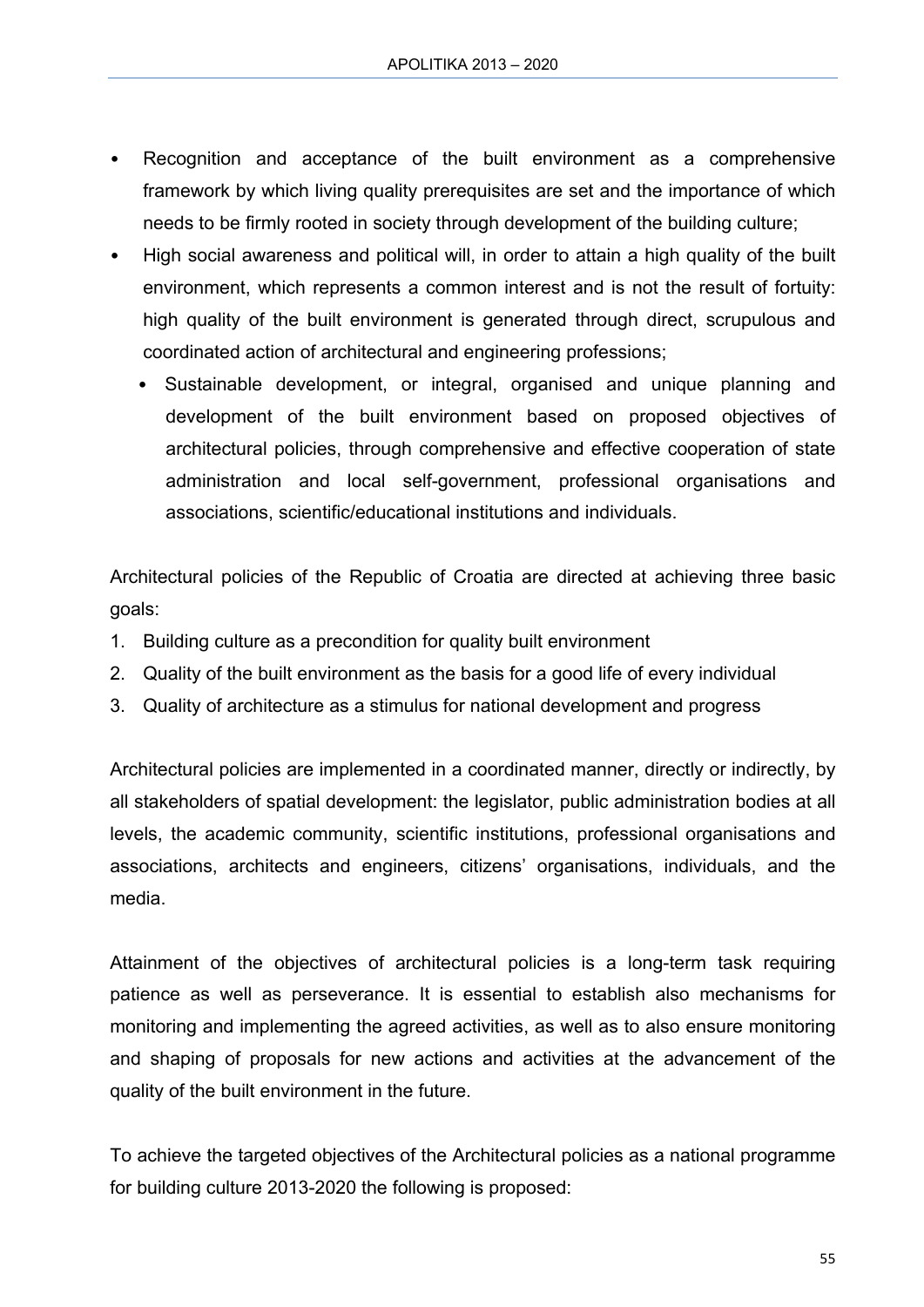- Recognition and acceptance of the built environment as a comprehensive framework by which living quality prerequisites are set and the importance of which needs to be firmly rooted in society through development of the building culture;
- High social awareness and political will, in order to attain a high quality of the built environment, which represents a common interest and is not the result of fortuity: high quality of the built environment is generated through direct, scrupulous and coordinated action of architectural and engineering professions;
  - Sustainable development, or integral, organised and unique planning and development of the built environment based on proposed objectives of architectural policies, through comprehensive and effective cooperation of state administration and local self-government, professional organisations and associations, scientific/educational institutions and individuals.

Architectural policies of the Republic of Croatia are directed at achieving three basic goals:

1. Building culture as a precondition for quality built environment
2. Quality of the built environment as the basis for a good life of every individual
3. Quality of architecture as a stimulus for national development and progress

Architectural policies are implemented in a coordinated manner, directly or indirectly, by all stakeholders of spatial development: the legislator, public administration bodies at all levels, the academic community, scientific institutions, professional organisations and associations, architects and engineers, citizens' organisations, individuals, and the media.

Attainment of the objectives of architectural policies is a long-term task requiring patience as well as perseverance. It is essential to establish also mechanisms for monitoring and implementing the agreed activities, as well as to also ensure monitoring and shaping of proposals for new actions and activities at the advancement of the quality of the built environment in the future.

To achieve the targeted objectives of the Architectural policies as a national programme for building culture 2013-2020 the following is proposed: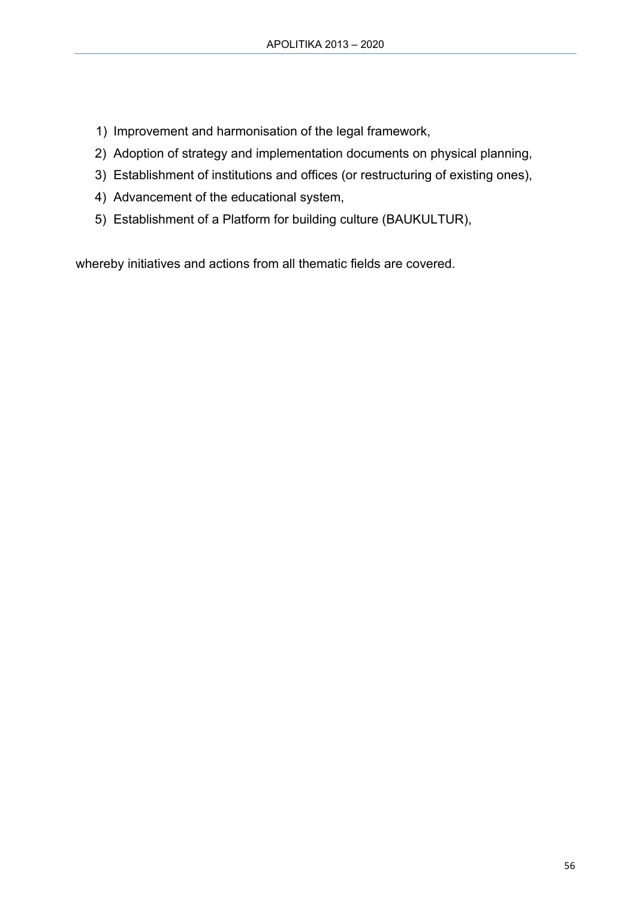1) Improvement and harmonisation of the legal framework,
2) Adoption of strategy and implementation documents on physical planning,
3) Establishment of institutions and offices (or restructuring of existing ones),
4) Advancement of the educational system,
5) Establishment of a Platform for building culture (BAUKULTUR),

whereby initiatives and actions from all thematic fields are covered.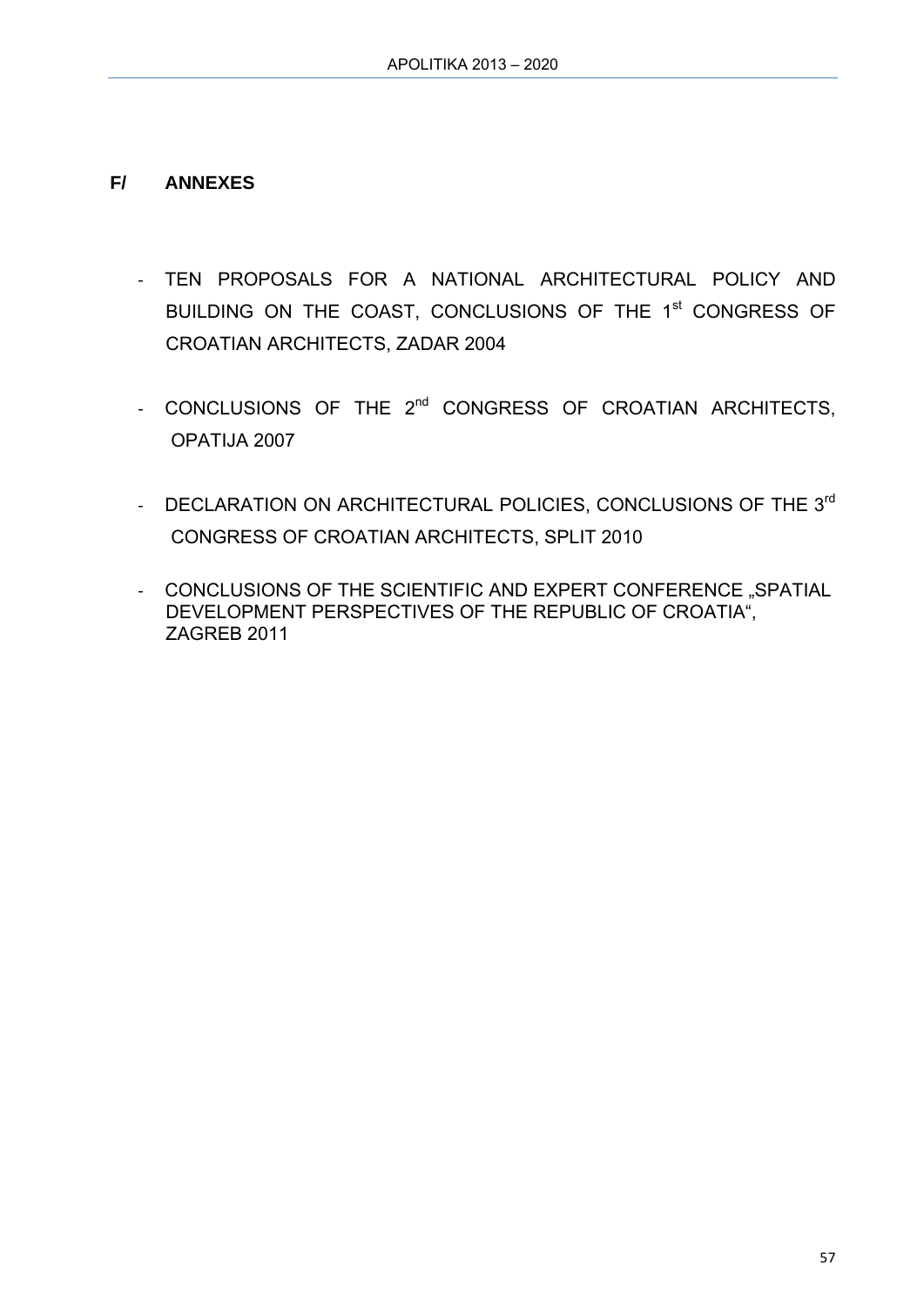## F/ ANNEXES

- TEN PROPOSALS FOR A NATIONAL ARCHITECTURAL POLICY AND BUILDING ON THE COAST, CONCLUSIONS OF THE 1st CONGRESS OF CROATIAN ARCHITECTS, ZADAR 2004

- CONCLUSIONS OF THE 2nd CONGRESS OF CROATIAN ARCHITECTS, OPATIJA 2007

- DECLARATION ON ARCHITECTURAL POLICIES, CONCLUSIONS OF THE 3rd CONGRESS OF CROATIAN ARCHITECTS, SPLIT 2010

- CONCLUSIONS OF THE SCIENTIFIC AND EXPERT CONFERENCE „SPATIAL DEVELOPMENT PERSPECTIVES OF THE REPUBLIC OF CROATIA", ZAGREB 2011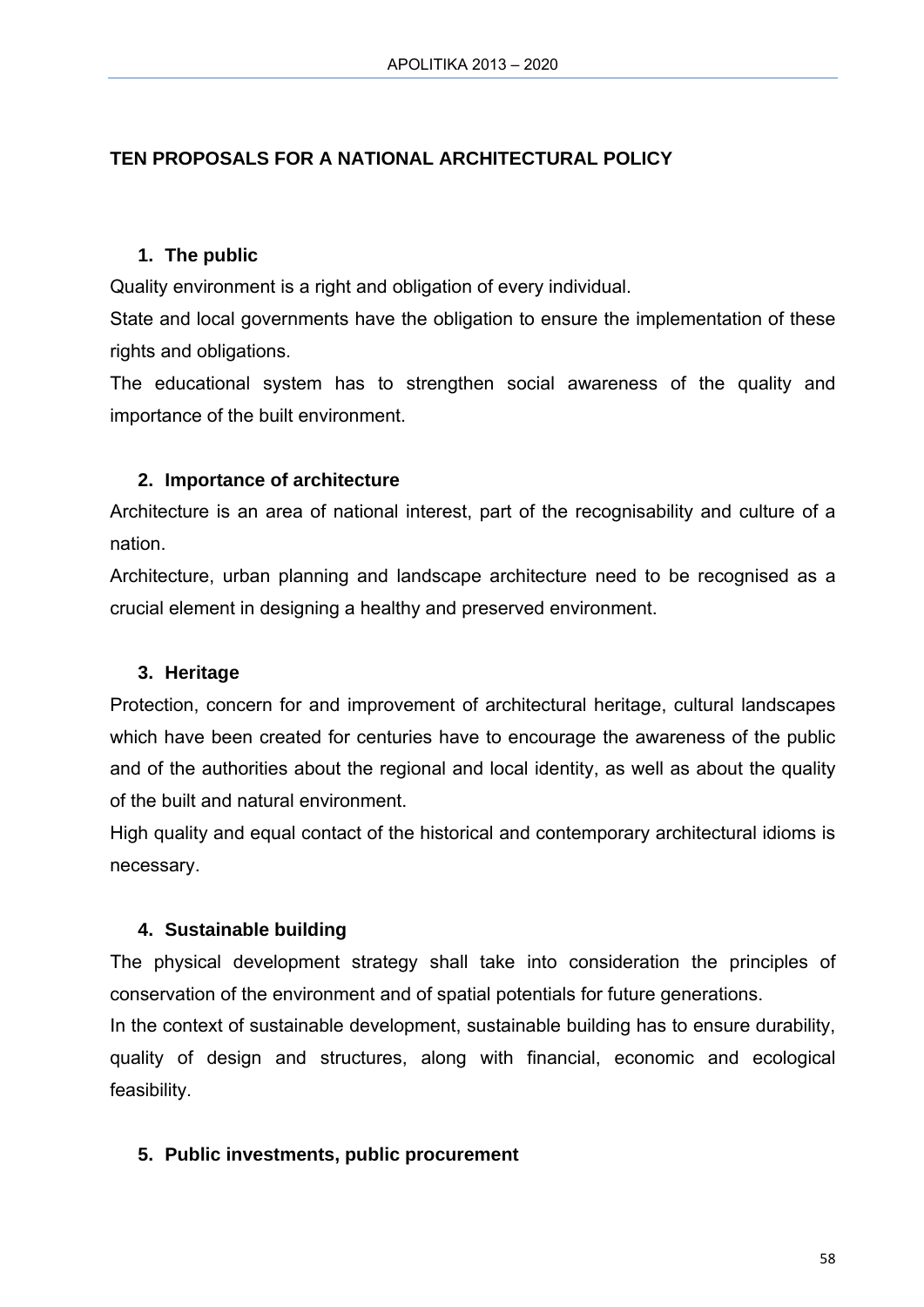## TEN PROPOSALS FOR A NATIONAL ARCHITECTURAL POLICY

### 1. The public

Quality environment is a right and obligation of every individual.

State and local governments have the obligation to ensure the implementation of these rights and obligations.

The educational system has to strengthen social awareness of the quality and importance of the built environment.

### 2. Importance of architecture

Architecture is an area of national interest, part of the recognisability and culture of a nation.

Architecture, urban planning and landscape architecture need to be recognised as a crucial element in designing a healthy and preserved environment.

### 3. Heritage

Protection, concern for and improvement of architectural heritage, cultural landscapes which have been created for centuries have to encourage the awareness of the public and of the authorities about the regional and local identity, as well as about the quality of the built and natural environment.

High quality and equal contact of the historical and contemporary architectural idioms is necessary.

### 4. Sustainable building

The physical development strategy shall take into consideration the principles of conservation of the environment and of spatial potentials for future generations.

In the context of sustainable development, sustainable building has to ensure durability, quality of design and structures, along with financial, economic and ecological feasibility.

### 5. Public investments, public procurement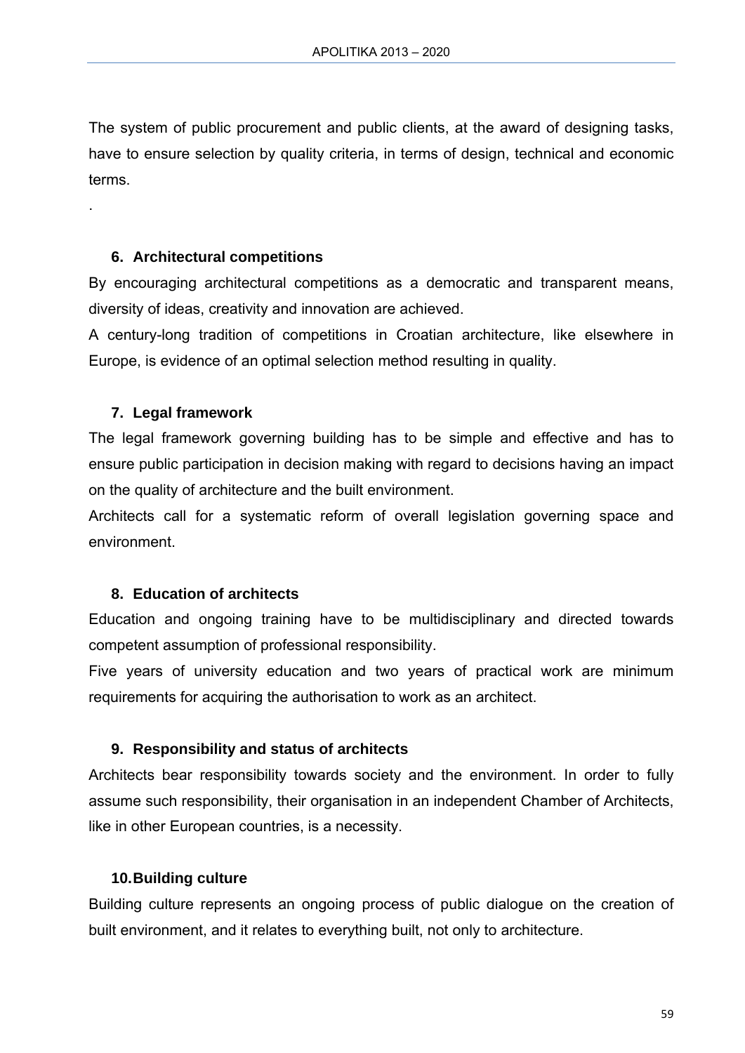The system of public procurement and public clients, at the award of designing tasks, have to ensure selection by quality criteria, in terms of design, technical and economic terms.

.

### 6. Architectural competitions

By encouraging architectural competitions as a democratic and transparent means, diversity of ideas, creativity and innovation are achieved.

A century-long tradition of competitions in Croatian architecture, like elsewhere in Europe, is evidence of an optimal selection method resulting in quality.

### 7. Legal framework

The legal framework governing building has to be simple and effective and has to ensure public participation in decision making with regard to decisions having an impact on the quality of architecture and the built environment.

Architects call for a systematic reform of overall legislation governing space and environment.

### 8. Education of architects

Education and ongoing training have to be multidisciplinary and directed towards competent assumption of professional responsibility.

Five years of university education and two years of practical work are minimum requirements for acquiring the authorisation to work as an architect.

### 9. Responsibility and status of architects

Architects bear responsibility towards society and the environment. In order to fully assume such responsibility, their organisation in an independent Chamber of Architects, like in other European countries, is a necessity.

### 10. Building culture

Building culture represents an ongoing process of public dialogue on the creation of built environment, and it relates to everything built, not only to architecture.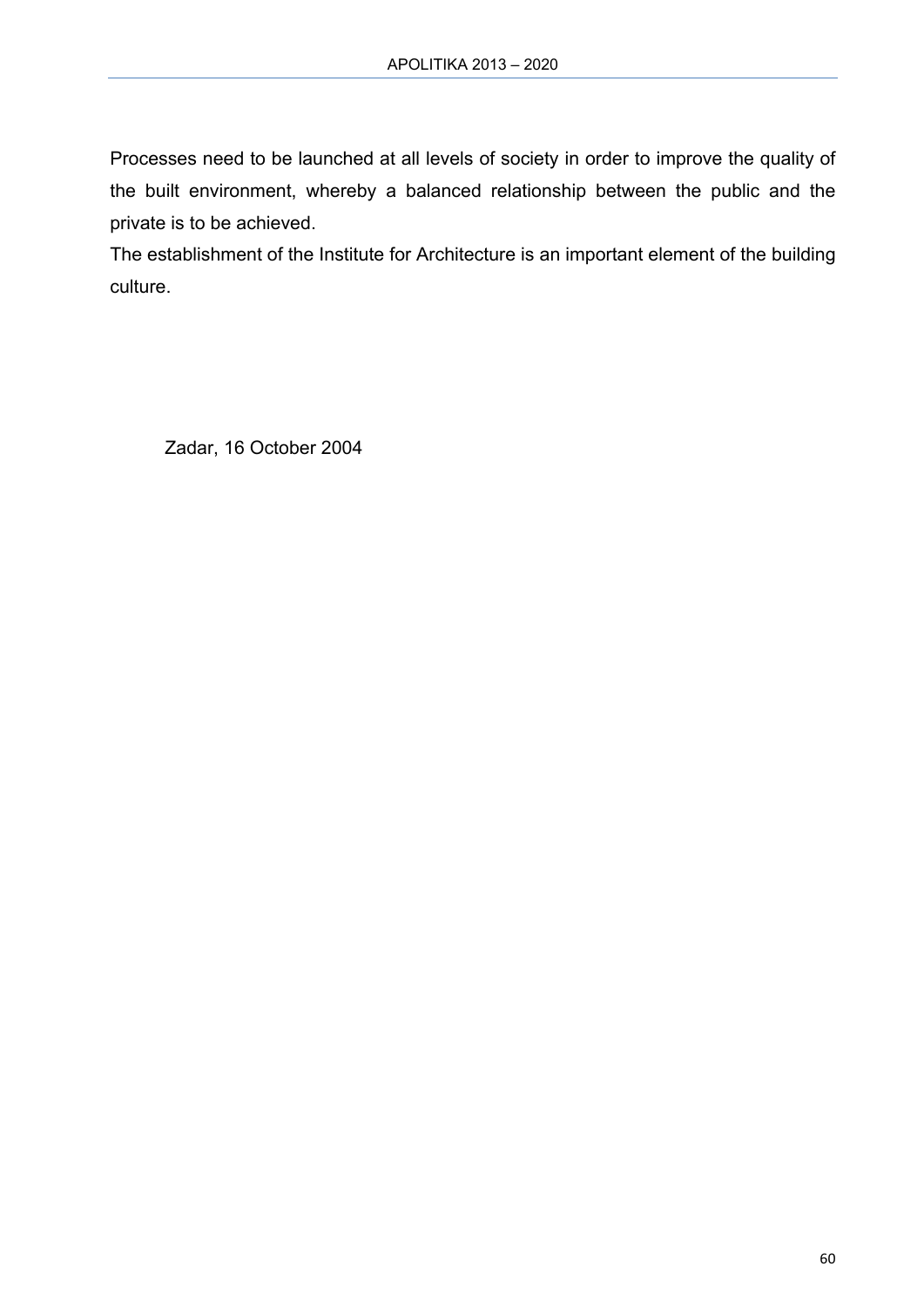Processes need to be launched at all levels of society in order to improve the quality of the built environment, whereby a balanced relationship between the public and the private is to be achieved.

The establishment of the Institute for Architecture is an important element of the building culture.

Zadar, 16 October 2004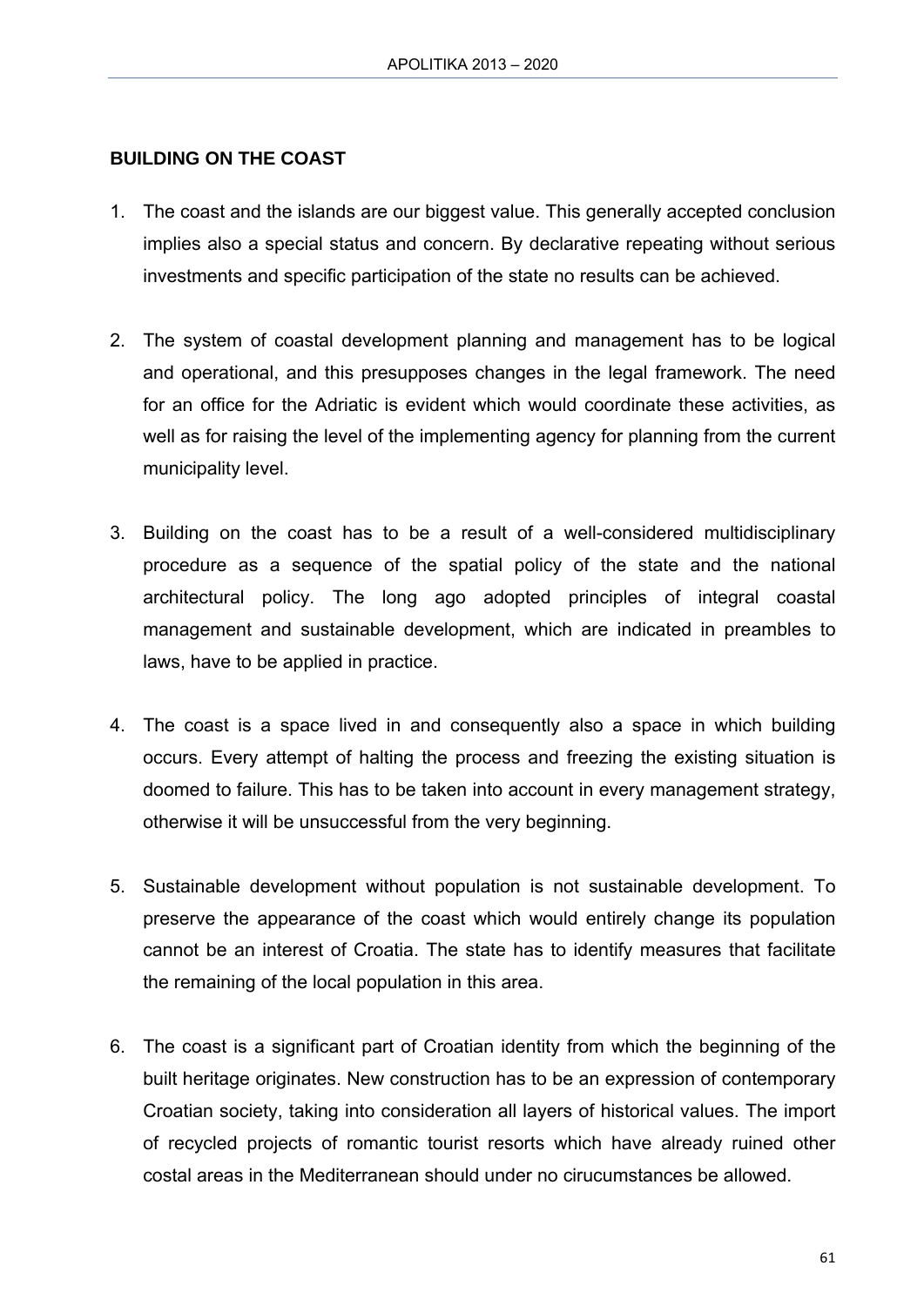## BUILDING ON THE COAST

1. The coast and the islands are our biggest value. This generally accepted conclusion implies also a special status and concern. By declarative repeating without serious investments and specific participation of the state no results can be achieved.

2. The system of coastal development planning and management has to be logical and operational, and this presupposes changes in the legal framework. The need for an office for the Adriatic is evident which would coordinate these activities, as well as for raising the level of the implementing agency for planning from the current municipality level.

3. Building on the coast has to be a result of a well-considered multidisciplinary procedure as a sequence of the spatial policy of the state and the national architectural policy. The long ago adopted principles of integral coastal management and sustainable development, which are indicated in preambles to laws, have to be applied in practice.

4. The coast is a space lived in and consequently also a space in which building occurs. Every attempt of halting the process and freezing the existing situation is doomed to failure. This has to be taken into account in every management strategy, otherwise it will be unsuccessful from the very beginning.

5. Sustainable development without population is not sustainable development. To preserve the appearance of the coast which would entirely change its population cannot be an interest of Croatia. The state has to identify measures that facilitate the remaining of the local population in this area.

6. The coast is a significant part of Croatian identity from which the beginning of the built heritage originates. New construction has to be an expression of contemporary Croatian society, taking into consideration all layers of historical values. The import of recycled projects of romantic tourist resorts which have already ruined other costal areas in the Mediterranean should under no cirucumstances be allowed.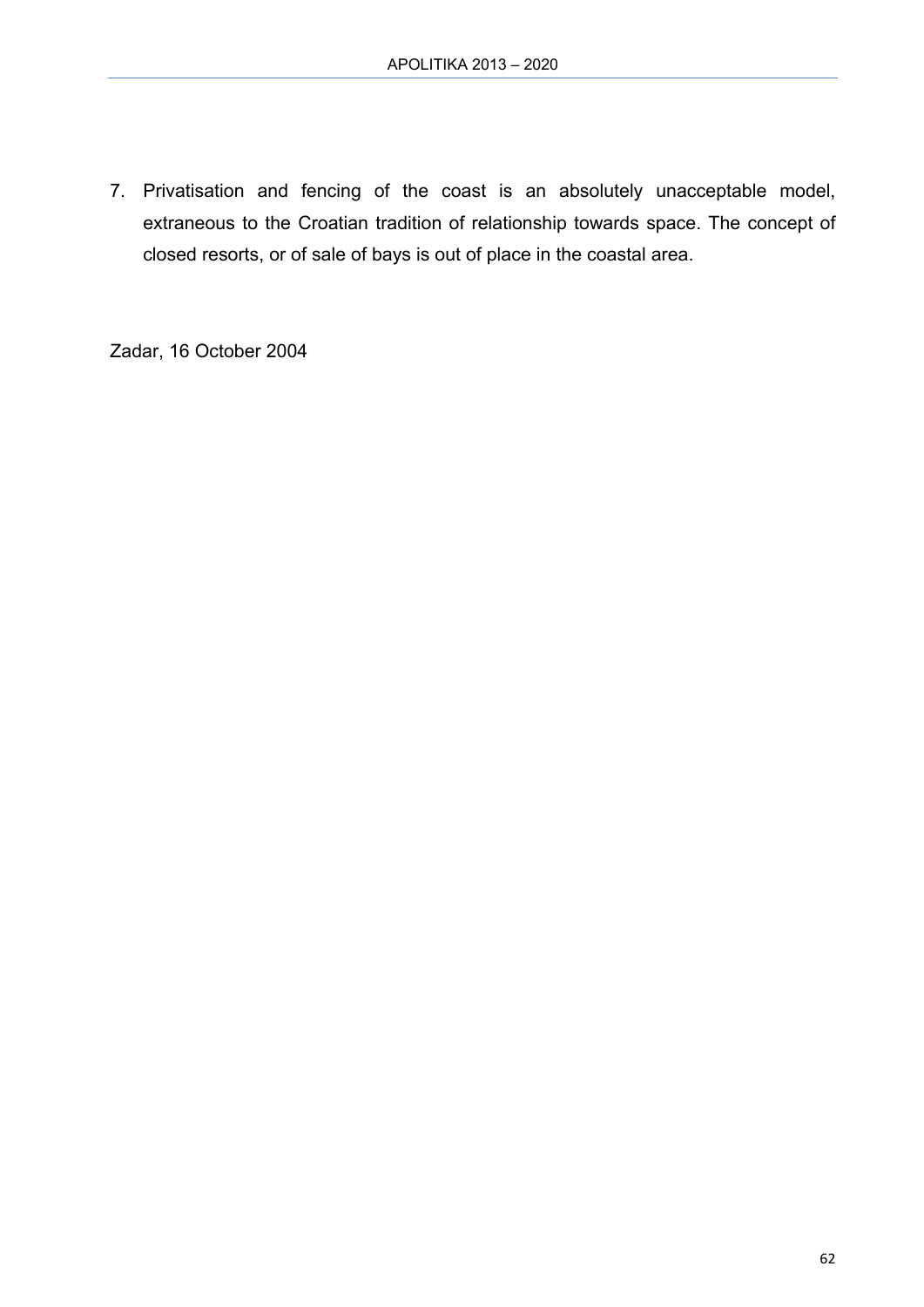7. Privatisation and fencing of the coast is an absolutely unacceptable model, extraneous to the Croatian tradition of relationship towards space. The concept of closed resorts, or of sale of bays is out of place in the coastal area.

Zadar, 16 October 2004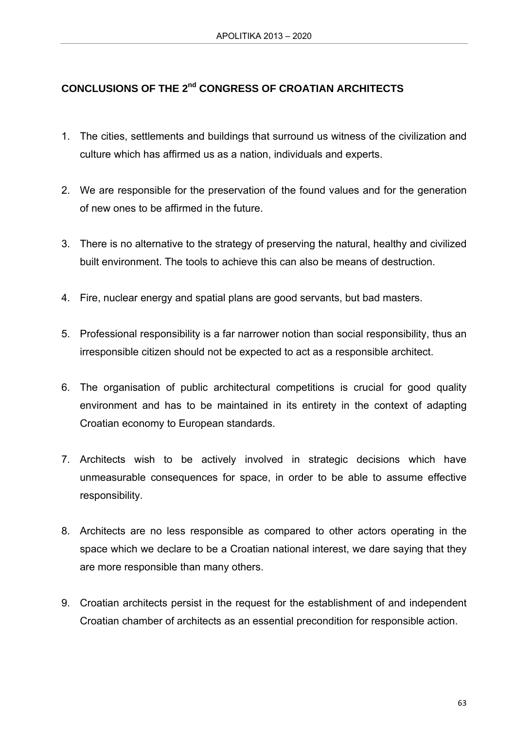# CONCLUSIONS OF THE 2nd CONGRESS OF CROATIAN ARCHITECTS

1. The cities, settlements and buildings that surround us witness of the civilization and culture which has affirmed us as a nation, individuals and experts.

2. We are responsible for the preservation of the found values and for the generation of new ones to be affirmed in the future.

3. There is no alternative to the strategy of preserving the natural, healthy and civilized built environment. The tools to achieve this can also be means of destruction.

4. Fire, nuclear energy and spatial plans are good servants, but bad masters.

5. Professional responsibility is a far narrower notion than social responsibility, thus an irresponsible citizen should not be expected to act as a responsible architect.

6. The organisation of public architectural competitions is crucial for good quality environment and has to be maintained in its entirety in the context of adapting Croatian economy to European standards.

7. Architects wish to be actively involved in strategic decisions which have unmeasurable consequences for space, in order to be able to assume effective responsibility.

8. Architects are no less responsible as compared to other actors operating in the space which we declare to be a Croatian national interest, we dare saying that they are more responsible than many others.

9. Croatian architects persist in the request for the establishment of and independent Croatian chamber of architects as an essential precondition for responsible action.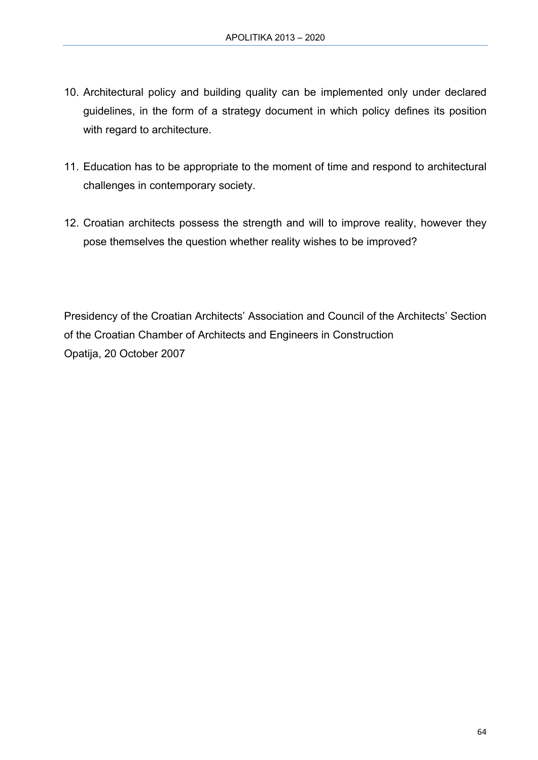10. Architectural policy and building quality can be implemented only under declared guidelines, in the form of a strategy document in which policy defines its position with regard to architecture.

11. Education has to be appropriate to the moment of time and respond to architectural challenges in contemporary society.

12. Croatian architects possess the strength and will to improve reality, however they pose themselves the question whether reality wishes to be improved?

Presidency of the Croatian Architects' Association and Council of the Architects' Section of the Croatian Chamber of Architects and Engineers in Construction
Opatija, 20 October 2007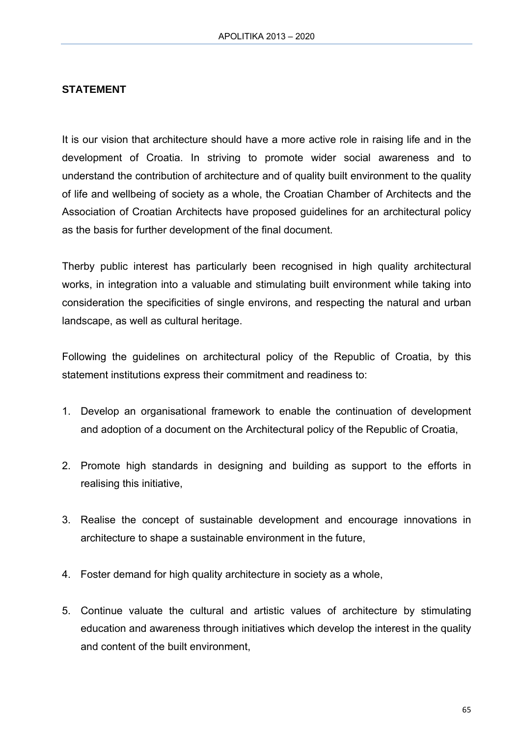## STATEMENT

It is our vision that architecture should have a more active role in raising life and in the development of Croatia. In striving to promote wider social awareness and to understand the contribution of architecture and of quality built environment to the quality of life and wellbeing of society as a whole, the Croatian Chamber of Architects and the Association of Croatian Architects have proposed guidelines for an architectural policy as the basis for further development of the final document.

Therby public interest has particularly been recognised in high quality architectural works, in integration into a valuable and stimulating built environment while taking into consideration the specificities of single environs, and respecting the natural and urban landscape, as well as cultural heritage.

Following the guidelines on architectural policy of the Republic of Croatia, by this statement institutions express their commitment and readiness to:

1. Develop an organisational framework to enable the continuation of development and adoption of a document on the Architectural policy of the Republic of Croatia,

2. Promote high standards in designing and building as support to the efforts in realising this initiative,

3. Realise the concept of sustainable development and encourage innovations in architecture to shape a sustainable environment in the future,

4. Foster demand for high quality architecture in society as a whole,

5. Continue valuate the cultural and artistic values of architecture by stimulating education and awareness through initiatives which develop the interest in the quality and content of the built environment,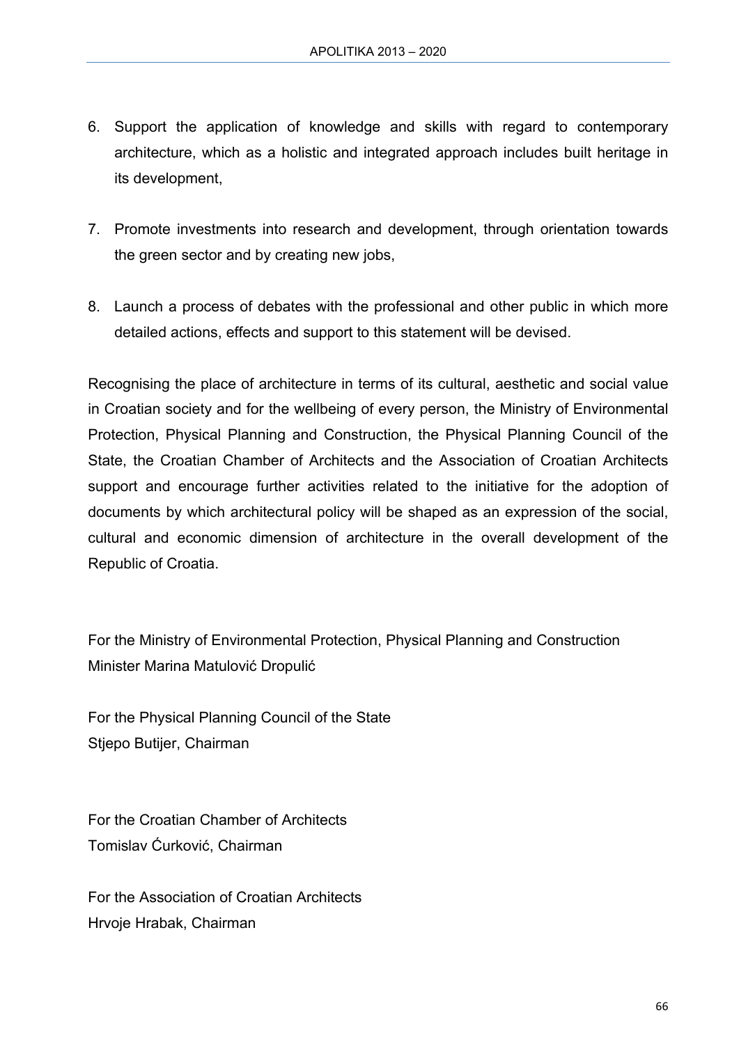6. Support the application of knowledge and skills with regard to contemporary architecture, which as a holistic and integrated approach includes built heritage in its development,

7. Promote investments into research and development, through orientation towards the green sector and by creating new jobs,

8. Launch a process of debates with the professional and other public in which more detailed actions, effects and support to this statement will be devised.

Recognising the place of architecture in terms of its cultural, aesthetic and social value in Croatian society and for the wellbeing of every person, the Ministry of Environmental Protection, Physical Planning and Construction, the Physical Planning Council of the State, the Croatian Chamber of Architects and the Association of Croatian Architects support and encourage further activities related to the initiative for the adoption of documents by which architectural policy will be shaped as an expression of the social, cultural and economic dimension of architecture in the overall development of the Republic of Croatia.

For the Ministry of Environmental Protection, Physical Planning and Construction
Minister Marina Matulović Dropulić

For the Physical Planning Council of the State
Stjepo Butijer, Chairman

For the Croatian Chamber of Architects
Tomislav Ćurković, Chairman

For the Association of Croatian Architects
Hrvoje Hrabak, Chairman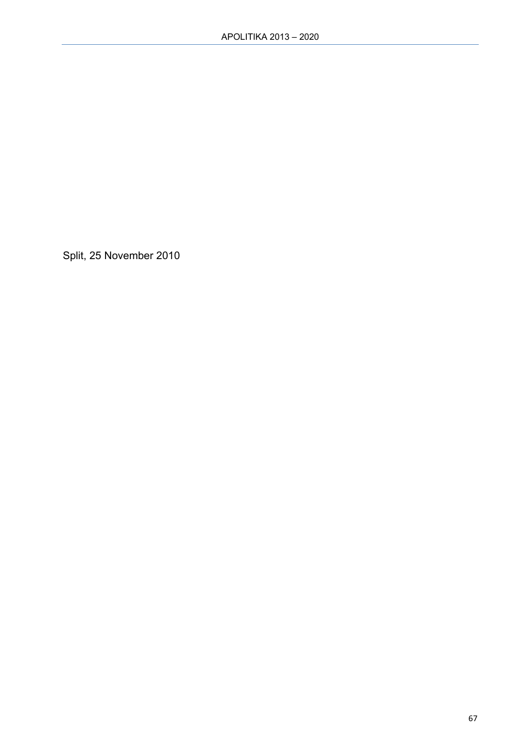Split, 25 November 2010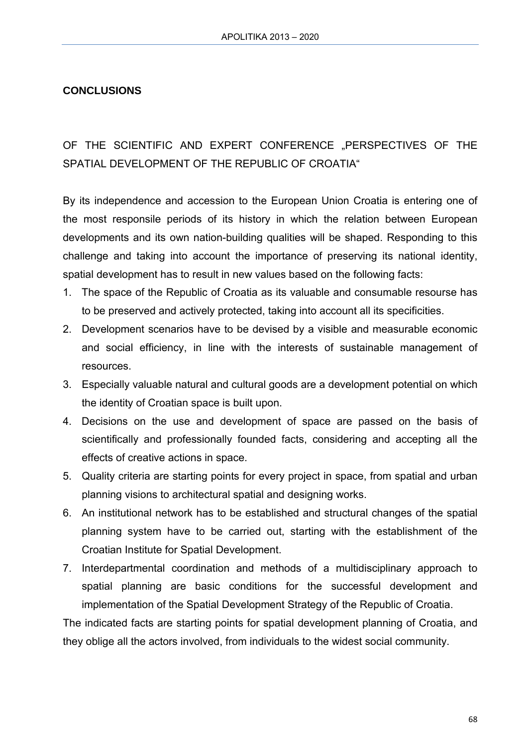## CONCLUSIONS

OF THE SCIENTIFIC AND EXPERT CONFERENCE „PERSPECTIVES OF THE SPATIAL DEVELOPMENT OF THE REPUBLIC OF CROATIA“

By its independence and accession to the European Union Croatia is entering one of the most responsile periods of its history in which the relation between European developments and its own nation-building qualities will be shaped. Responding to this challenge and taking into account the importance of preserving its national identity, spatial development has to result in new values based on the following facts:

1. The space of the Republic of Croatia as its valuable and consumable resourse has to be preserved and actively protected, taking into account all its specificities.
2. Development scenarios have to be devised by a visible and measurable economic and social efficiency, in line with the interests of sustainable management of resources.
3. Especially valuable natural and cultural goods are a development potential on which the identity of Croatian space is built upon.
4. Decisions on the use and development of space are passed on the basis of scientifically and professionally founded facts, considering and accepting all the effects of creative actions in space.
5. Quality criteria are starting points for every project in space, from spatial and urban planning visions to architectural spatial and designing works.
6. An institutional network has to be established and structural changes of the spatial planning system have to be carried out, starting with the establishment of the Croatian Institute for Spatial Development.
7. Interdepartmental coordination and methods of a multidisciplinary approach to spatial planning are basic conditions for the successful development and implementation of the Spatial Development Strategy of the Republic of Croatia.

The indicated facts are starting points for spatial development planning of Croatia, and they oblige all the actors involved, from individuals to the widest social community.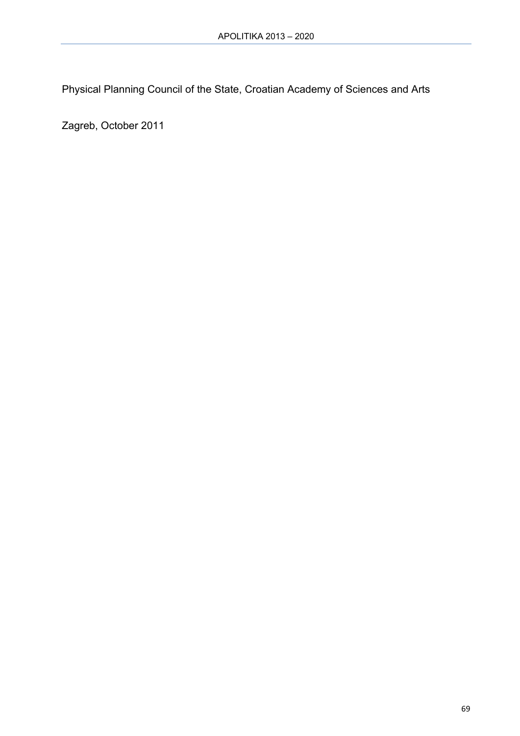Physical Planning Council of the State, Croatian Academy of Sciences and Arts

Zagreb, October 2011